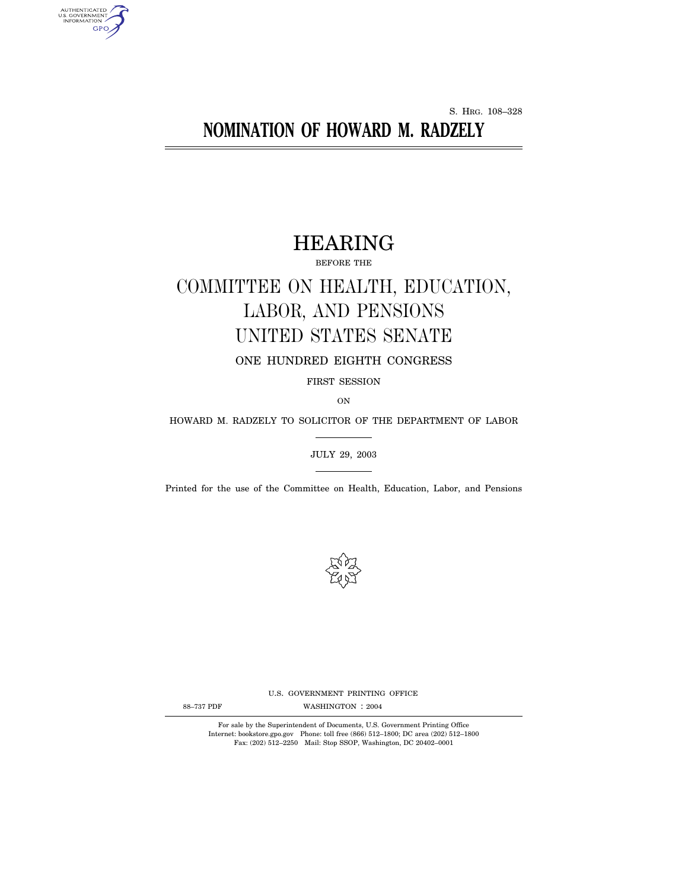S. HRG. 108–328

# NOMINATION OF HOWARD M. RADZELY

## HEARING

BEFORE THE

## COMMITTEE ON HEALTH, EDUCATION, LABOR, AND PENSIONS UNITED STATES SENATE

ONE HUNDRED EIGHTH CONGRESS

FIRST SESSION

ON

HOWARD M. RADZELY TO SOLICITOR OF THE DEPARTMENT OF LABOR

JULY 29, 2003

Printed for the use of the Committee on Health, Education, Labor, and Pensions

U.S. GOVERNMENT PRINTING OFFICE

88–737 PDF WASHINGTON : 2004

For sale by the Superintendent of Documents, U.S. Government Printing Office
Internet: bookstore.gpo.gov Phone: toll free (866) 512–1800; DC area (202) 512–1800
Fax: (202) 512–2250 Mail: Stop SSOP, Washington, DC 20402–0001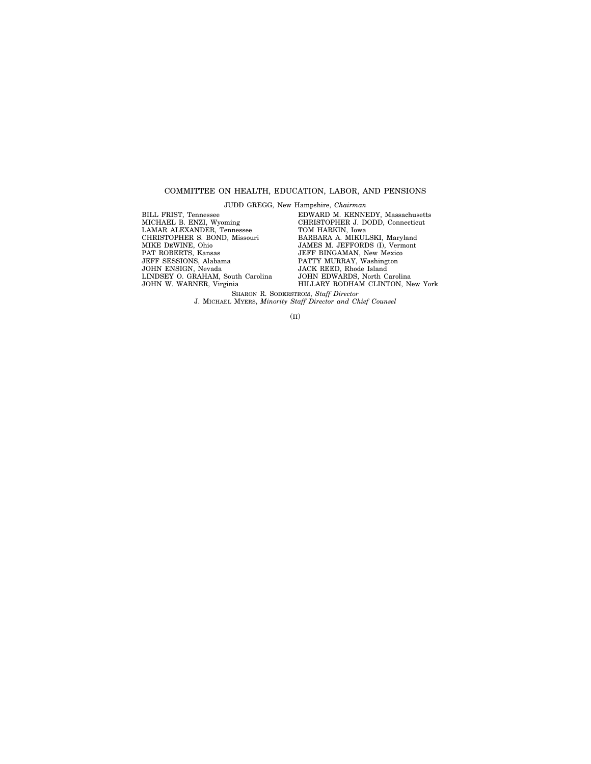## COMMITTEE ON HEALTH, EDUCATION, LABOR, AND PENSIONS

JUDD GREGG, New Hampshire, *Chairman*

BILL FRIST, Tennessee
MICHAEL B. ENZI, Wyoming
LAMAR ALEXANDER, Tennessee
CHRISTOPHER S. BOND, Missouri
MIKE DEWINE, Ohio
PAT ROBERTS, Kansas
JEFF SESSIONS, Alabama
JOHN ENSIGN, Nevada
LINDSEY O. GRAHAM, South Carolina
JOHN W. WARNER, Virginia

EDWARD M. KENNEDY, Massachusetts
CHRISTOPHER J. DODD, Connecticut
TOM HARKIN, Iowa
BARBARA A. MIKULSKI, Maryland
JAMES M. JEFFORDS (I), Vermont
JEFF BINGAMAN, New Mexico
PATTY MURRAY, Washington
JACK REED, Rhode Island
JOHN EDWARDS, North Carolina
HILLARY RODHAM CLINTON, New York

SHARON R. SODERSTROM, *Staff Director*
J. MICHAEL MYERS, *Minority Staff Director and Chief Counsel*

(II)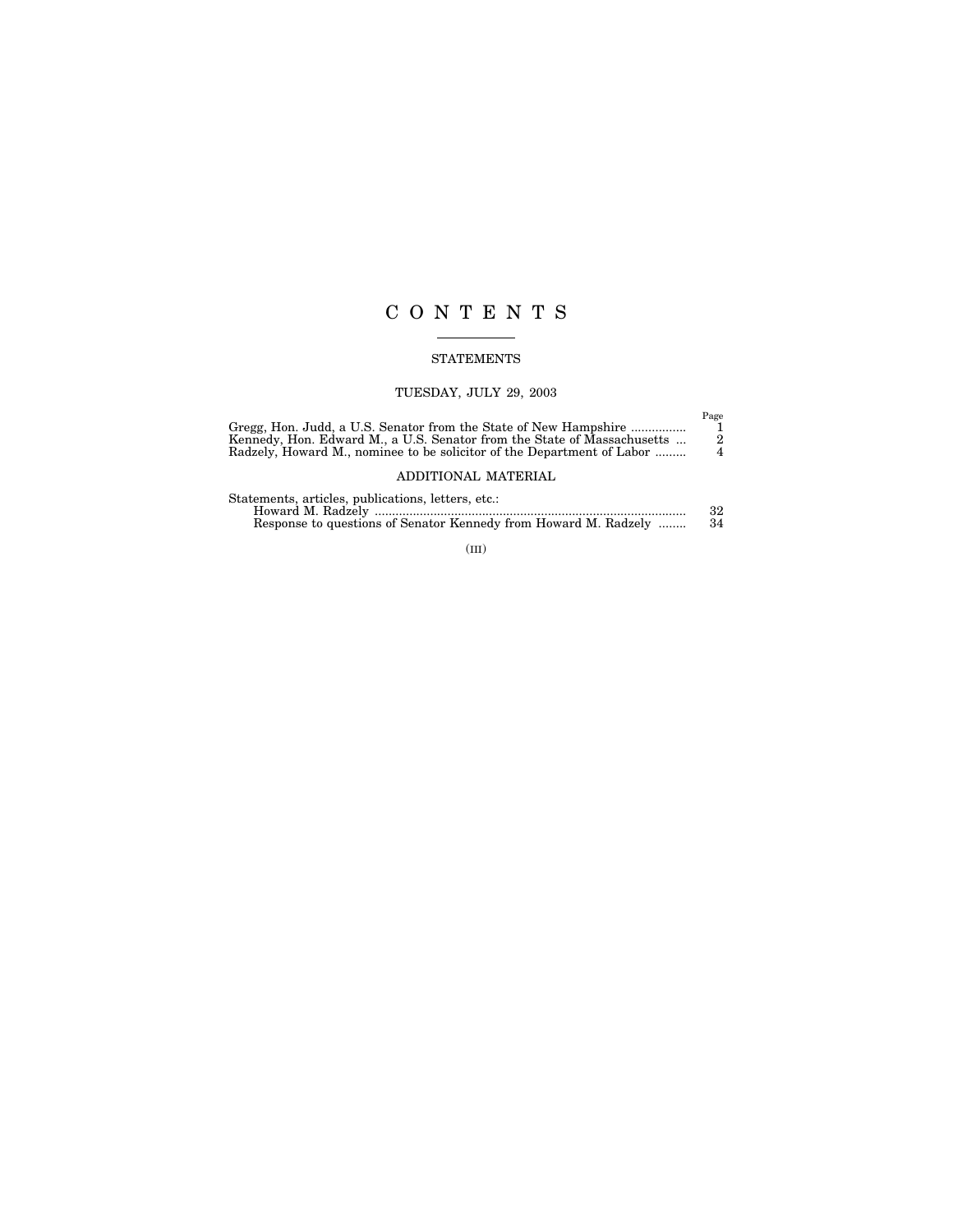# C O N T E N T S

## STATEMENTS

### TUESDAY, JULY 29, 2003

| | Page |
|---|---|
| Gregg, Hon. Judd, a U.S. Senator from the State of New Hampshire | 1 |
| Kennedy, Hon. Edward M., a U.S. Senator from the State of Massachusetts | 2 |
| Radzely, Howard M., nominee to be solicitor of the Department of Labor | 4 |

## ADDITIONAL MATERIAL

| | |
|---|---|
| Statements, articles, publications, letters, etc.: | |
| Howard M. Radzely | 32 |
| Response to questions of Senator Kennedy from Howard M. Radzely | 34 |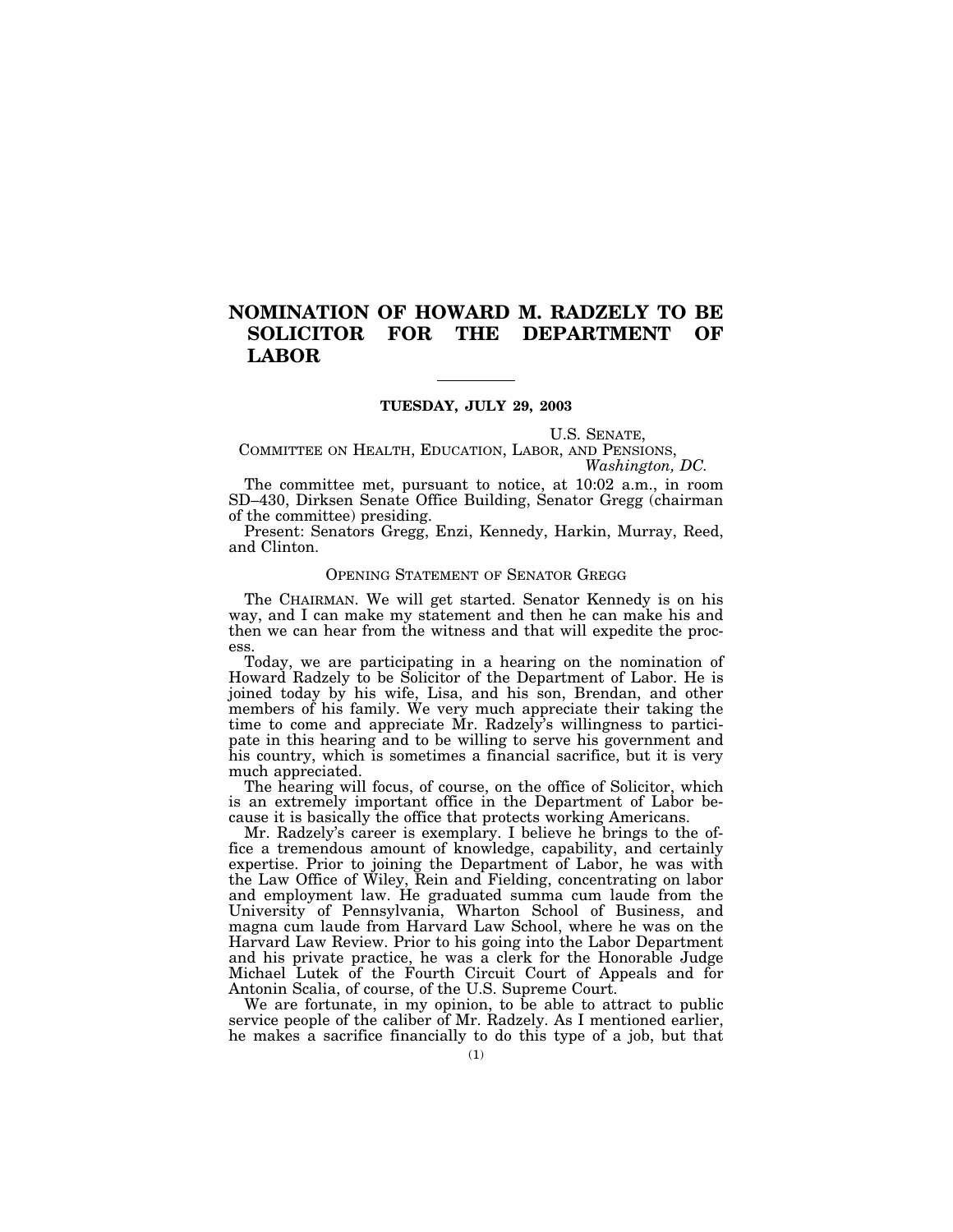# NOMINATION OF HOWARD M. RADZELY TO BE SOLICITOR FOR THE DEPARTMENT OF LABOR

---

**TUESDAY, JULY 29, 2003**

U.S. SENATE,
COMMITTEE ON HEALTH, EDUCATION, LABOR, AND PENSIONS,
*Washington, DC.*

The committee met, pursuant to notice, at 10:02 a.m., in room SD–430, Dirksen Senate Office Building, Senator Gregg (chairman of the committee) presiding.

Present: Senators Gregg, Enzi, Kennedy, Harkin, Murray, Reed, and Clinton.

## OPENING STATEMENT OF SENATOR GREGG

The CHAIRMAN. We will get started. Senator Kennedy is on his way, and I can make my statement and then he can make his and then we can hear from the witness and that will expedite the process.

Today, we are participating in a hearing on the nomination of Howard Radzely to be Solicitor of the Department of Labor. He is joined today by his wife, Lisa, and his son, Brendan, and other members of his family. We very much appreciate their taking the time to come and appreciate Mr. Radzely's willingness to participate in this hearing and to be willing to serve his government and his country, which is sometimes a financial sacrifice, but it is very much appreciated.

The hearing will focus, of course, on the office of Solicitor, which is an extremely important office in the Department of Labor because it is basically the office that protects working Americans.

Mr. Radzely's career is exemplary. I believe he brings to the office a tremendous amount of knowledge, capability, and certainly expertise. Prior to joining the Department of Labor, he was with the Law Office of Wiley, Rein and Fielding, concentrating on labor and employment law. He graduated summa cum laude from the University of Pennsylvania, Wharton School of Business, and magna cum laude from Harvard Law School, where he was on the Harvard Law Review. Prior to his going into the Labor Department and his private practice, he was a clerk for the Honorable Judge Michael Lutek of the Fourth Circuit Court of Appeals and for Antonin Scalia, of course, of the U.S. Supreme Court.

We are fortunate, in my opinion, to be able to attract to public service people of the caliber of Mr. Radzely. As I mentioned earlier, he makes a sacrifice financially to do this type of a job, but that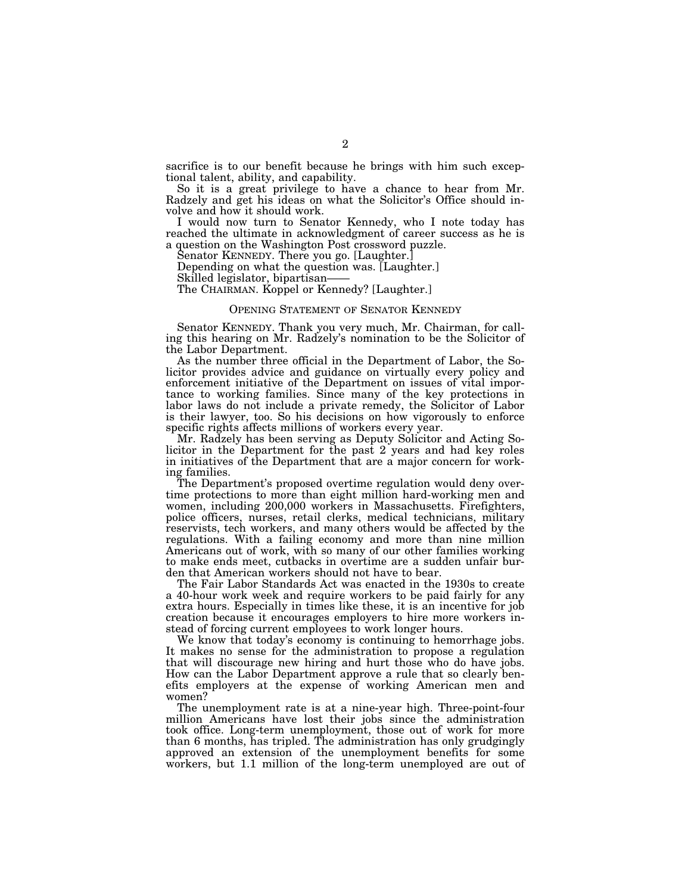sacrifice is to our benefit because he brings with him such exceptional talent, ability, and capability.

So it is a great privilege to have a chance to hear from Mr. Radzely and get his ideas on what the Solicitor's Office should involve and how it should work.

I would now turn to Senator Kennedy, who I note today has reached the ultimate in acknowledgment of career success as he is a question on the Washington Post crossword puzzle.

Senator KENNEDY. There you go. [Laughter.]

Depending on what the question was. [Laughter.]

Skilled legislator, bipartisan——

The CHAIRMAN. Koppel or Kennedy? [Laughter.]

## OPENING STATEMENT OF SENATOR KENNEDY

Senator KENNEDY. Thank you very much, Mr. Chairman, for calling this hearing on Mr. Radzely's nomination to be the Solicitor of the Labor Department.

As the number three official in the Department of Labor, the Solicitor provides advice and guidance on virtually every policy and enforcement initiative of the Department on issues of vital importance to working families. Since many of the key protections in labor laws do not include a private remedy, the Solicitor of Labor is their lawyer, too. So his decisions on how vigorously to enforce specific rights affects millions of workers every year.

Mr. Radzely has been serving as Deputy Solicitor and Acting Solicitor in the Department for the past 2 years and had key roles in initiatives of the Department that are a major concern for working families.

The Department's proposed overtime regulation would deny overtime protections to more than eight million hard-working men and women, including 200,000 workers in Massachusetts. Firefighters, police officers, nurses, retail clerks, medical technicians, military reservists, tech workers, and many others would be affected by the regulations. With a failing economy and more than nine million Americans out of work, with so many of our other families working to make ends meet, cutbacks in overtime are a sudden unfair burden that American workers should not have to bear.

The Fair Labor Standards Act was enacted in the 1930s to create a 40-hour work week and require workers to be paid fairly for any extra hours. Especially in times like these, it is an incentive for job creation because it encourages employers to hire more workers instead of forcing current employees to work longer hours.

We know that today's economy is continuing to hemorrhage jobs. It makes no sense for the administration to propose a regulation that will discourage new hiring and hurt those who do have jobs. How can the Labor Department approve a rule that so clearly benefits employers at the expense of working American men and women?

The unemployment rate is at a nine-year high. Three-point-four million Americans have lost their jobs since the administration took office. Long-term unemployment, those out of work for more than 6 months, has tripled. The administration has only grudgingly approved an extension of the unemployment benefits for some workers, but 1.1 million of the long-term unemployed are out of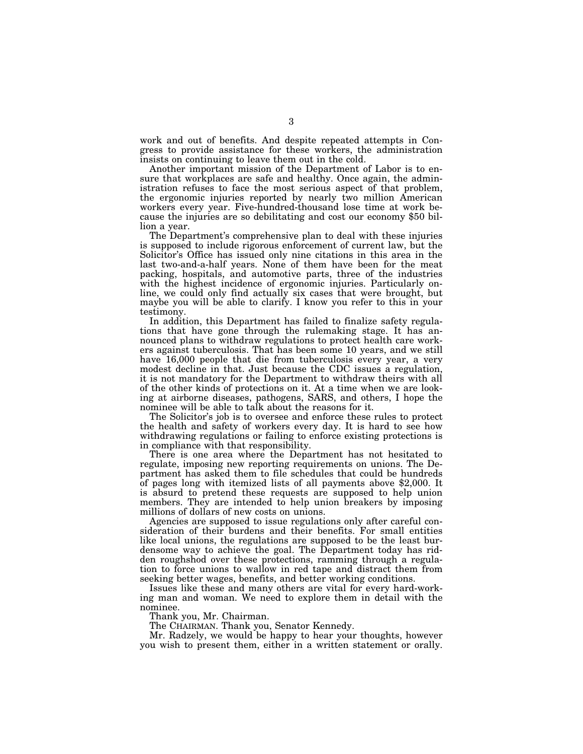work and out of benefits. And despite repeated attempts in Congress to provide assistance for these workers, the administration insists on continuing to leave them out in the cold.

Another important mission of the Department of Labor is to ensure that workplaces are safe and healthy. Once again, the administration refuses to face the most serious aspect of that problem, the ergonomic injuries reported by nearly two million American workers every year. Five-hundred-thousand lose time at work because the injuries are so debilitating and cost our economy $50 billion a year.

The Department's comprehensive plan to deal with these injuries is supposed to include rigorous enforcement of current law, but the Solicitor's Office has issued only nine citations in this area in the last two-and-a-half years. None of them have been for the meat packing, hospitals, and automotive parts, three of the industries with the highest incidence of ergonomic injuries. Particularly online, we could only find actually six cases that were brought, but maybe you will be able to clarify. I know you refer to this in your testimony.

In addition, this Department has failed to finalize safety regulations that have gone through the rulemaking stage. It has announced plans to withdraw regulations to protect health care workers against tuberculosis. That has been some 10 years, and we still have 16,000 people that die from tuberculosis every year, a very modest decline in that. Just because the CDC issues a regulation, it is not mandatory for the Department to withdraw theirs with all of the other kinds of protections on it. At a time when we are looking at airborne diseases, pathogens, SARS, and others, I hope the nominee will be able to talk about the reasons for it.

The Solicitor's job is to oversee and enforce these rules to protect the health and safety of workers every day. It is hard to see how withdrawing regulations or failing to enforce existing protections is in compliance with that responsibility.

There is one area where the Department has not hesitated to regulate, imposing new reporting requirements on unions. The Department has asked them to file schedules that could be hundreds of pages long with itemized lists of all payments above $2,000. It is absurd to pretend these requests are supposed to help union members. They are intended to help union breakers by imposing millions of dollars of new costs on unions.

Agencies are supposed to issue regulations only after careful consideration of their burdens and their benefits. For small entities like local unions, the regulations are supposed to be the least burdensome way to achieve the goal. The Department today has ridden roughshod over these protections, ramming through a regulation to force unions to wallow in red tape and distract them from seeking better wages, benefits, and better working conditions.

Issues like these and many others are vital for every hard-working man and woman. We need to explore them in detail with the nominee.

Thank you, Mr. Chairman.

The CHAIRMAN. Thank you, Senator Kennedy.

Mr. Radzely, we would be happy to hear your thoughts, however you wish to present them, either in a written statement or orally.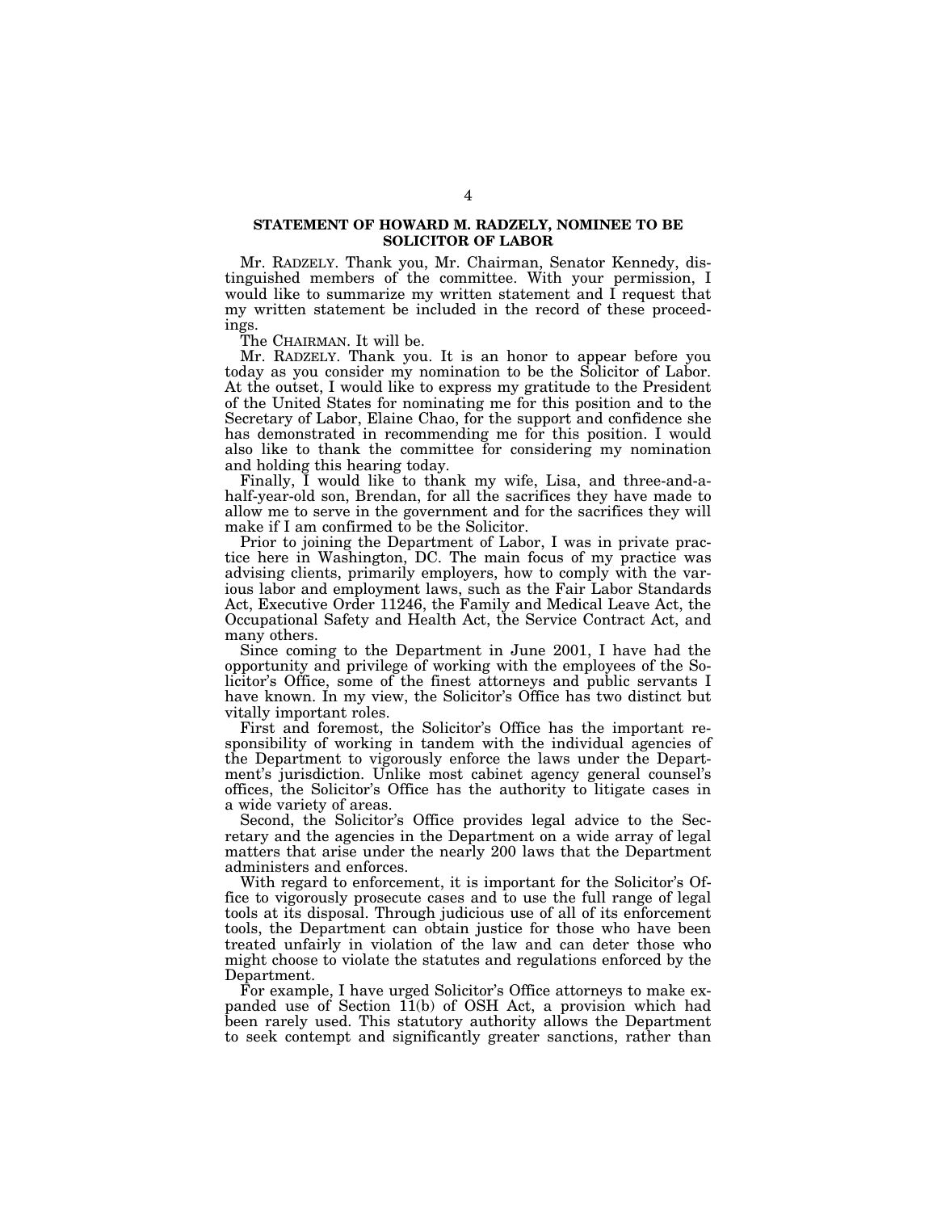## STATEMENT OF HOWARD M. RADZELY, NOMINEE TO BE SOLICITOR OF LABOR

Mr. RADZELY. Thank you, Mr. Chairman, Senator Kennedy, distinguished members of the committee. With your permission, I would like to summarize my written statement and I request that my written statement be included in the record of these proceedings.

The CHAIRMAN. It will be.

Mr. RADZELY. Thank you. It is an honor to appear before you today as you consider my nomination to be the Solicitor of Labor. At the outset, I would like to express my gratitude to the President of the United States for nominating me for this position and to the Secretary of Labor, Elaine Chao, for the support and confidence she has demonstrated in recommending me for this position. I would also like to thank the committee for considering my nomination and holding this hearing today.

Finally, I would like to thank my wife, Lisa, and three-and-a-half-year-old son, Brendan, for all the sacrifices they have made to allow me to serve in the government and for the sacrifices they will make if I am confirmed to be the Solicitor.

Prior to joining the Department of Labor, I was in private practice here in Washington, DC. The main focus of my practice was advising clients, primarily employers, how to comply with the various labor and employment laws, such as the Fair Labor Standards Act, Executive Order 11246, the Family and Medical Leave Act, the Occupational Safety and Health Act, the Service Contract Act, and many others.

Since coming to the Department in June 2001, I have had the opportunity and privilege of working with the employees of the Solicitor's Office, some of the finest attorneys and public servants I have known. In my view, the Solicitor's Office has two distinct but vitally important roles.

First and foremost, the Solicitor's Office has the important responsibility of working in tandem with the individual agencies of the Department to vigorously enforce the laws under the Department's jurisdiction. Unlike most cabinet agency general counsel's offices, the Solicitor's Office has the authority to litigate cases in a wide variety of areas.

Second, the Solicitor's Office provides legal advice to the Secretary and the agencies in the Department on a wide array of legal matters that arise under the nearly 200 laws that the Department administers and enforces.

With regard to enforcement, it is important for the Solicitor's Office to vigorously prosecute cases and to use the full range of legal tools at its disposal. Through judicious use of all of its enforcement tools, the Department can obtain justice for those who have been treated unfairly in violation of the law and can deter those who might choose to violate the statutes and regulations enforced by the Department.

For example, I have urged Solicitor's Office attorneys to make expanded use of Section 11(b) of OSH Act, a provision which had been rarely used. This statutory authority allows the Department to seek contempt and significantly greater sanctions, rather than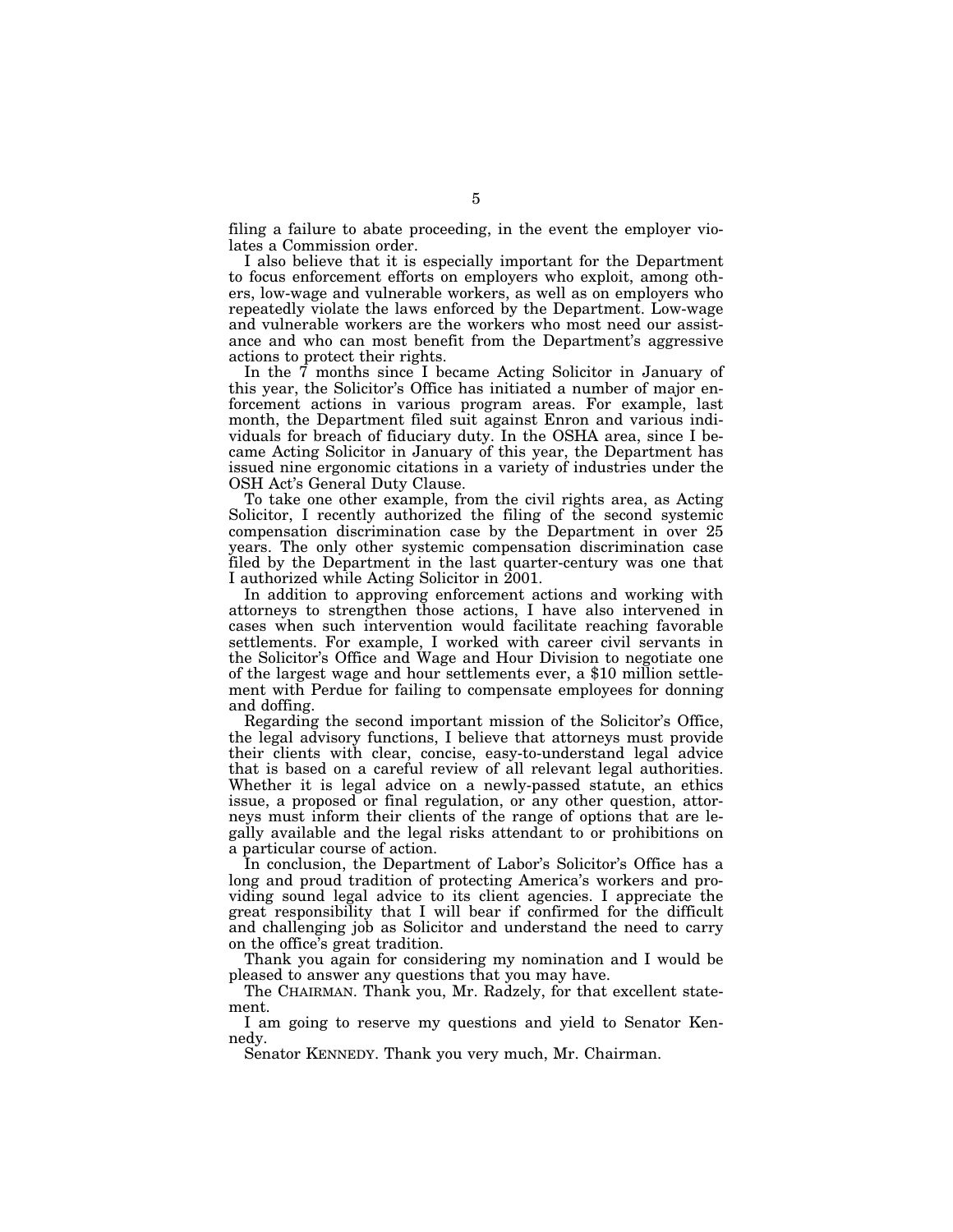filing a failure to abate proceeding, in the event the employer violates a Commission order.

I also believe that it is especially important for the Department to focus enforcement efforts on employers who exploit, among others, low-wage and vulnerable workers, as well as on employers who repeatedly violate the laws enforced by the Department. Low-wage and vulnerable workers are the workers who most need our assistance and who can most benefit from the Department's aggressive actions to protect their rights.

In the 7 months since I became Acting Solicitor in January of this year, the Solicitor's Office has initiated a number of major enforcement actions in various program areas. For example, last month, the Department filed suit against Enron and various individuals for breach of fiduciary duty. In the OSHA area, since I became Acting Solicitor in January of this year, the Department has issued nine ergonomic citations in a variety of industries under the OSH Act's General Duty Clause.

To take one other example, from the civil rights area, as Acting Solicitor, I recently authorized the filing of the second systemic compensation discrimination case by the Department in over 25 years. The only other systemic compensation discrimination case filed by the Department in the last quarter-century was one that I authorized while Acting Solicitor in 2001.

In addition to approving enforcement actions and working with attorneys to strengthen those actions, I have also intervened in cases when such intervention would facilitate reaching favorable settlements. For example, I worked with career civil servants in the Solicitor's Office and Wage and Hour Division to negotiate one of the largest wage and hour settlements ever, a $10 million settlement with Perdue for failing to compensate employees for donning and doffing.

Regarding the second important mission of the Solicitor's Office, the legal advisory functions, I believe that attorneys must provide their clients with clear, concise, easy-to-understand legal advice that is based on a careful review of all relevant legal authorities. Whether it is legal advice on a newly-passed statute, an ethics issue, a proposed or final regulation, or any other question, attorneys must inform their clients of the range of options that are legally available and the legal risks attendant to or prohibitions on a particular course of action.

In conclusion, the Department of Labor's Solicitor's Office has a long and proud tradition of protecting America's workers and providing sound legal advice to its client agencies. I appreciate the great responsibility that I will bear if confirmed for the difficult and challenging job as Solicitor and understand the need to carry on the office's great tradition.

Thank you again for considering my nomination and I would be pleased to answer any questions that you may have.

The CHAIRMAN. Thank you, Mr. Radzely, for that excellent statement.

I am going to reserve my questions and yield to Senator Kennedy.

Senator KENNEDY. Thank you very much, Mr. Chairman.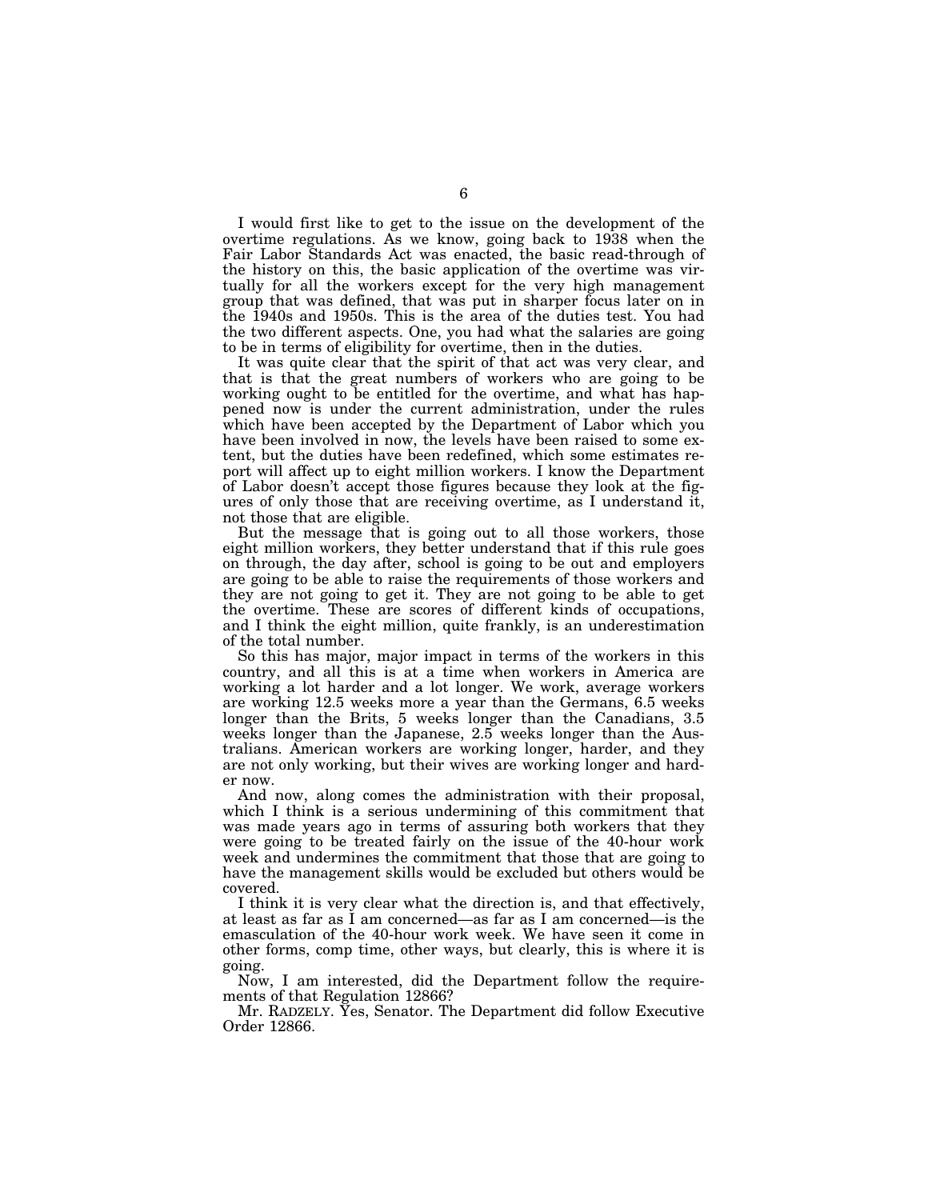I would first like to get to the issue on the development of the overtime regulations. As we know, going back to 1938 when the Fair Labor Standards Act was enacted, the basic read-through of the history on this, the basic application of the overtime was virtually for all the workers except for the very high management group that was defined, that was put in sharper focus later on in the 1940s and 1950s. This is the area of the duties test. You had the two different aspects. One, you had what the salaries are going to be in terms of eligibility for overtime, then in the duties.

It was quite clear that the spirit of that act was very clear, and that is that the great numbers of workers who are going to be working ought to be entitled for the overtime, and what has happened now is under the current administration, under the rules which have been accepted by the Department of Labor which you have been involved in now, the levels have been raised to some extent, but the duties have been redefined, which some estimates report will affect up to eight million workers. I know the Department of Labor doesn't accept those figures because they look at the figures of only those that are receiving overtime, as I understand it, not those that are eligible.

But the message that is going out to all those workers, those eight million workers, they better understand that if this rule goes on through, the day after, school is going to be out and employers are going to be able to raise the requirements of those workers and they are not going to get it. They are not going to be able to get the overtime. These are scores of different kinds of occupations, and I think the eight million, quite frankly, is an underestimation of the total number.

So this has major, major impact in terms of the workers in this country, and all this is at a time when workers in America are working a lot harder and a lot longer. We work, average workers are working 12.5 weeks more a year than the Germans, 6.5 weeks longer than the Brits, 5 weeks longer than the Canadians, 3.5 weeks longer than the Japanese, 2.5 weeks longer than the Australians. American workers are working longer, harder, and they are not only working, but their wives are working longer and harder now.

And now, along comes the administration with their proposal, which I think is a serious undermining of this commitment that was made years ago in terms of assuring both workers that they were going to be treated fairly on the issue of the 40-hour work week and undermines the commitment that those that are going to have the management skills would be excluded but others would be covered.

I think it is very clear what the direction is, and that effectively, at least as far as I am concerned—as far as I am concerned—is the emasculation of the 40-hour work week. We have seen it come in other forms, comp time, other ways, but clearly, this is where it is going.

Now, I am interested, did the Department follow the requirements of that Regulation 12866?

Mr. RADZELY. Yes, Senator. The Department did follow Executive Order 12866.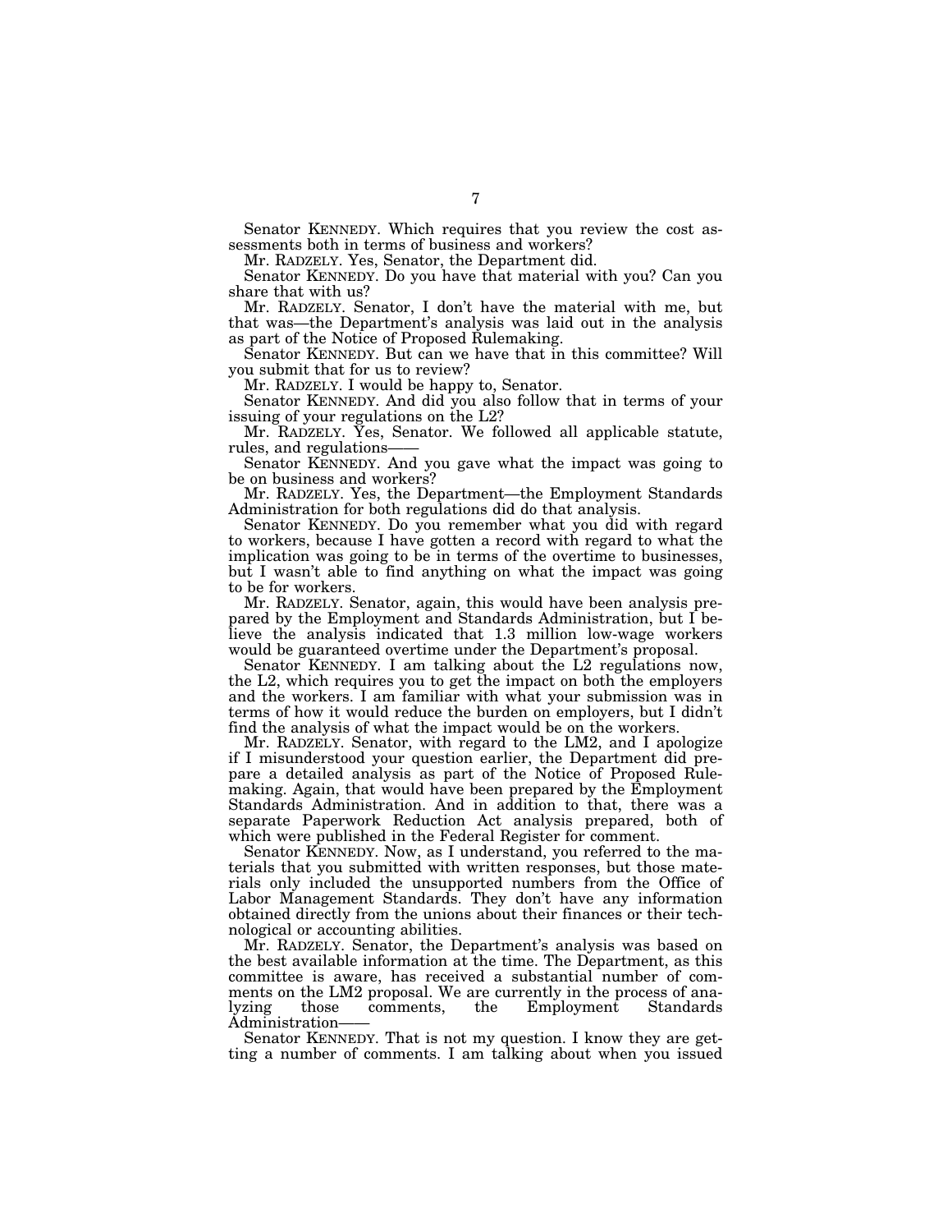Senator KENNEDY. Which requires that you review the cost assessments both in terms of business and workers?

Mr. RADZELY. Yes, Senator, the Department did.

Senator KENNEDY. Do you have that material with you? Can you share that with us?

Mr. RADZELY. Senator, I don't have the material with me, but that was—the Department's analysis was laid out in the analysis as part of the Notice of Proposed Rulemaking.

Senator KENNEDY. But can we have that in this committee? Will you submit that for us to review?

Mr. RADZELY. I would be happy to, Senator.

Senator KENNEDY. And did you also follow that in terms of your issuing of your regulations on the L2?

Mr. RADZELY. Yes, Senator. We followed all applicable statute, rules, and regulations——

Senator KENNEDY. And you gave what the impact was going to be on business and workers?

Mr. RADZELY. Yes, the Department—the Employment Standards Administration for both regulations did do that analysis.

Senator KENNEDY. Do you remember what you did with regard to workers, because I have gotten a record with regard to what the implication was going to be in terms of the overtime to businesses, but I wasn't able to find anything on what the impact was going to be for workers.

Mr. RADZELY. Senator, again, this would have been analysis prepared by the Employment and Standards Administration, but I believe the analysis indicated that 1.3 million low-wage workers would be guaranteed overtime under the Department's proposal.

Senator KENNEDY. I am talking about the L2 regulations now, the L2, which requires you to get the impact on both the employers and the workers. I am familiar with what your submission was in terms of how it would reduce the burden on employers, but I didn't find the analysis of what the impact would be on the workers.

Mr. RADZELY. Senator, with regard to the LM2, and I apologize if I misunderstood your question earlier, the Department did prepare a detailed analysis as part of the Notice of Proposed Rulemaking. Again, that would have been prepared by the Employment Standards Administration. And in addition to that, there was a separate Paperwork Reduction Act analysis prepared, both of which were published in the Federal Register for comment.

Senator KENNEDY. Now, as I understand, you referred to the materials that you submitted with written responses, but those materials only included the unsupported numbers from the Office of Labor Management Standards. They don't have any information obtained directly from the unions about their finances or their technological or accounting abilities.

Mr. RADZELY. Senator, the Department's analysis was based on the best available information at the time. The Department, as this committee is aware, has received a substantial number of comments on the LM2 proposal. We are currently in the process of analyzing those comments, the Employment Standards Administration——

Senator KENNEDY. That is not my question. I know they are getting a number of comments. I am talking about when you issued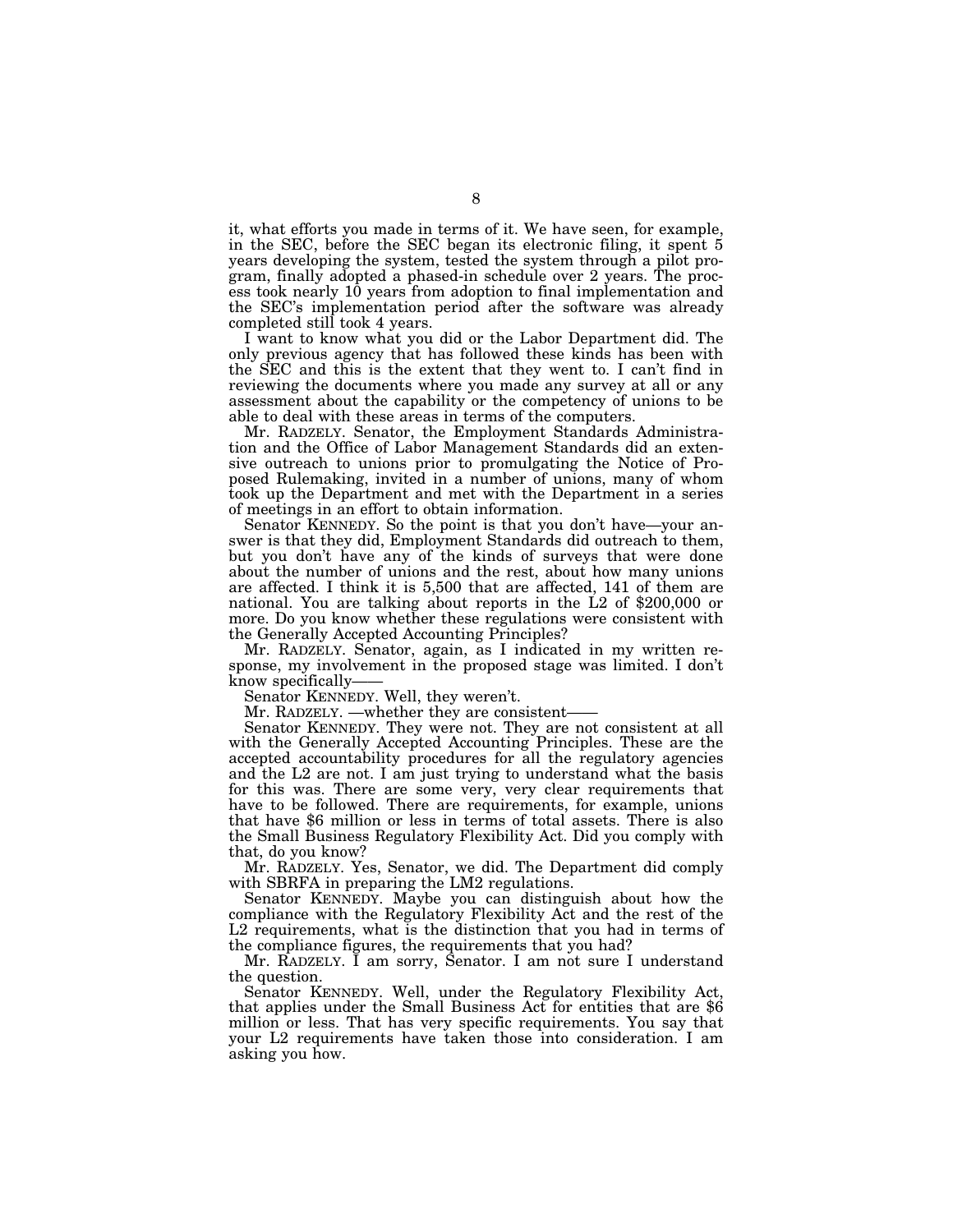it, what efforts you made in terms of it. We have seen, for example, in the SEC, before the SEC began its electronic filing, it spent 5 years developing the system, tested the system through a pilot program, finally adopted a phased-in schedule over 2 years. The process took nearly 10 years from adoption to final implementation and the SEC's implementation period after the software was already completed still took 4 years.

I want to know what you did or the Labor Department did. The only previous agency that has followed these kinds has been with the SEC and this is the extent that they went to. I can't find in reviewing the documents where you made any survey at all or any assessment about the capability or the competency of unions to be able to deal with these areas in terms of the computers.

Mr. RADZELY. Senator, the Employment Standards Administration and the Office of Labor Management Standards did an extensive outreach to unions prior to promulgating the Notice of Proposed Rulemaking, invited in a number of unions, many of whom took up the Department and met with the Department in a series of meetings in an effort to obtain information.

Senator KENNEDY. So the point is that you don't have—your answer is that they did, Employment Standards did outreach to them, but you don't have any of the kinds of surveys that were done about the number of unions and the rest, about how many unions are affected. I think it is 5,500 that are affected, 141 of them are national. You are talking about reports in the L2 of $200,000 or more. Do you know whether these regulations were consistent with the Generally Accepted Accounting Principles?

Mr. RADZELY. Senator, again, as I indicated in my written response, my involvement in the proposed stage was limited. I don't know specifically——

Senator KENNEDY. Well, they weren't.

Mr. RADZELY. —whether they are consistent——

Senator KENNEDY. They were not. They are not consistent at all with the Generally Accepted Accounting Principles. These are the accepted accountability procedures for all the regulatory agencies and the L2 are not. I am just trying to understand what the basis for this was. There are some very, very clear requirements that have to be followed. There are requirements, for example, unions that have $6 million or less in terms of total assets. There is also the Small Business Regulatory Flexibility Act. Did you comply with that, do you know?

Mr. RADZELY. Yes, Senator, we did. The Department did comply with SBRFA in preparing the LM2 regulations.

Senator KENNEDY. Maybe you can distinguish about how the compliance with the Regulatory Flexibility Act and the rest of the L2 requirements, what is the distinction that you had in terms of the compliance figures, the requirements that you had?

Mr. RADZELY. I am sorry, Senator. I am not sure I understand the question.

Senator KENNEDY. Well, under the Regulatory Flexibility Act, that applies under the Small Business Act for entities that are $6 million or less. That has very specific requirements. You say that your L2 requirements have taken those into consideration. I am asking you how.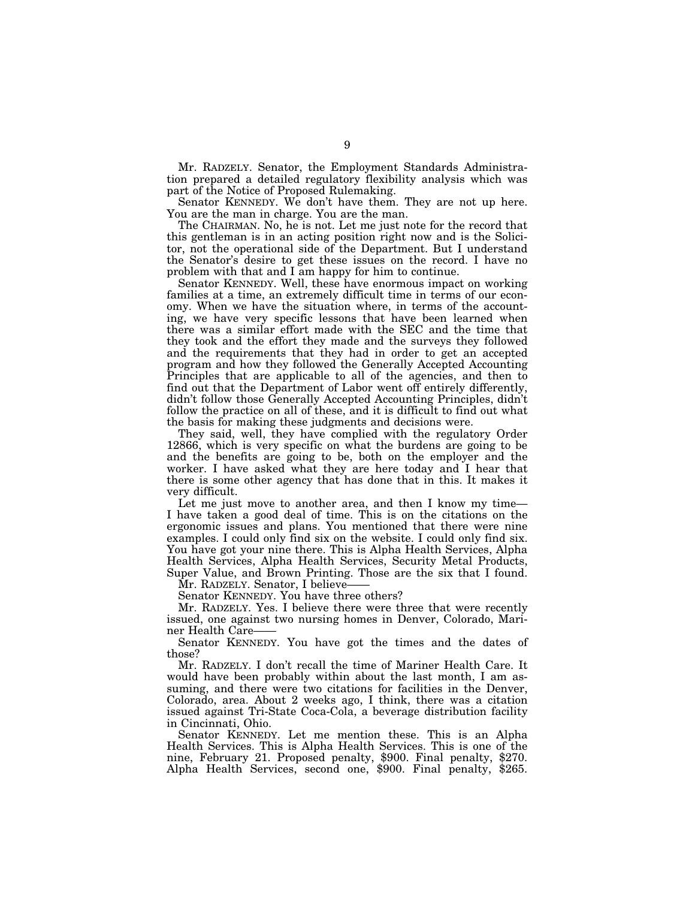Mr. RADZELY. Senator, the Employment Standards Administration prepared a detailed regulatory flexibility analysis which was part of the Notice of Proposed Rulemaking.

Senator KENNEDY. We don't have them. They are not up here. You are the man in charge. You are the man.

The CHAIRMAN. No, he is not. Let me just note for the record that this gentleman is in an acting position right now and is the Solicitor, not the operational side of the Department. But I understand the Senator's desire to get these issues on the record. I have no problem with that and I am happy for him to continue.

Senator KENNEDY. Well, these have enormous impact on working families at a time, an extremely difficult time in terms of our economy. When we have the situation where, in terms of the accounting, we have very specific lessons that have been learned when there was a similar effort made with the SEC and the time that they took and the effort they made and the surveys they followed and the requirements that they had in order to get an accepted program and how they followed the Generally Accepted Accounting Principles that are applicable to all of the agencies, and then to find out that the Department of Labor went off entirely differently, didn't follow those Generally Accepted Accounting Principles, didn't follow the practice on all of these, and it is difficult to find out what the basis for making these judgments and decisions were.

They said, well, they have complied with the regulatory Order 12866, which is very specific on what the burdens are going to be and the benefits are going to be, both on the employer and the worker. I have asked what they are here today and I hear that there is some other agency that has done that in this. It makes it very difficult.

Let me just move to another area, and then I know my time—I have taken a good deal of time. This is on the citations on the ergonomic issues and plans. You mentioned that there were nine examples. I could only find six on the website. I could only find six. You have got your nine there. This is Alpha Health Services, Alpha Health Services, Alpha Health Services, Security Metal Products, Super Value, and Brown Printing. Those are the six that I found.

Mr. RADZELY. Senator, I believe——

Senator KENNEDY. You have three others?

Mr. RADZELY. Yes. I believe there were three that were recently issued, one against two nursing homes in Denver, Colorado, Mariner Health Care——

Senator KENNEDY. You have got the times and the dates of those?

Mr. RADZELY. I don't recall the time of Mariner Health Care. It would have been probably within about the last month, I am assuming, and there were two citations for facilities in the Denver, Colorado, area. About 2 weeks ago, I think, there was a citation issued against Tri-State Coca-Cola, a beverage distribution facility in Cincinnati, Ohio.

Senator KENNEDY. Let me mention these. This is an Alpha Health Services. This is Alpha Health Services. This is one of the nine, February 21. Proposed penalty, $900. Final penalty, $270. Alpha Health Services, second one, $900. Final penalty, $265.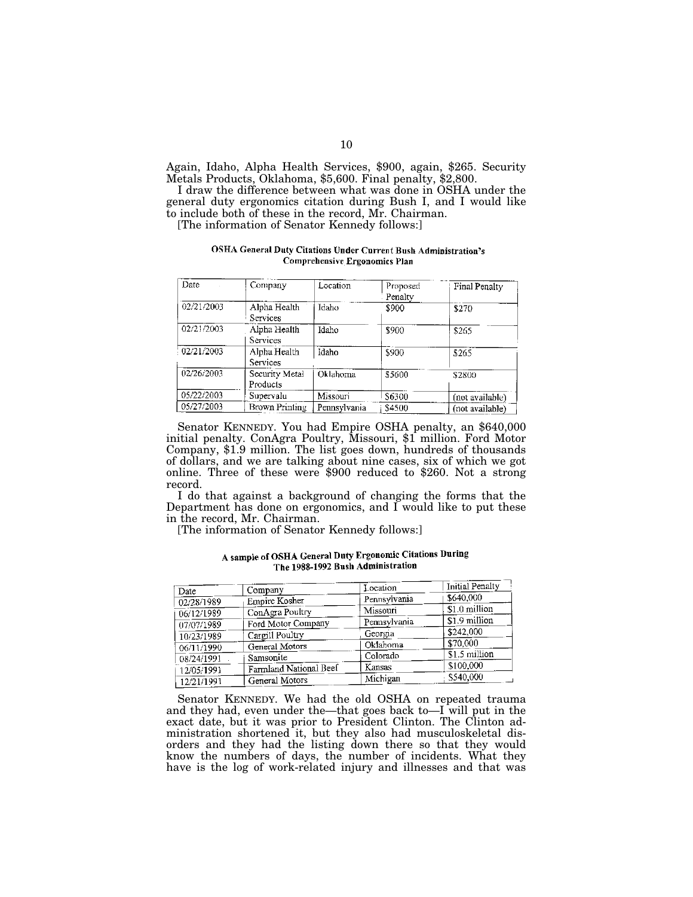Again, Idaho, Alpha Health Services, $900, again, $265. Security Metals Products, Oklahoma, $5,600. Final penalty, $2,800.

I draw the difference between what was done in OSHA under the general duty ergonomics citation during Bush I, and I would like to include both of these in the record, Mr. Chairman.

[The information of Senator Kennedy follows:]

**OSHA General Duty Citations Under Current Bush Administration's Comprehensive Ergonomics Plan**

| Date | Company | Location | Proposed Penalty | Final Penalty |
|---|---|---|---|---|
| 02/21/2003 | Alpha Health Services | Idaho | $900 | $270 |
| 02/21/2003 | Alpha Health Services | Idaho | $900 | $265 |
| 02/21/2003 | Alpha Health Services | Idaho | $900 | $265 |
| 02/26/2003 | Security Metal Products | Oklahoma | $5600 | $2800 |
| 05/22/2003 | Supervalu | Missouri | $6300 | (not available) |
| 05/27/2003 | Brown Printing | Pennsylvania | $4500 | (not available) |

Senator KENNEDY. You had Empire OSHA penalty, an $640,000 initial penalty. ConAgra Poultry, Missouri, $1 million. Ford Motor Company, $1.9 million. The list goes down, hundreds of thousands of dollars, and we are talking about nine cases, six of which we got online. Three of these were $900 reduced to $260. Not a strong record.

I do that against a background of changing the forms that the Department has done on ergonomics, and I would like to put these in the record, Mr. Chairman.

[The information of Senator Kennedy follows:]

**A sample of OSHA General Duty Ergonomic Citations During The 1988-1992 Bush Administration**

| Date | Company | Location | Initial Penalty |
|---|---|---|---|
| 02/28/1989 | Empire Kosher | Pennsylvania | $640,000 |
| 06/12/1989 | ConAgra Poultry | Missouri | $1.0 million |
| 07/07/1989 | Ford Motor Company | Pennsylvania | $1.9 million |
| 10/23/1989 | Cargill Poultry | Georgia | $242,000 |
| 06/11/1990 | General Motors | Oklahoma | $70,000 |
| 08/24/1991 | Samsonite | Colorado | $1.5 million |
| 12/05/1991 | Farmland National Beef | Kansas | $100,000 |
| 12/21/1991 | General Motors | Michigan | $540,000 |

Senator KENNEDY. We had the old OSHA on repeated trauma and they had, even under the—that goes back to—I will put in the exact date, but it was prior to President Clinton. The Clinton administration shortened it, but they also had musculoskeletal disorders and they had the listing down there so that they would know the numbers of days, the number of incidents. What they have is the log of work-related injury and illnesses and that was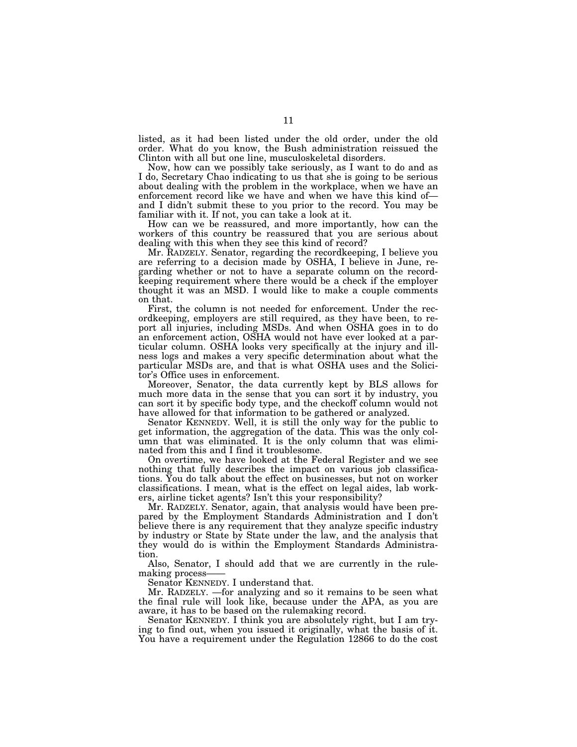listed, as it had been listed under the old order, under the old order. What do you know, the Bush administration reissued the Clinton with all but one line, musculoskeletal disorders.

Now, how can we possibly take seriously, as I want to do and as I do, Secretary Chao indicating to us that she is going to be serious about dealing with the problem in the workplace, when we have an enforcement record like we have and when we have this kind of— and I didn't submit these to you prior to the record. You may be familiar with it. If not, you can take a look at it.

How can we be reassured, and more importantly, how can the workers of this country be reassured that you are serious about dealing with this when they see this kind of record?

Mr. RADZELY. Senator, regarding the recordkeeping, I believe you are referring to a decision made by OSHA, I believe in June, regarding whether or not to have a separate column on the recordkeeping requirement where there would be a check if the employer thought it was an MSD. I would like to make a couple comments on that.

First, the column is not needed for enforcement. Under the recordkeeping, employers are still required, as they have been, to report all injuries, including MSDs. And when OSHA goes in to do an enforcement action, OSHA would not have ever looked at a particular column. OSHA looks very specifically at the injury and illness logs and makes a very specific determination about what the particular MSDs are, and that is what OSHA uses and the Solicitor's Office uses in enforcement.

Moreover, Senator, the data currently kept by BLS allows for much more data in the sense that you can sort it by industry, you can sort it by specific body type, and the checkoff column would not have allowed for that information to be gathered or analyzed.

Senator KENNEDY. Well, it is still the only way for the public to get information, the aggregation of the data. This was the only column that was eliminated. It is the only column that was eliminated from this and I find it troublesome.

On overtime, we have looked at the Federal Register and we see nothing that fully describes the impact on various job classifications. You do talk about the effect on businesses, but not on worker classifications. I mean, what is the effect on legal aides, lab workers, airline ticket agents? Isn't this your responsibility?

Mr. RADZELY. Senator, again, that analysis would have been prepared by the Employment Standards Administration and I don't believe there is any requirement that they analyze specific industry by industry or State by State under the law, and the analysis that they would do is within the Employment Standards Administration.

Also, Senator, I should add that we are currently in the rulemaking process——

Senator KENNEDY. I understand that.

Mr. RADZELY. —for analyzing and so it remains to be seen what the final rule will look like, because under the APA, as you are aware, it has to be based on the rulemaking record.

Senator KENNEDY. I think you are absolutely right, but I am trying to find out, when you issued it originally, what the basis of it. You have a requirement under the Regulation 12866 to do the cost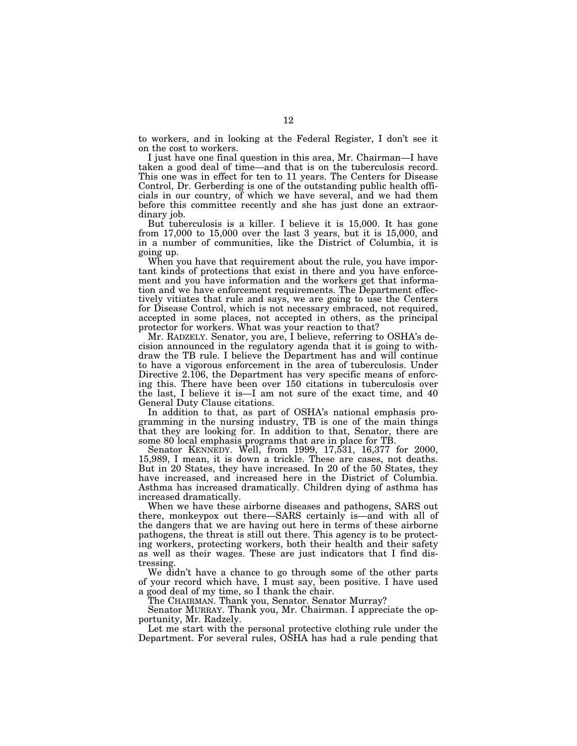to workers, and in looking at the Federal Register, I don't see it on the cost to workers.

I just have one final question in this area, Mr. Chairman—I have taken a good deal of time—and that is on the tuberculosis record. This one was in effect for ten to 11 years. The Centers for Disease Control, Dr. Gerberding is one of the outstanding public health officials in our country, of which we have several, and we had them before this committee recently and she has just done an extraordinary job.

But tuberculosis is a killer. I believe it is 15,000. It has gone from 17,000 to 15,000 over the last 3 years, but it is 15,000, and in a number of communities, like the District of Columbia, it is going up.

When you have that requirement about the rule, you have important kinds of protections that exist in there and you have enforcement and you have information and the workers get that information and we have enforcement requirements. The Department effectively vitiates that rule and says, we are going to use the Centers for Disease Control, which is not necessary embraced, not required, accepted in some places, not accepted in others, as the principal protector for workers. What was your reaction to that?

Mr. RADZELY. Senator, you are, I believe, referring to OSHA's decision announced in the regulatory agenda that it is going to withdraw the TB rule. I believe the Department has and will continue to have a vigorous enforcement in the area of tuberculosis. Under Directive 2.106, the Department has very specific means of enforcing this. There have been over 150 citations in tuberculosis over the last, I believe it is—I am not sure of the exact time, and 40 General Duty Clause citations.

In addition to that, as part of OSHA's national emphasis programming in the nursing industry, TB is one of the main things that they are looking for. In addition to that, Senator, there are some 80 local emphasis programs that are in place for TB.

Senator KENNEDY. Well, from 1999, 17,531, 16,377 for 2000, 15,989, I mean, it is down a trickle. These are cases, not deaths. But in 20 States, they have increased. In 20 of the 50 States, they have increased, and increased here in the District of Columbia. Asthma has increased dramatically. Children dying of asthma has increased dramatically.

When we have these airborne diseases and pathogens, SARS out there, monkeypox out there—SARS certainly is—and with all of the dangers that we are having out here in terms of these airborne pathogens, the threat is still out there. This agency is to be protecting workers, protecting workers, both their health and their safety as well as their wages. These are just indicators that I find distressing.

We didn't have a chance to go through some of the other parts of your record which have, I must say, been positive. I have used a good deal of my time, so I thank the chair.

The CHAIRMAN. Thank you, Senator. Senator Murray?

Senator MURRAY. Thank you, Mr. Chairman. I appreciate the opportunity, Mr. Radzely.

Let me start with the personal protective clothing rule under the Department. For several rules, OSHA has had a rule pending that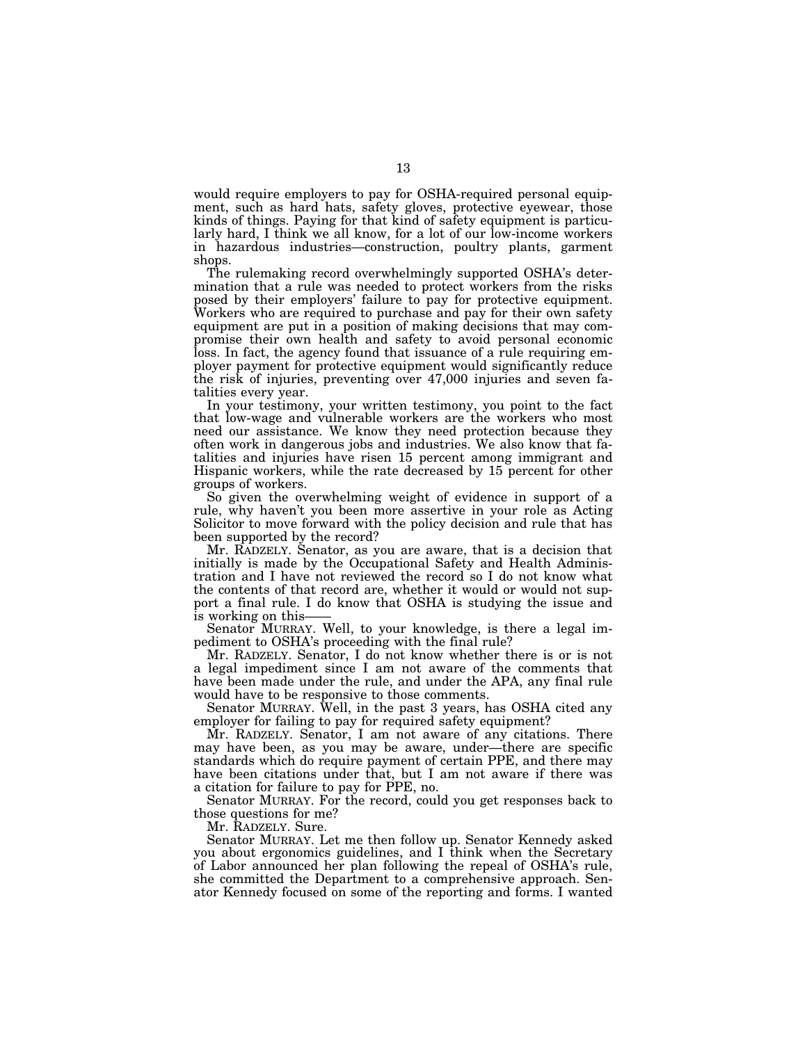would require employers to pay for OSHA-required personal equipment, such as hard hats, safety gloves, protective eyewear, those kinds of things. Paying for that kind of safety equipment is particularly hard, I think we all know, for a lot of our low-income workers in hazardous industries—construction, poultry plants, garment shops.

The rulemaking record overwhelmingly supported OSHA's determination that a rule was needed to protect workers from the risks posed by their employers' failure to pay for protective equipment. Workers who are required to purchase and pay for their own safety equipment are put in a position of making decisions that may compromise their own health and safety to avoid personal economic loss. In fact, the agency found that issuance of a rule requiring employer payment for protective equipment would significantly reduce the risk of injuries, preventing over 47,000 injuries and seven fatalities every year.

In your testimony, your written testimony, you point to the fact that low-wage and vulnerable workers are the workers who most need our assistance. We know they need protection because they often work in dangerous jobs and industries. We also know that fatalities and injuries have risen 15 percent among immigrant and Hispanic workers, while the rate decreased by 15 percent for other groups of workers.

So given the overwhelming weight of evidence in support of a rule, why haven't you been more assertive in your role as Acting Solicitor to move forward with the policy decision and rule that has been supported by the record?

Mr. RADZELY. Senator, as you are aware, that is a decision that initially is made by the Occupational Safety and Health Administration and I have not reviewed the record so I do not know what the contents of that record are, whether it would or would not support a final rule. I do know that OSHA is studying the issue and is working on this——

Senator MURRAY. Well, to your knowledge, is there a legal impediment to OSHA's proceeding with the final rule?

Mr. RADZELY. Senator, I do not know whether there is or is not a legal impediment since I am not aware of the comments that have been made under the rule, and under the APA, any final rule would have to be responsive to those comments.

Senator MURRAY. Well, in the past 3 years, has OSHA cited any employer for failing to pay for required safety equipment?

Mr. RADZELY. Senator, I am not aware of any citations. There may have been, as you may be aware, under—there are specific standards which do require payment of certain PPE, and there may have been citations under that, but I am not aware if there was a citation for failure to pay for PPE, no.

Senator MURRAY. For the record, could you get responses back to those questions for me?

Mr. RADZELY. Sure.

Senator MURRAY. Let me then follow up. Senator Kennedy asked you about ergonomics guidelines, and I think when the Secretary of Labor announced her plan following the repeal of OSHA's rule, she committed the Department to a comprehensive approach. Senator Kennedy focused on some of the reporting and forms. I wanted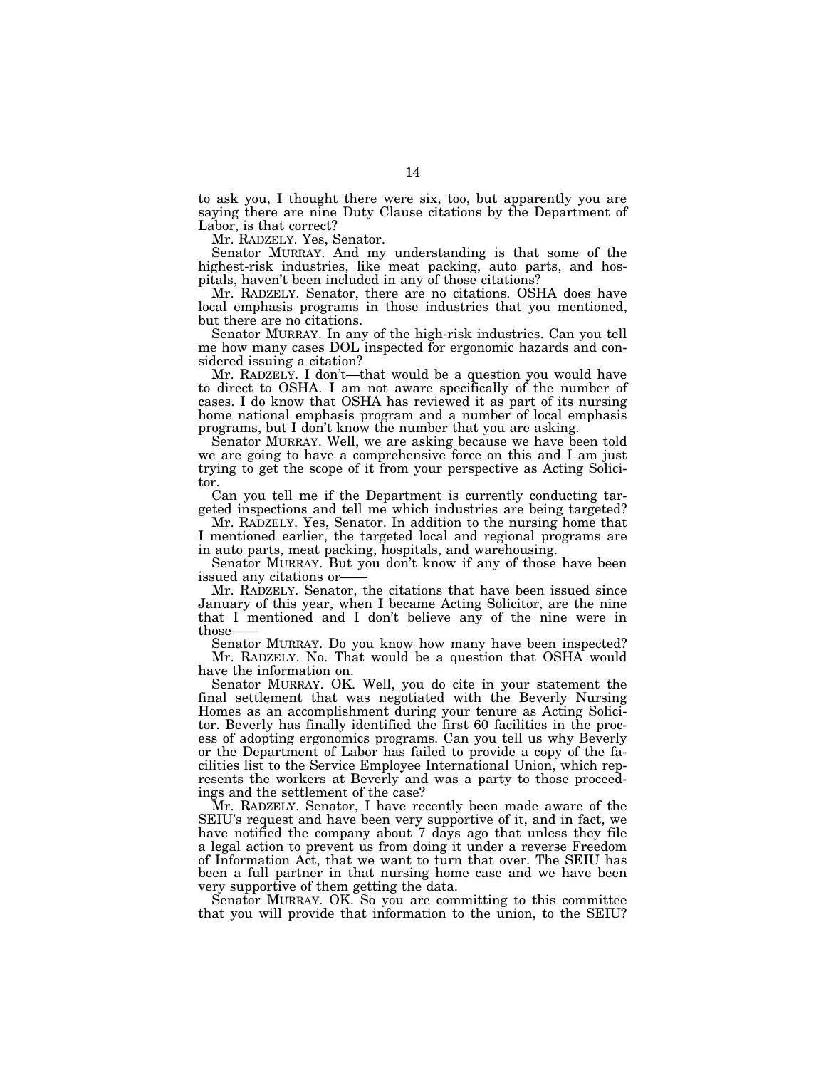to ask you, I thought there were six, too, but apparently you are saying there are nine Duty Clause citations by the Department of Labor, is that correct?

Mr. RADZELY. Yes, Senator.

Senator MURRAY. And my understanding is that some of the highest-risk industries, like meat packing, auto parts, and hospitals, haven't been included in any of those citations?

Mr. RADZELY. Senator, there are no citations. OSHA does have local emphasis programs in those industries that you mentioned, but there are no citations.

Senator MURRAY. In any of the high-risk industries. Can you tell me how many cases DOL inspected for ergonomic hazards and considered issuing a citation?

Mr. RADZELY. I don't—that would be a question you would have to direct to OSHA. I am not aware specifically of the number of cases. I do know that OSHA has reviewed it as part of its nursing home national emphasis program and a number of local emphasis programs, but I don't know the number that you are asking.

Senator MURRAY. Well, we are asking because we have been told we are going to have a comprehensive force on this and I am just trying to get the scope of it from your perspective as Acting Solicitor.

Can you tell me if the Department is currently conducting targeted inspections and tell me which industries are being targeted?

Mr. RADZELY. Yes, Senator. In addition to the nursing home that I mentioned earlier, the targeted local and regional programs are in auto parts, meat packing, hospitals, and warehousing.

Senator MURRAY. But you don't know if any of those have been issued any citations or——

Mr. RADZELY. Senator, the citations that have been issued since January of this year, when I became Acting Solicitor, are the nine that I mentioned and I don't believe any of the nine were in those——

Senator MURRAY. Do you know how many have been inspected?

Mr. RADZELY. No. That would be a question that OSHA would have the information on.

Senator MURRAY. OK. Well, you do cite in your statement the final settlement that was negotiated with the Beverly Nursing Homes as an accomplishment during your tenure as Acting Solicitor. Beverly has finally identified the first 60 facilities in the process of adopting ergonomics programs. Can you tell us why Beverly or the Department of Labor has failed to provide a copy of the facilities list to the Service Employee International Union, which represents the workers at Beverly and was a party to those proceedings and the settlement of the case?

Mr. RADZELY. Senator, I have recently been made aware of the SEIU's request and have been very supportive of it, and in fact, we have notified the company about 7 days ago that unless they file a legal action to prevent us from doing it under a reverse Freedom of Information Act, that we want to turn that over. The SEIU has been a full partner in that nursing home case and we have been very supportive of them getting the data.

Senator MURRAY. OK. So you are committing to this committee that you will provide that information to the union, to the SEIU?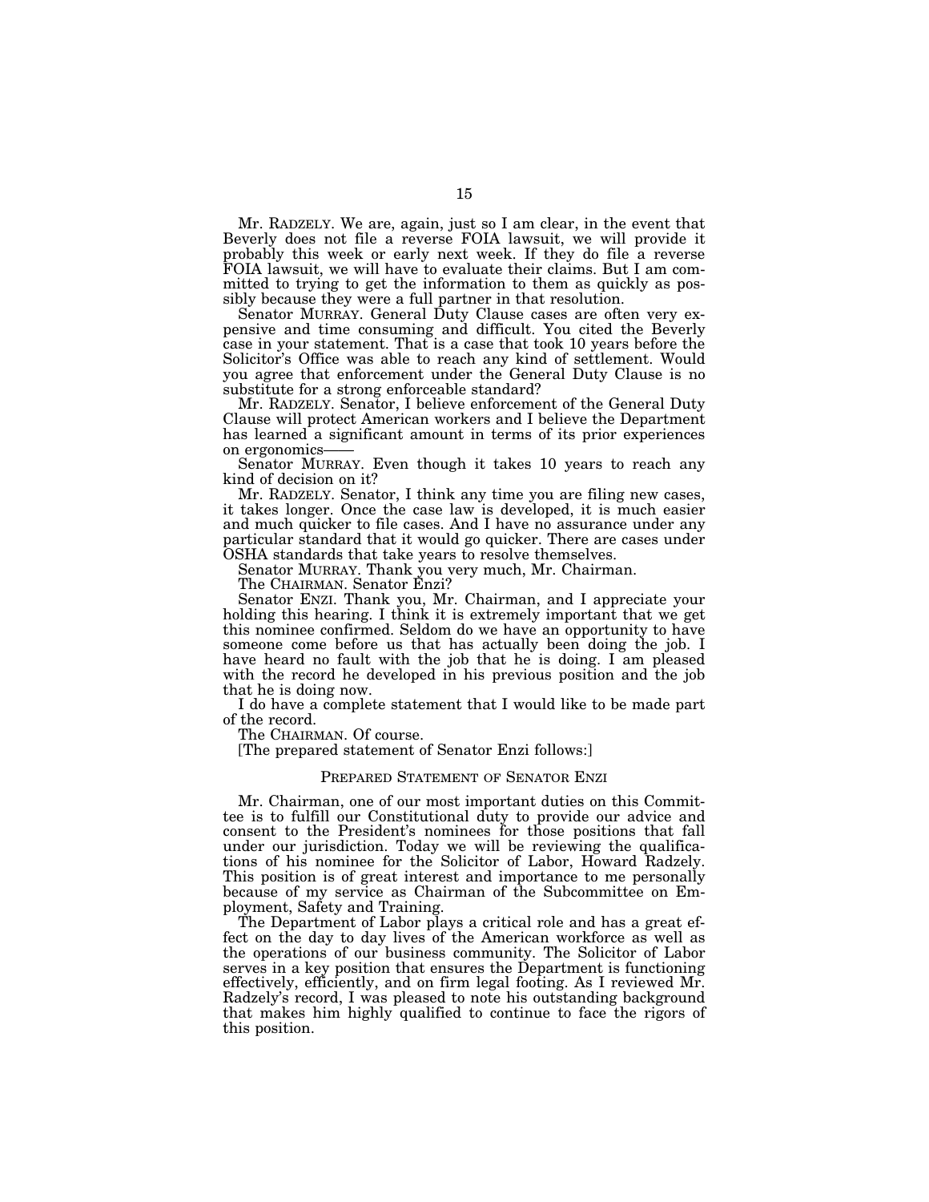Mr. RADZELY. We are, again, just so I am clear, in the event that Beverly does not file a reverse FOIA lawsuit, we will provide it probably this week or early next week. If they do file a reverse FOIA lawsuit, we will have to evaluate their claims. But I am committed to trying to get the information to them as quickly as possibly because they were a full partner in that resolution.

Senator MURRAY. General Duty Clause cases are often very expensive and time consuming and difficult. You cited the Beverly case in your statement. That is a case that took 10 years before the Solicitor's Office was able to reach any kind of settlement. Would you agree that enforcement under the General Duty Clause is no substitute for a strong enforceable standard?

Mr. RADZELY. Senator, I believe enforcement of the General Duty Clause will protect American workers and I believe the Department has learned a significant amount in terms of its prior experiences on ergonomics——

Senator MURRAY. Even though it takes 10 years to reach any kind of decision on it?

Mr. RADZELY. Senator, I think any time you are filing new cases, it takes longer. Once the case law is developed, it is much easier and much quicker to file cases. And I have no assurance under any particular standard that it would go quicker. There are cases under OSHA standards that take years to resolve themselves.

Senator MURRAY. Thank you very much, Mr. Chairman.

The CHAIRMAN. Senator Enzi?

Senator ENZI. Thank you, Mr. Chairman, and I appreciate your holding this hearing. I think it is extremely important that we get this nominee confirmed. Seldom do we have an opportunity to have someone come before us that has actually been doing the job. I have heard no fault with the job that he is doing. I am pleased with the record he developed in his previous position and the job that he is doing now.

I do have a complete statement that I would like to be made part of the record.

The CHAIRMAN. Of course.

[The prepared statement of Senator Enzi follows:]

## PREPARED STATEMENT OF SENATOR ENZI

Mr. Chairman, one of our most important duties on this Committee is to fulfill our Constitutional duty to provide our advice and consent to the President's nominees for those positions that fall under our jurisdiction. Today we will be reviewing the qualifications of his nominee for the Solicitor of Labor, Howard Radzely. This position is of great interest and importance to me personally because of my service as Chairman of the Subcommittee on Employment, Safety and Training.

The Department of Labor plays a critical role and has a great effect on the day to day lives of the American workforce as well as the operations of our business community. The Solicitor of Labor serves in a key position that ensures the Department is functioning effectively, efficiently, and on firm legal footing. As I reviewed Mr. Radzely's record, I was pleased to note his outstanding background that makes him highly qualified to continue to face the rigors of this position.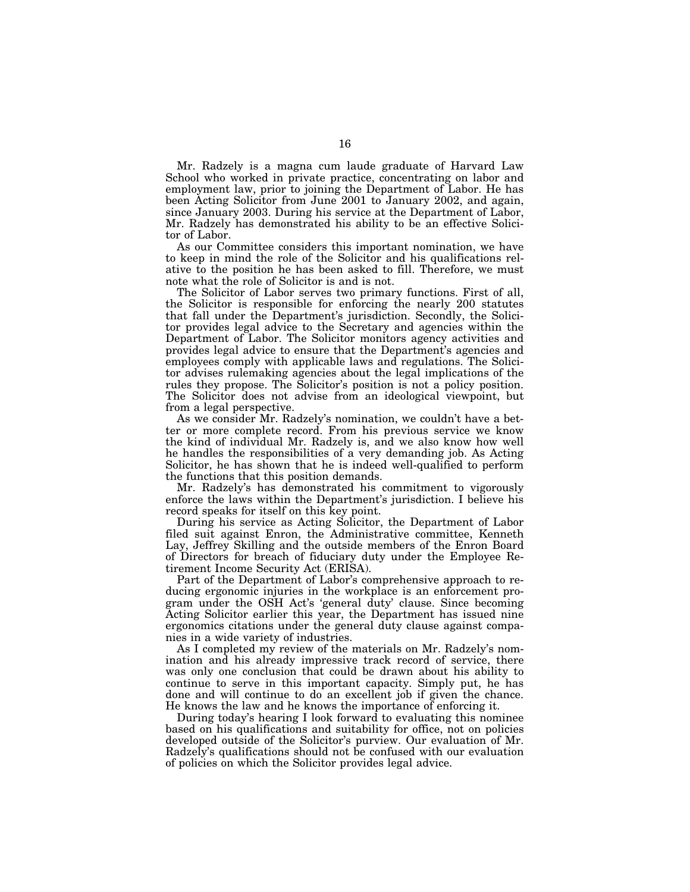Mr. Radzely is a magna cum laude graduate of Harvard Law School who worked in private practice, concentrating on labor and employment law, prior to joining the Department of Labor. He has been Acting Solicitor from June 2001 to January 2002, and again, since January 2003. During his service at the Department of Labor, Mr. Radzely has demonstrated his ability to be an effective Solicitor of Labor.

As our Committee considers this important nomination, we have to keep in mind the role of the Solicitor and his qualifications relative to the position he has been asked to fill. Therefore, we must note what the role of Solicitor is and is not.

The Solicitor of Labor serves two primary functions. First of all, the Solicitor is responsible for enforcing the nearly 200 statutes that fall under the Department's jurisdiction. Secondly, the Solicitor provides legal advice to the Secretary and agencies within the Department of Labor. The Solicitor monitors agency activities and provides legal advice to ensure that the Department's agencies and employees comply with applicable laws and regulations. The Solicitor advises rulemaking agencies about the legal implications of the rules they propose. The Solicitor's position is not a policy position. The Solicitor does not advise from an ideological viewpoint, but from a legal perspective.

As we consider Mr. Radzely's nomination, we couldn't have a better or more complete record. From his previous service we know the kind of individual Mr. Radzely is, and we also know how well he handles the responsibilities of a very demanding job. As Acting Solicitor, he has shown that he is indeed well-qualified to perform the functions that this position demands.

Mr. Radzely's has demonstrated his commitment to vigorously enforce the laws within the Department's jurisdiction. I believe his record speaks for itself on this key point.

During his service as Acting Solicitor, the Department of Labor filed suit against Enron, the Administrative committee, Kenneth Lay, Jeffrey Skilling and the outside members of the Enron Board of Directors for breach of fiduciary duty under the Employee Retirement Income Security Act (ERISA).

Part of the Department of Labor's comprehensive approach to reducing ergonomic injuries in the workplace is an enforcement program under the OSH Act's 'general duty' clause. Since becoming Acting Solicitor earlier this year, the Department has issued nine ergonomics citations under the general duty clause against companies in a wide variety of industries.

As I completed my review of the materials on Mr. Radzely's nomination and his already impressive track record of service, there was only one conclusion that could be drawn about his ability to continue to serve in this important capacity. Simply put, he has done and will continue to do an excellent job if given the chance. He knows the law and he knows the importance of enforcing it.

During today's hearing I look forward to evaluating this nominee based on his qualifications and suitability for office, not on policies developed outside of the Solicitor's purview. Our evaluation of Mr. Radzely's qualifications should not be confused with our evaluation of policies on which the Solicitor provides legal advice.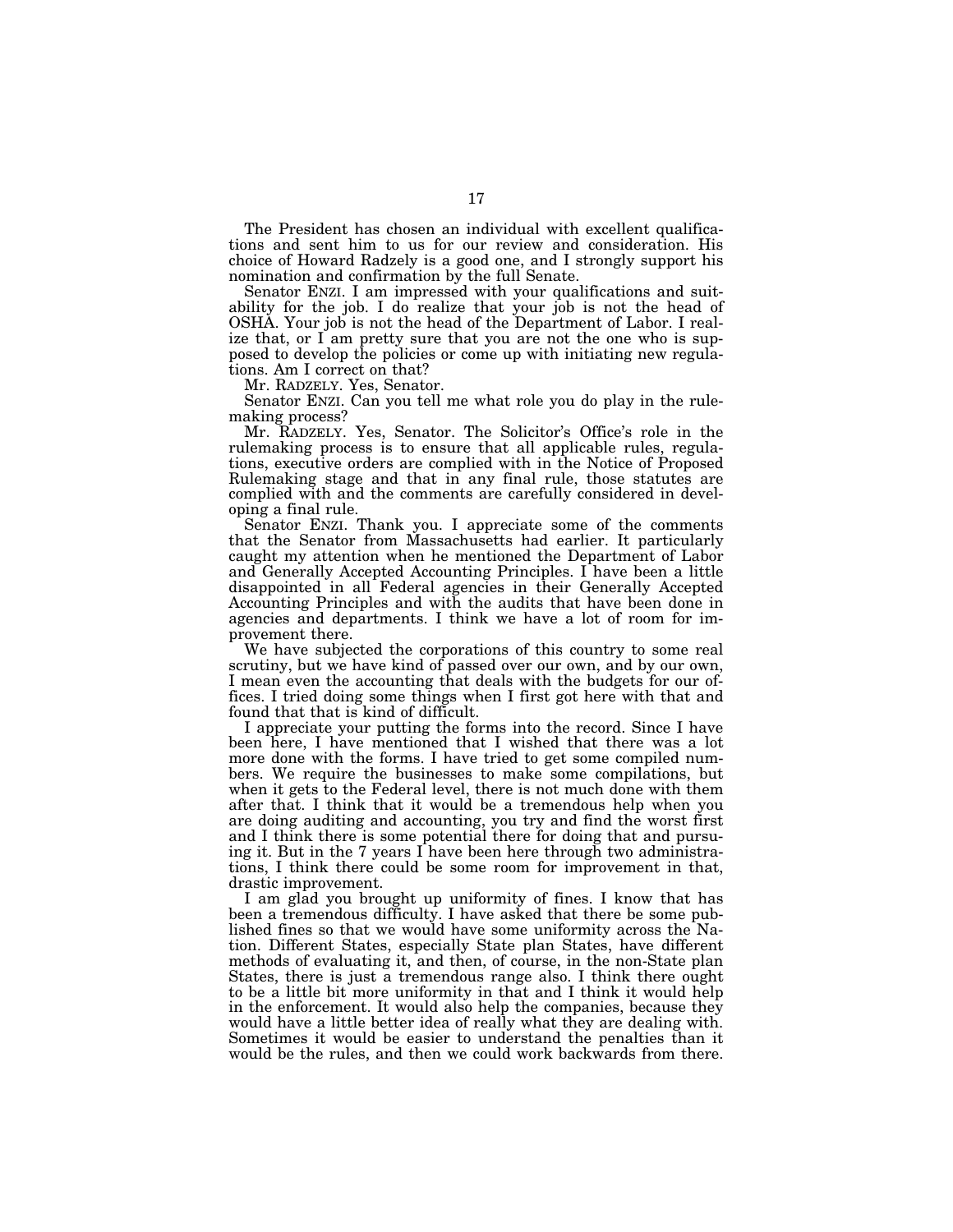The President has chosen an individual with excellent qualifications and sent him to us for our review and consideration. His choice of Howard Radzely is a good one, and I strongly support his nomination and confirmation by the full Senate.

Senator ENZI. I am impressed with your qualifications and suitability for the job. I do realize that your job is not the head of OSHA. Your job is not the head of the Department of Labor. I realize that, or I am pretty sure that you are not the one who is supposed to develop the policies or come up with initiating new regulations. Am I correct on that?

Mr. RADZELY. Yes, Senator.

Senator ENZI. Can you tell me what role you do play in the rulemaking process?

Mr. RADZELY. Yes, Senator. The Solicitor's Office's role in the rulemaking process is to ensure that all applicable rules, regulations, executive orders are complied with in the Notice of Proposed Rulemaking stage and that in any final rule, those statutes are complied with and the comments are carefully considered in developing a final rule.

Senator ENZI. Thank you. I appreciate some of the comments that the Senator from Massachusetts had earlier. It particularly caught my attention when he mentioned the Department of Labor and Generally Accepted Accounting Principles. I have been a little disappointed in all Federal agencies in their Generally Accepted Accounting Principles and with the audits that have been done in agencies and departments. I think we have a lot of room for improvement there.

We have subjected the corporations of this country to some real scrutiny, but we have kind of passed over our own, and by our own, I mean even the accounting that deals with the budgets for our offices. I tried doing some things when I first got here with that and found that that is kind of difficult.

I appreciate your putting the forms into the record. Since I have been here, I have mentioned that I wished that there was a lot more done with the forms. I have tried to get some compiled numbers. We require the businesses to make some compilations, but when it gets to the Federal level, there is not much done with them after that. I think that it would be a tremendous help when you are doing auditing and accounting, you try and find the worst first and I think there is some potential there for doing that and pursuing it. But in the 7 years I have been here through two administrations, I think there could be some room for improvement in that, drastic improvement.

I am glad you brought up uniformity of fines. I know that has been a tremendous difficulty. I have asked that there be some published fines so that we would have some uniformity across the Nation. Different States, especially State plan States, have different methods of evaluating it, and then, of course, in the non-State plan States, there is just a tremendous range also. I think there ought to be a little bit more uniformity in that and I think it would help in the enforcement. It would also help the companies, because they would have a little better idea of really what they are dealing with. Sometimes it would be easier to understand the penalties than it would be the rules, and then we could work backwards from there.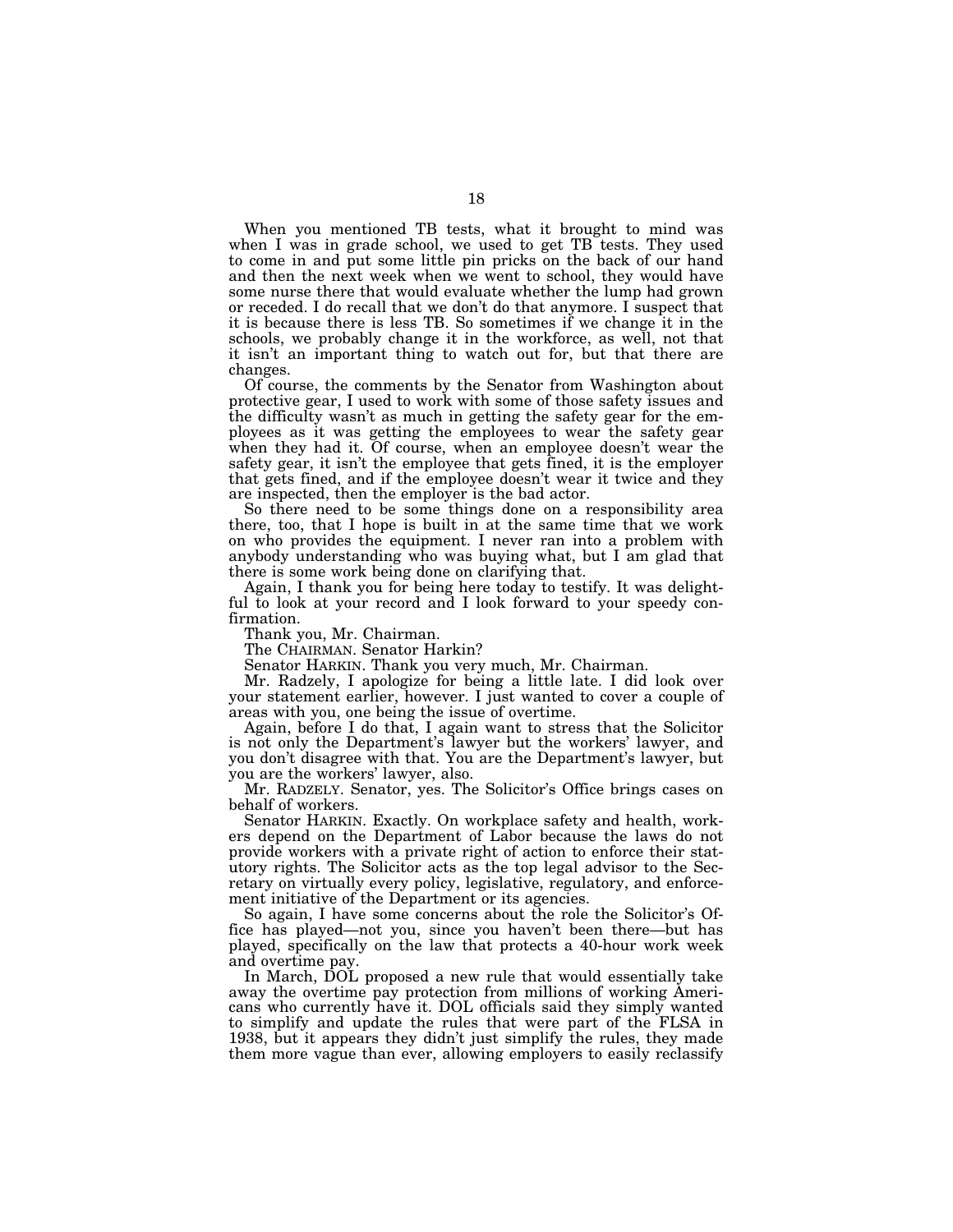When you mentioned TB tests, what it brought to mind was when I was in grade school, we used to get TB tests. They used to come in and put some little pin pricks on the back of our hand and then the next week when we went to school, they would have some nurse there that would evaluate whether the lump had grown or receded. I do recall that we don't do that anymore. I suspect that it is because there is less TB. So sometimes if we change it in the schools, we probably change it in the workforce, as well, not that it isn't an important thing to watch out for, but that there are changes.

Of course, the comments by the Senator from Washington about protective gear, I used to work with some of those safety issues and the difficulty wasn't as much in getting the safety gear for the employees as it was getting the employees to wear the safety gear when they had it. Of course, when an employee doesn't wear the safety gear, it isn't the employee that gets fined, it is the employer that gets fined, and if the employee doesn't wear it twice and they are inspected, then the employer is the bad actor.

So there need to be some things done on a responsibility area there, too, that I hope is built in at the same time that we work on who provides the equipment. I never ran into a problem with anybody understanding who was buying what, but I am glad that there is some work being done on clarifying that.

Again, I thank you for being here today to testify. It was delightful to look at your record and I look forward to your speedy confirmation.

Thank you, Mr. Chairman.

The CHAIRMAN. Senator Harkin?

Senator HARKIN. Thank you very much, Mr. Chairman.

Mr. Radzely, I apologize for being a little late. I did look over your statement earlier, however. I just wanted to cover a couple of areas with you, one being the issue of overtime.

Again, before I do that, I again want to stress that the Solicitor is not only the Department's lawyer but the workers' lawyer, and you don't disagree with that. You are the Department's lawyer, but you are the workers' lawyer, also.

Mr. RADZELY. Senator, yes. The Solicitor's Office brings cases on behalf of workers.

Senator HARKIN. Exactly. On workplace safety and health, workers depend on the Department of Labor because the laws do not provide workers with a private right of action to enforce their statutory rights. The Solicitor acts as the top legal advisor to the Secretary on virtually every policy, legislative, regulatory, and enforcement initiative of the Department or its agencies.

So again, I have some concerns about the role the Solicitor's Office has played—not you, since you haven't been there—but has played, specifically on the law that protects a 40-hour work week and overtime pay.

In March, DOL proposed a new rule that would essentially take away the overtime pay protection from millions of working Americans who currently have it. DOL officials said they simply wanted to simplify and update the rules that were part of the FLSA in 1938, but it appears they didn't just simplify the rules, they made them more vague than ever, allowing employers to easily reclassify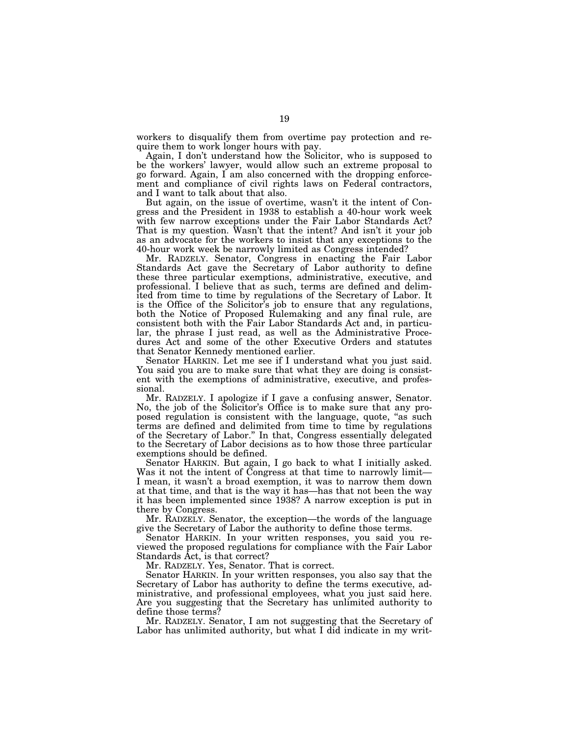workers to disqualify them from overtime pay protection and require them to work longer hours with pay.

Again, I don't understand how the Solicitor, who is supposed to be the workers' lawyer, would allow such an extreme proposal to go forward. Again, I am also concerned with the dropping enforcement and compliance of civil rights laws on Federal contractors, and I want to talk about that also.

But again, on the issue of overtime, wasn't it the intent of Congress and the President in 1938 to establish a 40-hour work week with few narrow exceptions under the Fair Labor Standards Act? That is my question. Wasn't that the intent? And isn't it your job as an advocate for the workers to insist that any exceptions to the 40-hour work week be narrowly limited as Congress intended?

Mr. RADZELY. Senator, Congress in enacting the Fair Labor Standards Act gave the Secretary of Labor authority to define these three particular exemptions, administrative, executive, and professional. I believe that as such, terms are defined and delimited from time to time by regulations of the Secretary of Labor. It is the Office of the Solicitor's job to ensure that any regulations, both the Notice of Proposed Rulemaking and any final rule, are consistent both with the Fair Labor Standards Act and, in particular, the phrase I just read, as well as the Administrative Procedures Act and some of the other Executive Orders and statutes that Senator Kennedy mentioned earlier.

Senator HARKIN. Let me see if I understand what you just said. You said you are to make sure that what they are doing is consistent with the exemptions of administrative, executive, and professional.

Mr. RADZELY. I apologize if I gave a confusing answer, Senator. No, the job of the Solicitor's Office is to make sure that any proposed regulation is consistent with the language, quote, "as such terms are defined and delimited from time to time by regulations of the Secretary of Labor." In that, Congress essentially delegated to the Secretary of Labor decisions as to how those three particular exemptions should be defined.

Senator HARKIN. But again, I go back to what I initially asked. Was it not the intent of Congress at that time to narrowly limit—I mean, it wasn't a broad exemption, it was to narrow them down at that time, and that is the way it has—has that not been the way it has been implemented since 1938? A narrow exception is put in there by Congress.

Mr. RADZELY. Senator, the exception—the words of the language give the Secretary of Labor the authority to define those terms.

Senator HARKIN. In your written responses, you said you reviewed the proposed regulations for compliance with the Fair Labor Standards Act, is that correct?

Mr. RADZELY. Yes, Senator. That is correct.

Senator HARKIN. In your written responses, you also say that the Secretary of Labor has authority to define the terms executive, administrative, and professional employees, what you just said here. Are you suggesting that the Secretary has unlimited authority to define those terms?

Mr. RADZELY. Senator, I am not suggesting that the Secretary of Labor has unlimited authority, but what I did indicate in my writ-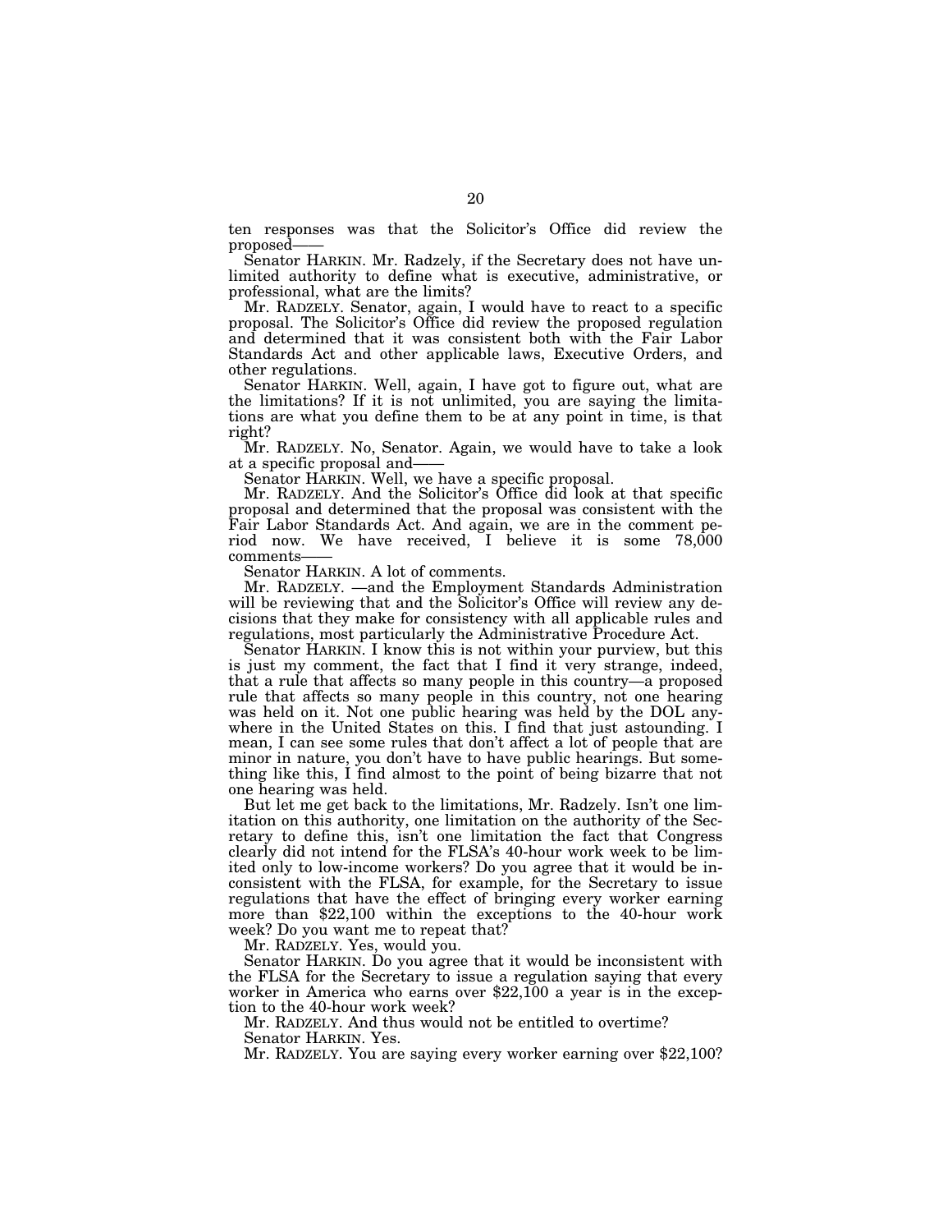ten responses was that the Solicitor's Office did review the proposed——

Senator HARKIN. Mr. Radzely, if the Secretary does not have unlimited authority to define what is executive, administrative, or professional, what are the limits?

Mr. RADZELY. Senator, again, I would have to react to a specific proposal. The Solicitor's Office did review the proposed regulation and determined that it was consistent both with the Fair Labor Standards Act and other applicable laws, Executive Orders, and other regulations.

Senator HARKIN. Well, again, I have got to figure out, what are the limitations? If it is not unlimited, you are saying the limitations are what you define them to be at any point in time, is that right?

Mr. RADZELY. No, Senator. Again, we would have to take a look at a specific proposal and——

Senator HARKIN. Well, we have a specific proposal.

Mr. RADZELY. And the Solicitor's Office did look at that specific proposal and determined that the proposal was consistent with the Fair Labor Standards Act. And again, we are in the comment period now. We have received, I believe it is some 78,000 comments——

Senator HARKIN. A lot of comments.

Mr. RADZELY. —and the Employment Standards Administration will be reviewing that and the Solicitor's Office will review any decisions that they make for consistency with all applicable rules and regulations, most particularly the Administrative Procedure Act.

Senator HARKIN. I know this is not within your purview, but this is just my comment, the fact that I find it very strange, indeed, that a rule that affects so many people in this country—a proposed rule that affects so many people in this country, not one hearing was held on it. Not one public hearing was held by the DOL anywhere in the United States on this. I find that just astounding. I mean, I can see some rules that don't affect a lot of people that are minor in nature, you don't have to have public hearings. But something like this, I find almost to the point of being bizarre that not one hearing was held.

But let me get back to the limitations, Mr. Radzely. Isn't one limitation on this authority, one limitation on the authority of the Secretary to define this, isn't one limitation the fact that Congress clearly did not intend for the FLSA's 40-hour work week to be limited only to low-income workers? Do you agree that it would be inconsistent with the FLSA, for example, for the Secretary to issue regulations that have the effect of bringing every worker earning more than $22,100 within the exceptions to the 40-hour work week? Do you want me to repeat that?

Mr. RADZELY. Yes, would you.

Senator HARKIN. Do you agree that it would be inconsistent with the FLSA for the Secretary to issue a regulation saying that every worker in America who earns over $22,100 a year is in the exception to the 40-hour work week?

Mr. RADZELY. And thus would not be entitled to overtime?

Senator HARKIN. Yes.

Mr. RADZELY. You are saying every worker earning over $22,100?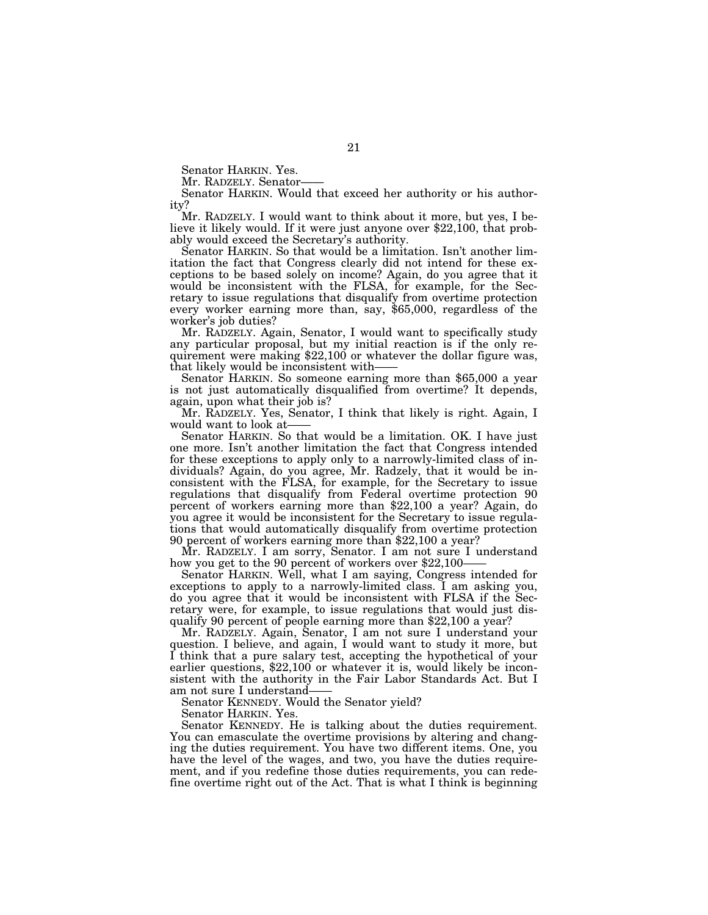Senator HARKIN. Yes.

Mr. RADZELY. Senator——

Senator HARKIN. Would that exceed her authority or his authority?

Mr. RADZELY. I would want to think about it more, but yes, I believe it likely would. If it were just anyone over $22,100, that probably would exceed the Secretary's authority.

Senator HARKIN. So that would be a limitation. Isn't another limitation the fact that Congress clearly did not intend for these exceptions to be based solely on income? Again, do you agree that it would be inconsistent with the FLSA, for example, for the Secretary to issue regulations that disqualify from overtime protection every worker earning more than, say, $65,000, regardless of the worker's job duties?

Mr. RADZELY. Again, Senator, I would want to specifically study any particular proposal, but my initial reaction is if the only requirement were making $22,100 or whatever the dollar figure was, that likely would be inconsistent with——

Senator HARKIN. So someone earning more than $65,000 a year is not just automatically disqualified from overtime? It depends, again, upon what their job is?

Mr. RADZELY. Yes, Senator, I think that likely is right. Again, I would want to look at——

Senator HARKIN. So that would be a limitation. OK. I have just one more. Isn't another limitation the fact that Congress intended for these exceptions to apply only to a narrowly-limited class of individuals? Again, do you agree, Mr. Radzely, that it would be inconsistent with the FLSA, for example, for the Secretary to issue regulations that disqualify from Federal overtime protection 90 percent of workers earning more than $22,100 a year? Again, do you agree it would be inconsistent for the Secretary to issue regulations that would automatically disqualify from overtime protection 90 percent of workers earning more than $22,100 a year?

Mr. RADZELY. I am sorry, Senator. I am not sure I understand how you get to the 90 percent of workers over $22,100——

Senator HARKIN. Well, what I am saying, Congress intended for exceptions to apply to a narrowly-limited class. I am asking you, do you agree that it would be inconsistent with FLSA if the Secretary were, for example, to issue regulations that would just disqualify 90 percent of people earning more than $22,100 a year?

Mr. RADZELY. Again, Senator, I am not sure I understand your question. I believe, and again, I would want to study it more, but I think that a pure salary test, accepting the hypothetical of your earlier questions, $22,100 or whatever it is, would likely be inconsistent with the authority in the Fair Labor Standards Act. But I am not sure I understand——

Senator KENNEDY. Would the Senator yield?

Senator HARKIN. Yes.

Senator KENNEDY. He is talking about the duties requirement. You can emasculate the overtime provisions by altering and changing the duties requirement. You have two different items. One, you have the level of the wages, and two, you have the duties requirement, and if you redefine those duties requirements, you can redefine overtime right out of the Act. That is what I think is beginning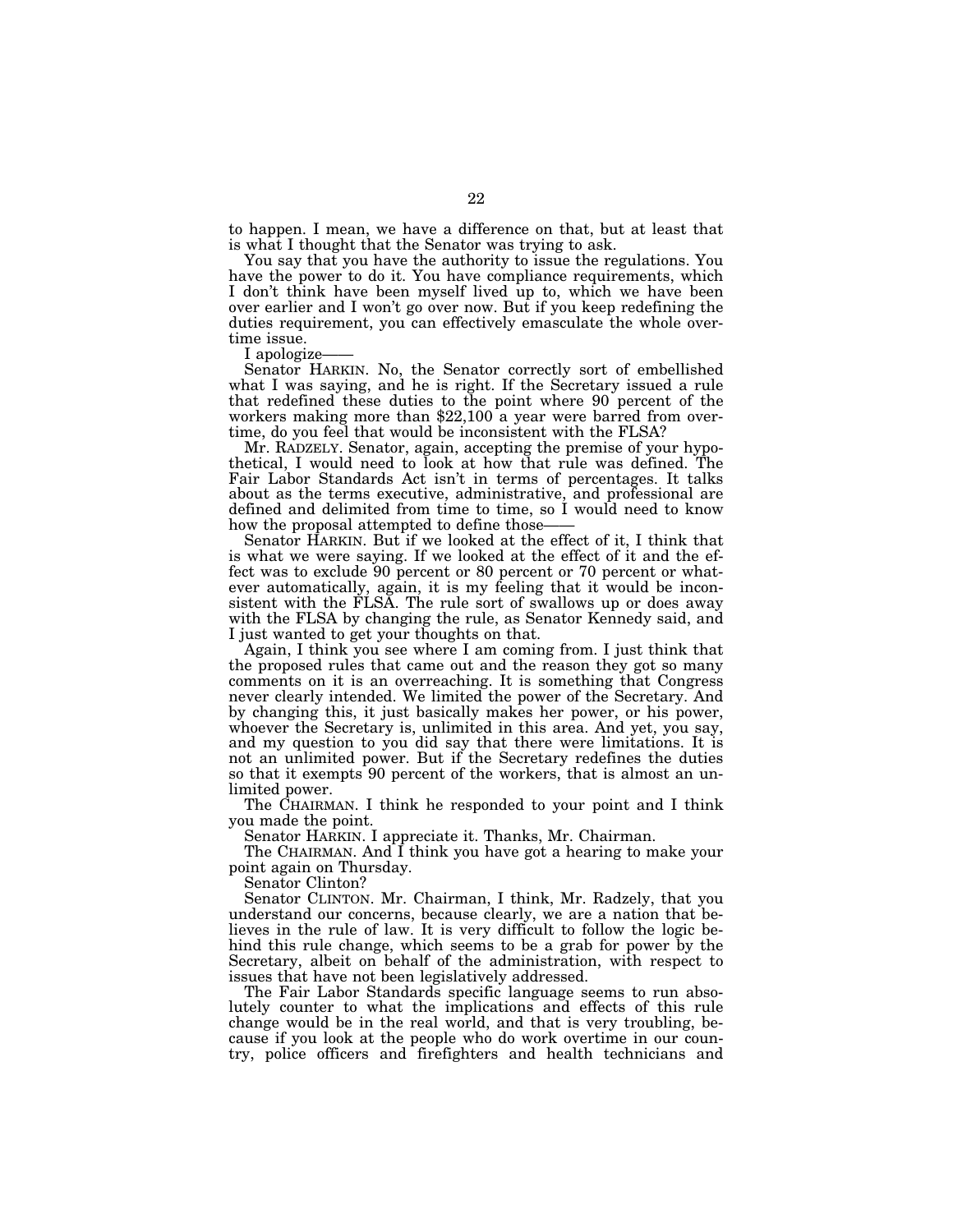to happen. I mean, we have a difference on that, but at least that is what I thought that the Senator was trying to ask.

You say that you have the authority to issue the regulations. You have the power to do it. You have compliance requirements, which I don't think have been myself lived up to, which we have been over earlier and I won't go over now. But if you keep redefining the duties requirement, you can effectively emasculate the whole overtime issue.

I apologize——

Senator HARKIN. No, the Senator correctly sort of embellished what I was saying, and he is right. If the Secretary issued a rule that redefined these duties to the point where 90 percent of the workers making more than $22,100 a year were barred from overtime, do you feel that would be inconsistent with the FLSA?

Mr. RADZELY. Senator, again, accepting the premise of your hypothetical, I would need to look at how that rule was defined. The Fair Labor Standards Act isn't in terms of percentages. It talks about as the terms executive, administrative, and professional are defined and delimited from time to time, so I would need to know how the proposal attempted to define those——

Senator HARKIN. But if we looked at the effect of it, I think that is what we were saying. If we looked at the effect of it and the effect was to exclude 90 percent or 80 percent or 70 percent or whatever automatically, again, it is my feeling that it would be inconsistent with the FLSA. The rule sort of swallows up or does away with the FLSA by changing the rule, as Senator Kennedy said, and I just wanted to get your thoughts on that.

Again, I think you see where I am coming from. I just think that the proposed rules that came out and the reason they got so many comments on it is an overreaching. It is something that Congress never clearly intended. We limited the power of the Secretary. And by changing this, it just basically makes her power, or his power, whoever the Secretary is, unlimited in this area. And yet, you say, and my question to you did say that there were limitations. It is not an unlimited power. But if the Secretary redefines the duties so that it exempts 90 percent of the workers, that is almost an unlimited power.

The CHAIRMAN. I think he responded to your point and I think you made the point.

Senator HARKIN. I appreciate it. Thanks, Mr. Chairman.

The CHAIRMAN. And I think you have got a hearing to make your point again on Thursday.

Senator Clinton?

Senator CLINTON. Mr. Chairman, I think, Mr. Radzely, that you understand our concerns, because clearly, we are a nation that believes in the rule of law. It is very difficult to follow the logic behind this rule change, which seems to be a grab for power by the Secretary, albeit on behalf of the administration, with respect to issues that have not been legislatively addressed.

The Fair Labor Standards specific language seems to run absolutely counter to what the implications and effects of this rule change would be in the real world, and that is very troubling, because if you look at the people who do work overtime in our country, police officers and firefighters and health technicians and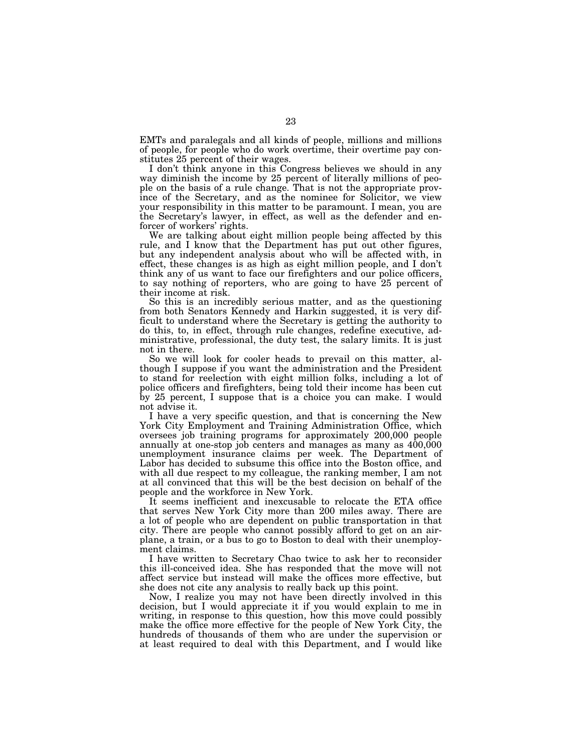EMTs and paralegals and all kinds of people, millions and millions of people, for people who do work overtime, their overtime pay constitutes 25 percent of their wages.

I don't think anyone in this Congress believes we should in any way diminish the income by 25 percent of literally millions of people on the basis of a rule change. That is not the appropriate province of the Secretary, and as the nominee for Solicitor, we view your responsibility in this matter to be paramount. I mean, you are the Secretary's lawyer, in effect, as well as the defender and enforcer of workers' rights.

We are talking about eight million people being affected by this rule, and I know that the Department has put out other figures, but any independent analysis about who will be affected with, in effect, these changes is as high as eight million people, and I don't think any of us want to face our firefighters and our police officers, to say nothing of reporters, who are going to have 25 percent of their income at risk.

So this is an incredibly serious matter, and as the questioning from both Senators Kennedy and Harkin suggested, it is very difficult to understand where the Secretary is getting the authority to do this, to, in effect, through rule changes, redefine executive, administrative, professional, the duty test, the salary limits. It is just not in there.

So we will look for cooler heads to prevail on this matter, although I suppose if you want the administration and the President to stand for reelection with eight million folks, including a lot of police officers and firefighters, being told their income has been cut by 25 percent, I suppose that is a choice you can make. I would not advise it.

I have a very specific question, and that is concerning the New York City Employment and Training Administration Office, which oversees job training programs for approximately 200,000 people annually at one-stop job centers and manages as many as 400,000 unemployment insurance claims per week. The Department of Labor has decided to subsume this office into the Boston office, and with all due respect to my colleague, the ranking member, I am not at all convinced that this will be the best decision on behalf of the people and the workforce in New York.

It seems inefficient and inexcusable to relocate the ETA office that serves New York City more than 200 miles away. There are a lot of people who are dependent on public transportation in that city. There are people who cannot possibly afford to get on an airplane, a train, or a bus to go to Boston to deal with their unemployment claims.

I have written to Secretary Chao twice to ask her to reconsider this ill-conceived idea. She has responded that the move will not affect service but instead will make the offices more effective, but she does not cite any analysis to really back up this point.

Now, I realize you may not have been directly involved in this decision, but I would appreciate it if you would explain to me in writing, in response to this question, how this move could possibly make the office more effective for the people of New York City, the hundreds of thousands of them who are under the supervision or at least required to deal with this Department, and I would like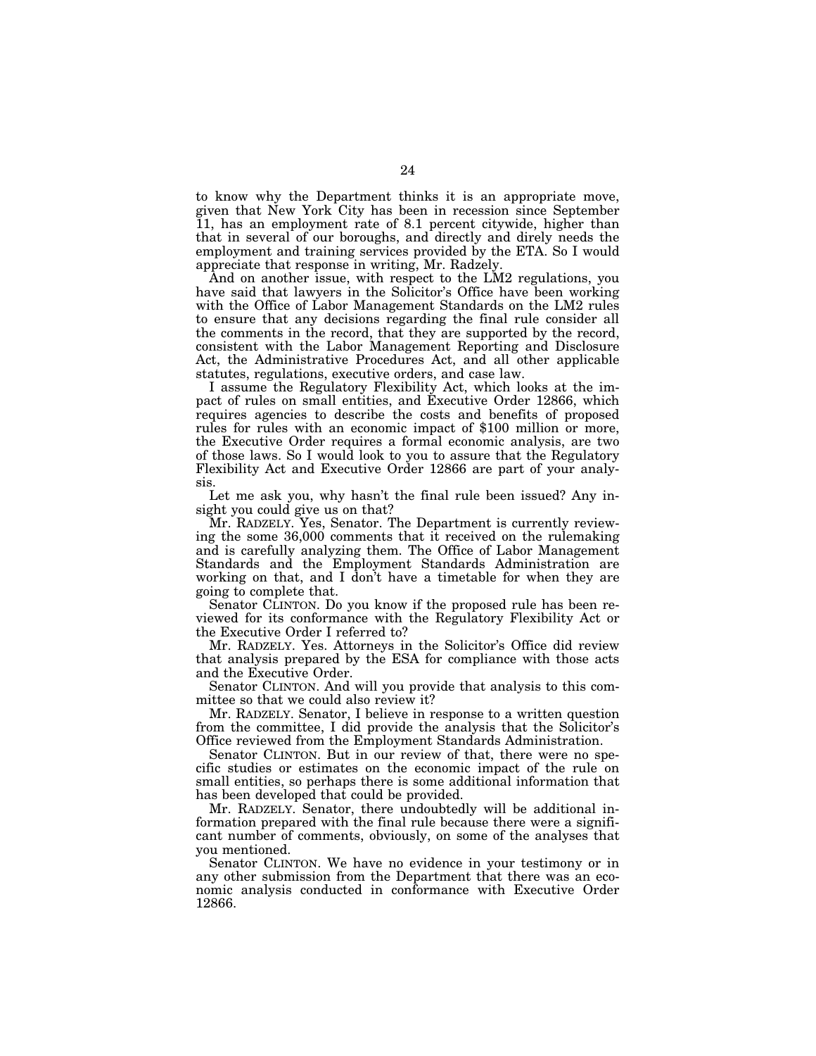to know why the Department thinks it is an appropriate move, given that New York City has been in recession since September 11, has an employment rate of 8.1 percent citywide, higher than that in several of our boroughs, and directly and direly needs the employment and training services provided by the ETA. So I would appreciate that response in writing, Mr. Radzely.

And on another issue, with respect to the LM2 regulations, you have said that lawyers in the Solicitor's Office have been working with the Office of Labor Management Standards on the LM2 rules to ensure that any decisions regarding the final rule consider all the comments in the record, that they are supported by the record, consistent with the Labor Management Reporting and Disclosure Act, the Administrative Procedures Act, and all other applicable statutes, regulations, executive orders, and case law.

I assume the Regulatory Flexibility Act, which looks at the impact of rules on small entities, and Executive Order 12866, which requires agencies to describe the costs and benefits of proposed rules for rules with an economic impact of $100 million or more, the Executive Order requires a formal economic analysis, are two of those laws. So I would look to you to assure that the Regulatory Flexibility Act and Executive Order 12866 are part of your analysis.

Let me ask you, why hasn't the final rule been issued? Any insight you could give us on that?

Mr. RADZELY. Yes, Senator. The Department is currently reviewing the some 36,000 comments that it received on the rulemaking and is carefully analyzing them. The Office of Labor Management Standards and the Employment Standards Administration are working on that, and I don't have a timetable for when they are going to complete that.

Senator CLINTON. Do you know if the proposed rule has been reviewed for its conformance with the Regulatory Flexibility Act or the Executive Order I referred to?

Mr. RADZELY. Yes. Attorneys in the Solicitor's Office did review that analysis prepared by the ESA for compliance with those acts and the Executive Order.

Senator CLINTON. And will you provide that analysis to this committee so that we could also review it?

Mr. RADZELY. Senator, I believe in response to a written question from the committee, I did provide the analysis that the Solicitor's Office reviewed from the Employment Standards Administration.

Senator CLINTON. But in our review of that, there were no specific studies or estimates on the economic impact of the rule on small entities, so perhaps there is some additional information that has been developed that could be provided.

Mr. RADZELY. Senator, there undoubtedly will be additional information prepared with the final rule because there were a significant number of comments, obviously, on some of the analyses that you mentioned.

Senator CLINTON. We have no evidence in your testimony or in any other submission from the Department that there was an economic analysis conducted in conformance with Executive Order 12866.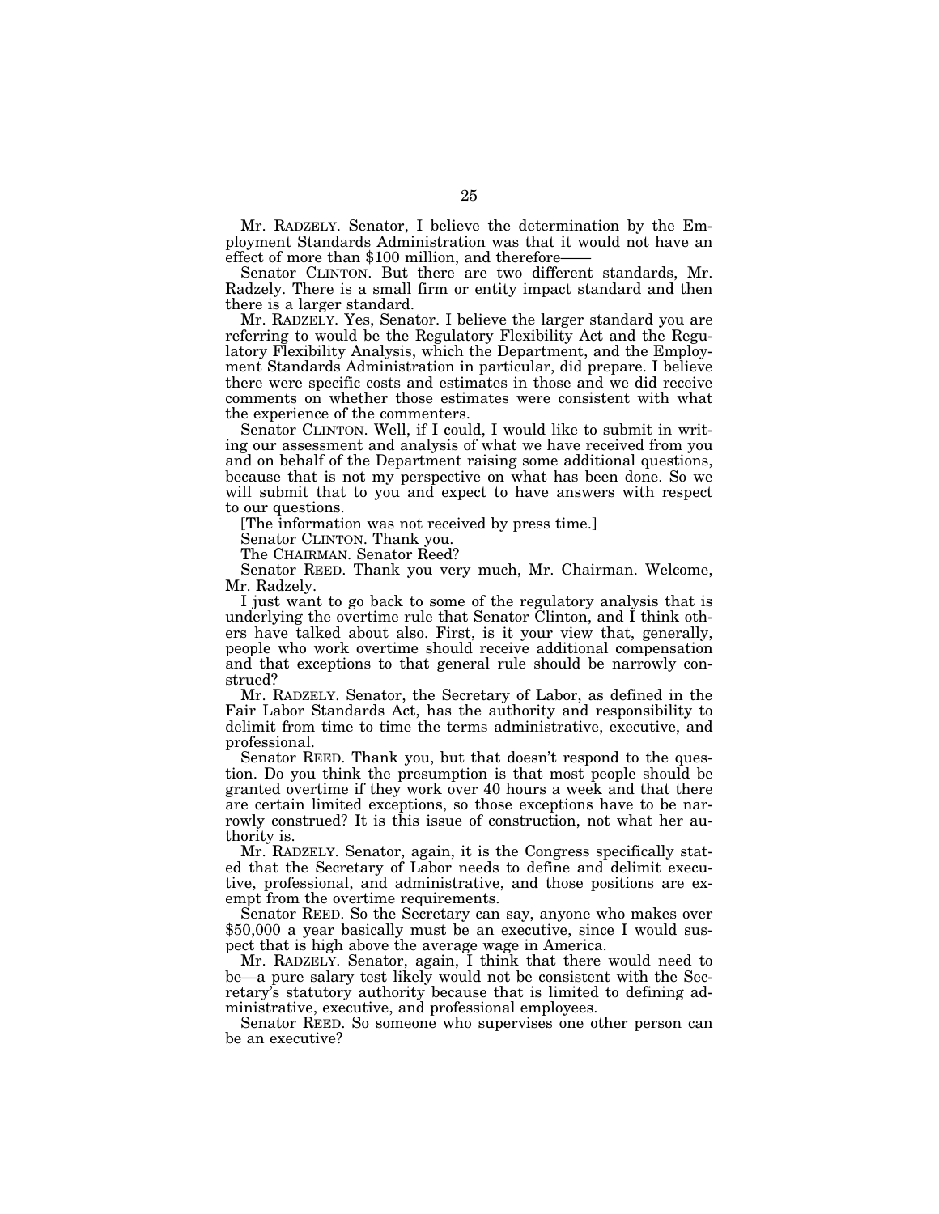Mr. RADZELY. Senator, I believe the determination by the Employment Standards Administration was that it would not have an effect of more than $100 million, and therefore——

Senator CLINTON. But there are two different standards, Mr. Radzely. There is a small firm or entity impact standard and then there is a larger standard.

Mr. RADZELY. Yes, Senator. I believe the larger standard you are referring to would be the Regulatory Flexibility Act and the Regulatory Flexibility Analysis, which the Department, and the Employment Standards Administration in particular, did prepare. I believe there were specific costs and estimates in those and we did receive comments on whether those estimates were consistent with what the experience of the commenters.

Senator CLINTON. Well, if I could, I would like to submit in writing our assessment and analysis of what we have received from you and on behalf of the Department raising some additional questions, because that is not my perspective on what has been done. So we will submit that to you and expect to have answers with respect to our questions.

[The information was not received by press time.]

Senator CLINTON. Thank you.

The CHAIRMAN. Senator Reed?

Senator REED. Thank you very much, Mr. Chairman. Welcome, Mr. Radzely.

I just want to go back to some of the regulatory analysis that is underlying the overtime rule that Senator Clinton, and I think others have talked about also. First, is it your view that, generally, people who work overtime should receive additional compensation and that exceptions to that general rule should be narrowly construed?

Mr. RADZELY. Senator, the Secretary of Labor, as defined in the Fair Labor Standards Act, has the authority and responsibility to delimit from time to time the terms administrative, executive, and professional.

Senator REED. Thank you, but that doesn't respond to the question. Do you think the presumption is that most people should be granted overtime if they work over 40 hours a week and that there are certain limited exceptions, so those exceptions have to be narrowly construed? It is this issue of construction, not what her authority is.

Mr. RADZELY. Senator, again, it is the Congress specifically stated that the Secretary of Labor needs to define and delimit executive, professional, and administrative, and those positions are exempt from the overtime requirements.

Senator REED. So the Secretary can say, anyone who makes over $50,000 a year basically must be an executive, since I would suspect that is high above the average wage in America.

Mr. RADZELY. Senator, again, I think that there would need to be—a pure salary test likely would not be consistent with the Secretary's statutory authority because that is limited to defining administrative, executive, and professional employees.

Senator REED. So someone who supervises one other person can be an executive?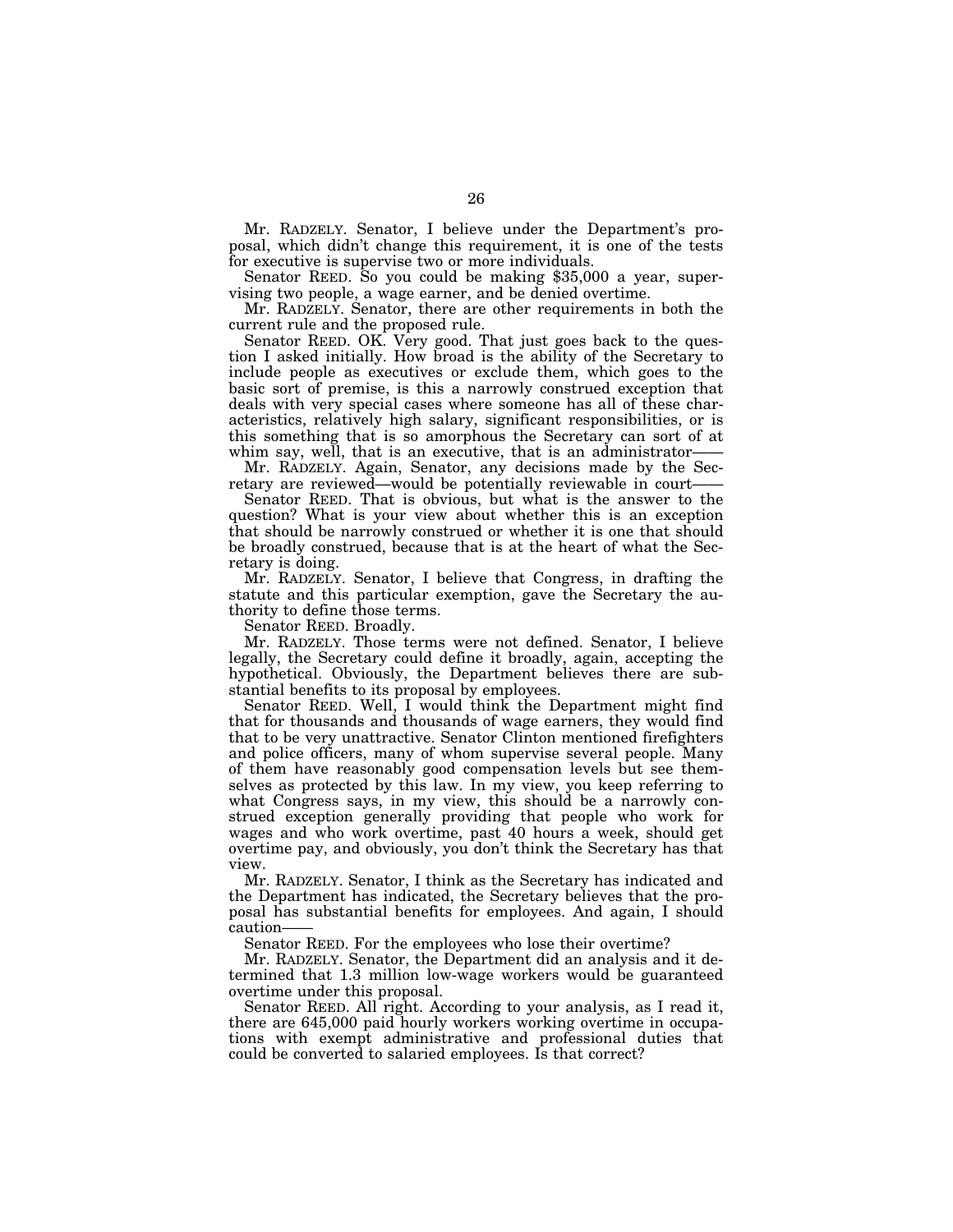Mr. RADZELY. Senator, I believe under the Department's proposal, which didn't change this requirement, it is one of the tests for executive is supervise two or more individuals.

Senator REED. So you could be making $35,000 a year, supervising two people, a wage earner, and be denied overtime.

Mr. RADZELY. Senator, there are other requirements in both the current rule and the proposed rule.

Senator REED. OK. Very good. That just goes back to the question I asked initially. How broad is the ability of the Secretary to include people as executives or exclude them, which goes to the basic sort of premise, is this a narrowly construed exception that deals with very special cases where someone has all of these characteristics, relatively high salary, significant responsibilities, or is this something that is so amorphous the Secretary can sort of at whim say, well, that is an executive, that is an administrator——

Mr. RADZELY. Again, Senator, any decisions made by the Secretary are reviewed—would be potentially reviewable in court——

Senator REED. That is obvious, but what is the answer to the question? What is your view about whether this is an exception that should be narrowly construed or whether it is one that should be broadly construed, because that is at the heart of what the Secretary is doing.

Mr. RADZELY. Senator, I believe that Congress, in drafting the statute and this particular exemption, gave the Secretary the authority to define those terms.

Senator REED. Broadly.

Mr. RADZELY. Those terms were not defined. Senator, I believe legally, the Secretary could define it broadly, again, accepting the hypothetical. Obviously, the Department believes there are substantial benefits to its proposal by employees.

Senator REED. Well, I would think the Department might find that for thousands and thousands of wage earners, they would find that to be very unattractive. Senator Clinton mentioned firefighters and police officers, many of whom supervise several people. Many of them have reasonably good compensation levels but see themselves as protected by this law. In my view, you keep referring to what Congress says, in my view, this should be a narrowly construed exception generally providing that people who work for wages and who work overtime, past 40 hours a week, should get overtime pay, and obviously, you don't think the Secretary has that view.

Mr. RADZELY. Senator, I think as the Secretary has indicated and the Department has indicated, the Secretary believes that the proposal has substantial benefits for employees. And again, I should caution——

Senator REED. For the employees who lose their overtime?

Mr. RADZELY. Senator, the Department did an analysis and it determined that 1.3 million low-wage workers would be guaranteed overtime under this proposal.

Senator REED. All right. According to your analysis, as I read it, there are 645,000 paid hourly workers working overtime in occupations with exempt administrative and professional duties that could be converted to salaried employees. Is that correct?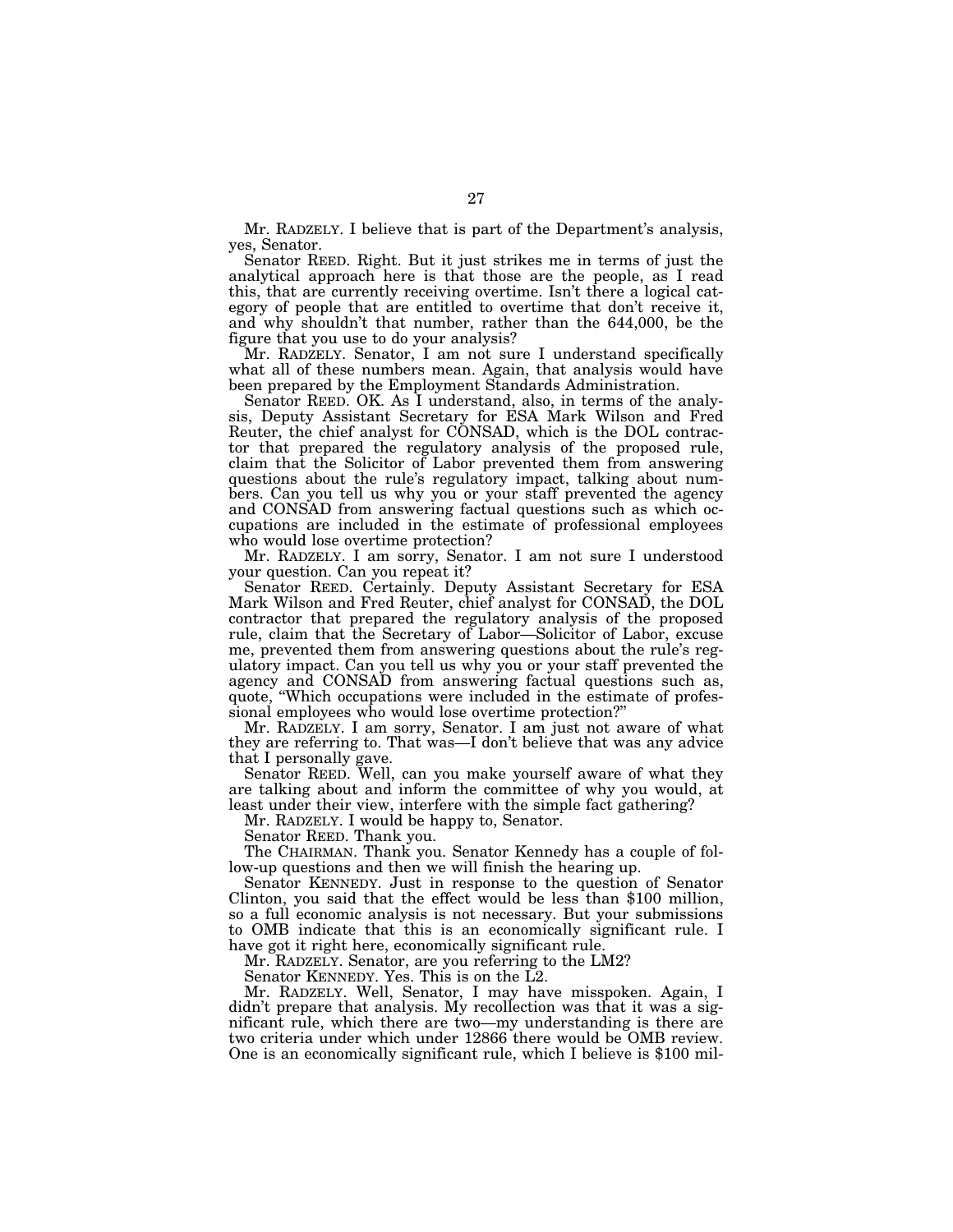Mr. RADZELY. I believe that is part of the Department's analysis, yes, Senator.

Senator REED. Right. But it just strikes me in terms of just the analytical approach here is that those are the people, as I read this, that are currently receiving overtime. Isn't there a logical category of people that are entitled to overtime that don't receive it, and why shouldn't that number, rather than the 644,000, be the figure that you use to do your analysis?

Mr. RADZELY. Senator, I am not sure I understand specifically what all of these numbers mean. Again, that analysis would have been prepared by the Employment Standards Administration.

Senator REED. OK. As I understand, also, in terms of the analysis, Deputy Assistant Secretary for ESA Mark Wilson and Fred Reuter, the chief analyst for CONSAD, which is the DOL contractor that prepared the regulatory analysis of the proposed rule, claim that the Solicitor of Labor prevented them from answering questions about the rule's regulatory impact, talking about numbers. Can you tell us why you or your staff prevented the agency and CONSAD from answering factual questions such as which occupations are included in the estimate of professional employees who would lose overtime protection?

Mr. RADZELY. I am sorry, Senator. I am not sure I understood your question. Can you repeat it?

Senator REED. Certainly. Deputy Assistant Secretary for ESA Mark Wilson and Fred Reuter, chief analyst for CONSAD, the DOL contractor that prepared the regulatory analysis of the proposed rule, claim that the Secretary of Labor—Solicitor of Labor, excuse me, prevented them from answering questions about the rule's regulatory impact. Can you tell us why you or your staff prevented the agency and CONSAD from answering factual questions such as, quote, "Which occupations were included in the estimate of professional employees who would lose overtime protection?"

Mr. RADZELY. I am sorry, Senator. I am just not aware of what they are referring to. That was—I don't believe that was any advice that I personally gave.

Senator REED. Well, can you make yourself aware of what they are talking about and inform the committee of why you would, at least under their view, interfere with the simple fact gathering?

Mr. RADZELY. I would be happy to, Senator.

Senator REED. Thank you.

The CHAIRMAN. Thank you. Senator Kennedy has a couple of follow-up questions and then we will finish the hearing up.

Senator KENNEDY. Just in response to the question of Senator Clinton, you said that the effect would be less than $100 million, so a full economic analysis is not necessary. But your submissions to OMB indicate that this is an economically significant rule. I have got it right here, economically significant rule.

Mr. RADZELY. Senator, are you referring to the LM2?

Senator KENNEDY. Yes. This is on the L2.

Mr. RADZELY. Well, Senator, I may have misspoken. Again, I didn't prepare that analysis. My recollection was that it was a significant rule, which there are two—my understanding is there are two criteria under which under 12866 there would be OMB review. One is an economically significant rule, which I believe is $100 mil-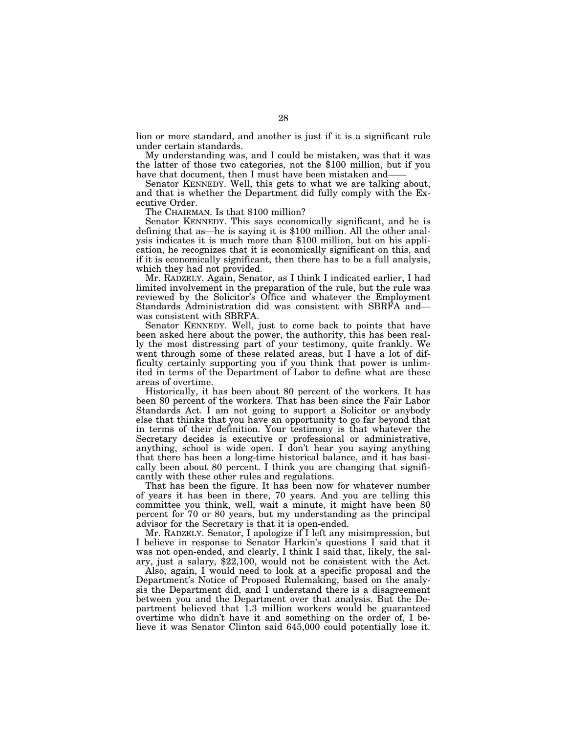lion or more standard, and another is just if it is a significant rule under certain standards.

My understanding was, and I could be mistaken, was that it was the latter of those two categories, not the $100 million, but if you have that document, then I must have been mistaken and——

Senator KENNEDY. Well, this gets to what we are talking about, and that is whether the Department did fully comply with the Executive Order.

The CHAIRMAN. Is that $100 million?

Senator KENNEDY. This says economically significant, and he is defining that as—he is saying it is $100 million. All the other analysis indicates it is much more than $100 million, but on his application, he recognizes that it is economically significant on this, and if it is economically significant, then there has to be a full analysis, which they had not provided.

Mr. RADZELY. Again, Senator, as I think I indicated earlier, I had limited involvement in the preparation of the rule, but the rule was reviewed by the Solicitor's Office and whatever the Employment Standards Administration did was consistent with SBRFA and—was consistent with SBRFA.

Senator KENNEDY. Well, just to come back to points that have been asked here about the power, the authority, this has been really the most distressing part of your testimony, quite frankly. We went through some of these related areas, but I have a lot of difficulty certainly supporting you if you think that power is unlimited in terms of the Department of Labor to define what are these areas of overtime.

Historically, it has been about 80 percent of the workers. It has been 80 percent of the workers. That has been since the Fair Labor Standards Act. I am not going to support a Solicitor or anybody else that thinks that you have an opportunity to go far beyond that in terms of their definition. Your testimony is that whatever the Secretary decides is executive or professional or administrative, anything, school is wide open. I don't hear you saying anything that there has been a long-time historical balance, and it has basically been about 80 percent. I think you are changing that significantly with these other rules and regulations.

That has been the figure. It has been now for whatever number of years it has been in there, 70 years. And you are telling this committee you think, well, wait a minute, it might have been 80 percent for 70 or 80 years, but my understanding as the principal advisor for the Secretary is that it is open-ended.

Mr. RADZELY. Senator, I apologize if I left any misimpression, but I believe in response to Senator Harkin's questions I said that it was not open-ended, and clearly, I think I said that, likely, the salary, just a salary, $22,100, would not be consistent with the Act.

Also, again, I would need to look at a specific proposal and the Department's Notice of Proposed Rulemaking, based on the analysis the Department did, and I understand there is a disagreement between you and the Department over that analysis. But the Department believed that 1.3 million workers would be guaranteed overtime who didn't have it and something on the order of, I believe it was Senator Clinton said 645,000 could potentially lose it.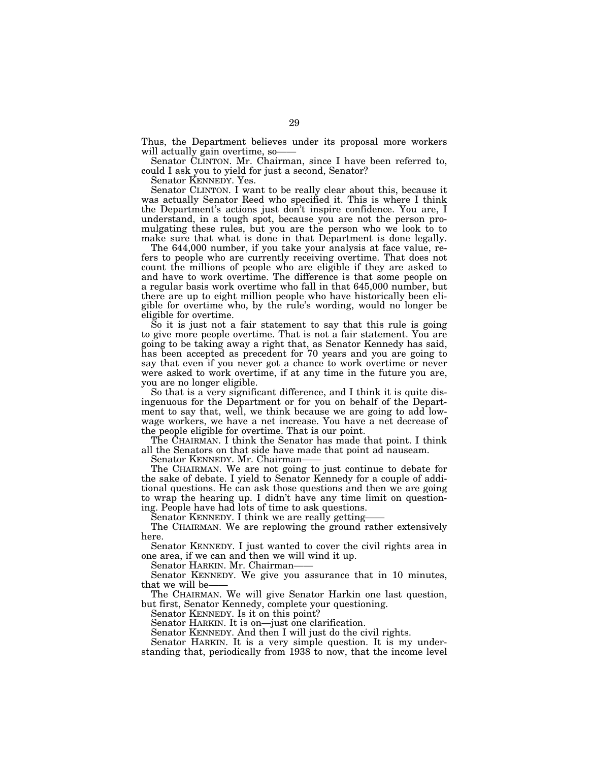Thus, the Department believes under its proposal more workers will actually gain overtime, so——

Senator CLINTON. Mr. Chairman, since I have been referred to, could I ask you to yield for just a second, Senator?

Senator KENNEDY. Yes.

Senator CLINTON. I want to be really clear about this, because it was actually Senator Reed who specified it. This is where I think the Department's actions just don't inspire confidence. You are, I understand, in a tough spot, because you are not the person promulgating these rules, but you are the person who we look to to make sure that what is done in that Department is done legally.

The 644,000 number, if you take your analysis at face value, refers to people who are currently receiving overtime. That does not count the millions of people who are eligible if they are asked to and have to work overtime. The difference is that some people on a regular basis work overtime who fall in that 645,000 number, but there are up to eight million people who have historically been eligible for overtime who, by the rule's wording, would no longer be eligible for overtime.

So it is just not a fair statement to say that this rule is going to give more people overtime. That is not a fair statement. You are going to be taking away a right that, as Senator Kennedy has said, has been accepted as precedent for 70 years and you are going to say that even if you never got a chance to work overtime or never were asked to work overtime, if at any time in the future you are, you are no longer eligible.

So that is a very significant difference, and I think it is quite disingenuous for the Department or for you on behalf of the Department to say that, well, we think because we are going to add low-wage workers, we have a net increase. You have a net decrease of the people eligible for overtime. That is our point.

The CHAIRMAN. I think the Senator has made that point. I think all the Senators on that side have made that point ad nauseam.

Senator KENNEDY. Mr. Chairman——

The CHAIRMAN. We are not going to just continue to debate for the sake of debate. I yield to Senator Kennedy for a couple of additional questions. He can ask those questions and then we are going to wrap the hearing up. I didn't have any time limit on questioning. People have had lots of time to ask questions.

Senator KENNEDY. I think we are really getting——

The CHAIRMAN. We are replowing the ground rather extensively here.

Senator KENNEDY. I just wanted to cover the civil rights area in one area, if we can and then we will wind it up.

Senator HARKIN. Mr. Chairman——

Senator KENNEDY. We give you assurance that in 10 minutes, that we will be——

The CHAIRMAN. We will give Senator Harkin one last question, but first, Senator Kennedy, complete your questioning.

Senator KENNEDY. Is it on this point?

Senator HARKIN. It is on—just one clarification.

Senator KENNEDY. And then I will just do the civil rights.

Senator HARKIN. It is a very simple question. It is my understanding that, periodically from 1938 to now, that the income level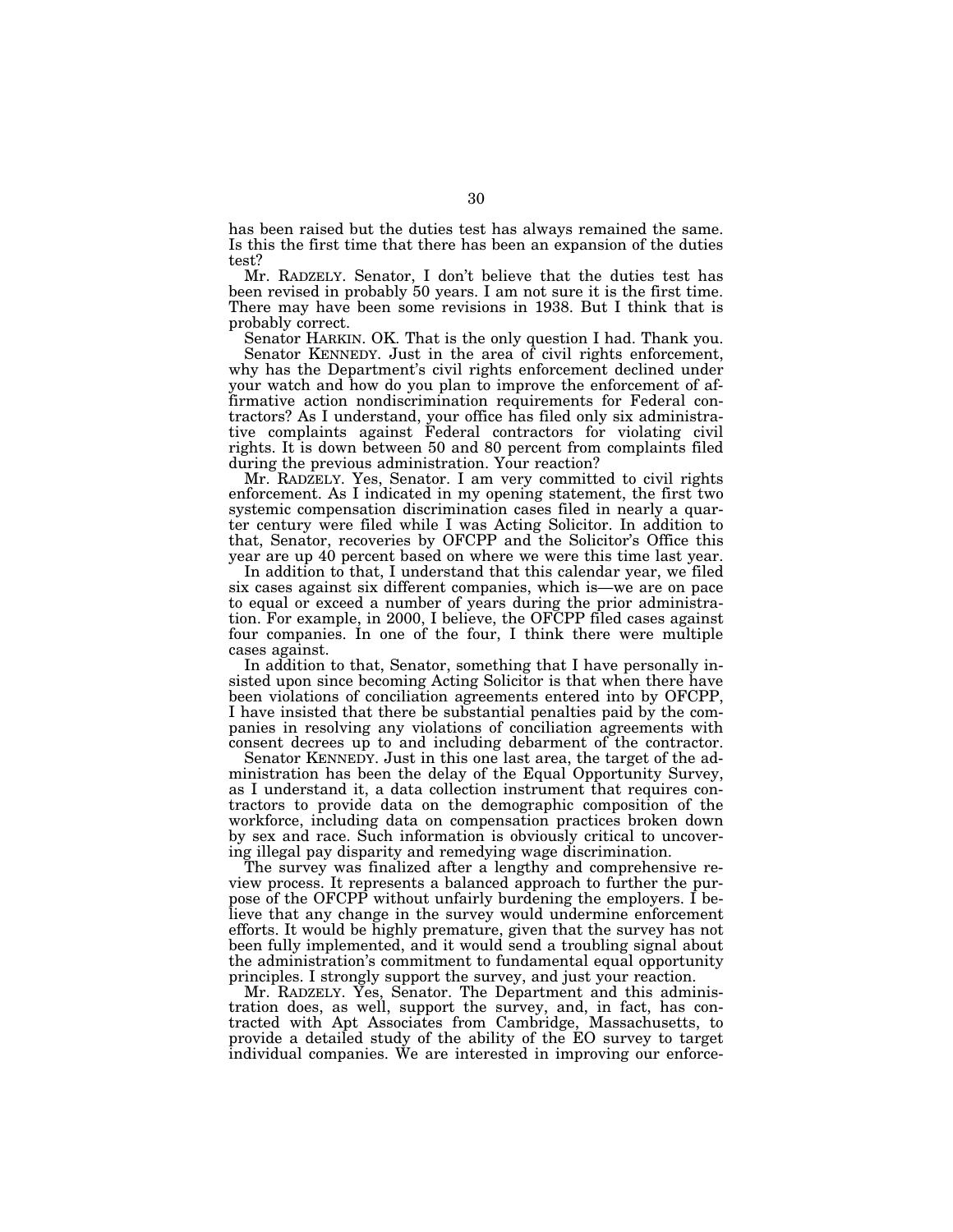has been raised but the duties test has always remained the same. Is this the first time that there has been an expansion of the duties test?

Mr. RADZELY. Senator, I don't believe that the duties test has been revised in probably 50 years. I am not sure it is the first time. There may have been some revisions in 1938. But I think that is probably correct.

Senator HARKIN. OK. That is the only question I had. Thank you.

Senator KENNEDY. Just in the area of civil rights enforcement, why has the Department's civil rights enforcement declined under your watch and how do you plan to improve the enforcement of affirmative action nondiscrimination requirements for Federal contractors? As I understand, your office has filed only six administrative complaints against Federal contractors for violating civil rights. It is down between 50 and 80 percent from complaints filed during the previous administration. Your reaction?

Mr. RADZELY. Yes, Senator. I am very committed to civil rights enforcement. As I indicated in my opening statement, the first two systemic compensation discrimination cases filed in nearly a quarter century were filed while I was Acting Solicitor. In addition to that, Senator, recoveries by OFCPP and the Solicitor's Office this year are up 40 percent based on where we were this time last year.

In addition to that, I understand that this calendar year, we filed six cases against six different companies, which is—we are on pace to equal or exceed a number of years during the prior administration. For example, in 2000, I believe, the OFCPP filed cases against four companies. In one of the four, I think there were multiple cases against.

In addition to that, Senator, something that I have personally insisted upon since becoming Acting Solicitor is that when there have been violations of conciliation agreements entered into by OFCPP, I have insisted that there be substantial penalties paid by the companies in resolving any violations of conciliation agreements with consent decrees up to and including debarment of the contractor.

Senator KENNEDY. Just in this one last area, the target of the administration has been the delay of the Equal Opportunity Survey, as I understand it, a data collection instrument that requires contractors to provide data on the demographic composition of the workforce, including data on compensation practices broken down by sex and race. Such information is obviously critical to uncovering illegal pay disparity and remedying wage discrimination.

The survey was finalized after a lengthy and comprehensive review process. It represents a balanced approach to further the purpose of the OFCPP without unfairly burdening the employers. I believe that any change in the survey would undermine enforcement efforts. It would be highly premature, given that the survey has not been fully implemented, and it would send a troubling signal about the administration's commitment to fundamental equal opportunity principles. I strongly support the survey, and just your reaction.

Mr. RADZELY. Yes, Senator. The Department and this administration does, as well, support the survey, and, in fact, has contracted with Apt Associates from Cambridge, Massachusetts, to provide a detailed study of the ability of the EO survey to target individual companies. We are interested in improving our enforce-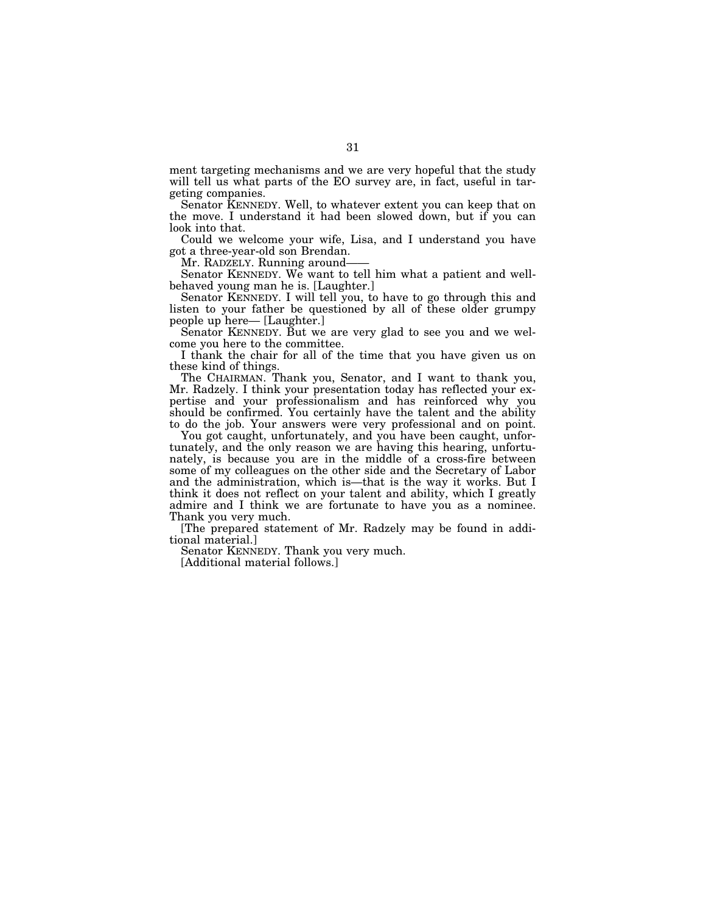ment targeting mechanisms and we are very hopeful that the study will tell us what parts of the EO survey are, in fact, useful in targeting companies.

Senator KENNEDY. Well, to whatever extent you can keep that on the move. I understand it had been slowed down, but if you can look into that.

Could we welcome your wife, Lisa, and I understand you have got a three-year-old son Brendan.

Mr. RADZELY. Running around——

Senator KENNEDY. We want to tell him what a patient and well-behaved young man he is. [Laughter.]

Senator KENNEDY. I will tell you, to have to go through this and listen to your father be questioned by all of these older grumpy people up here— [Laughter.]

Senator KENNEDY. But we are very glad to see you and we welcome you here to the committee.

I thank the chair for all of the time that you have given us on these kind of things.

The CHAIRMAN. Thank you, Senator, and I want to thank you, Mr. Radzely. I think your presentation today has reflected your expertise and your professionalism and has reinforced why you should be confirmed. You certainly have the talent and the ability to do the job. Your answers were very professional and on point.

You got caught, unfortunately, and you have been caught, unfortunately, and the only reason we are having this hearing, unfortunately, is because you are in the middle of a cross-fire between some of my colleagues on the other side and the Secretary of Labor and the administration, which is—that is the way it works. But I think it does not reflect on your talent and ability, which I greatly admire and I think we are fortunate to have you as a nominee. Thank you very much.

[The prepared statement of Mr. Radzely may be found in additional material.]

Senator KENNEDY. Thank you very much.

[Additional material follows.]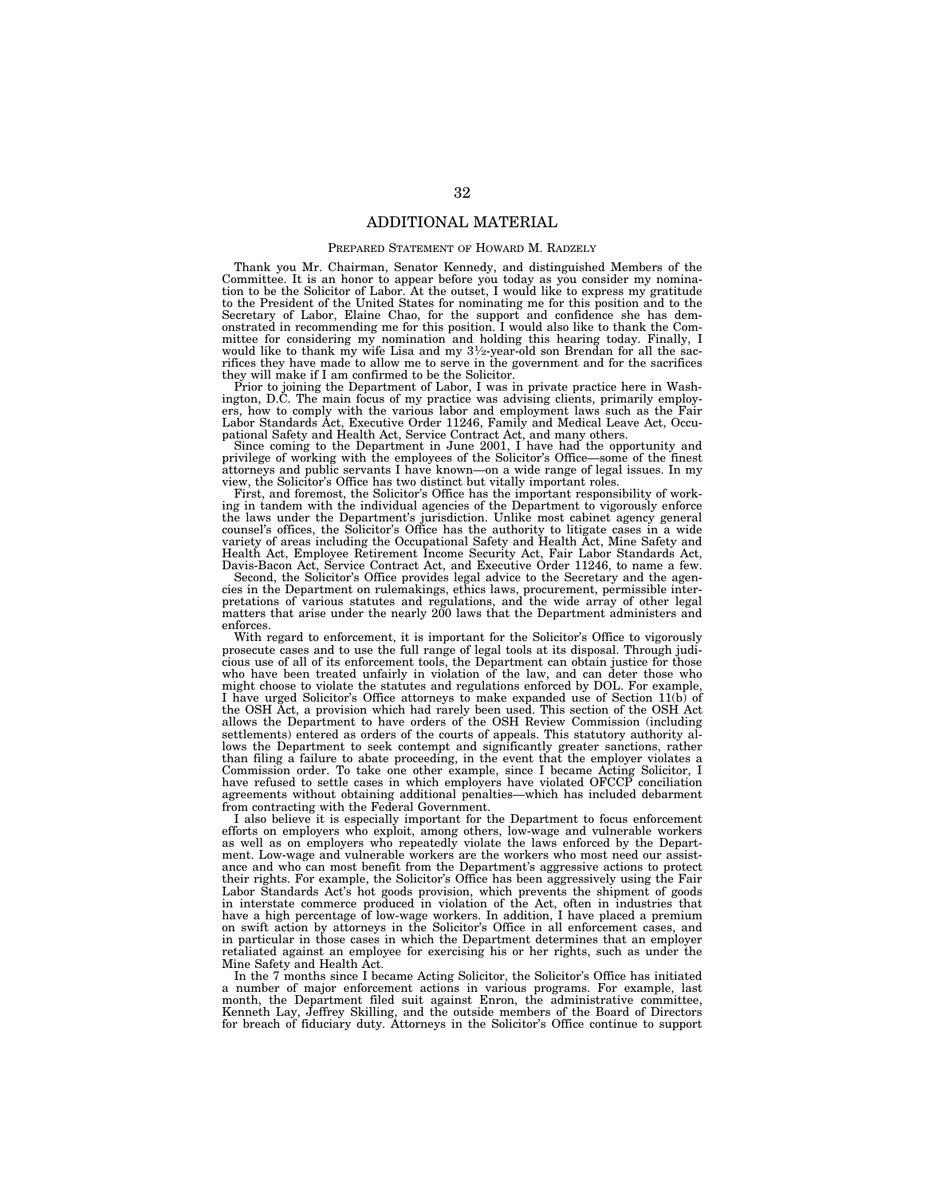# ADDITIONAL MATERIAL

## PREPARED STATEMENT OF HOWARD M. RADZELY

Thank you Mr. Chairman, Senator Kennedy, and distinguished Members of the Committee. It is an honor to appear before you today as you consider my nomination to be the Solicitor of Labor. At the outset, I would like to express my gratitude to the President of the United States for nominating me for this position and to the Secretary of Labor, Elaine Chao, for the support and confidence she has demonstrated in recommending me for this position. I would also like to thank the Committee for considering my nomination and holding this hearing today. Finally, I would like to thank my wife Lisa and my 3½-year-old son Brendan for all the sacrifices they have made to allow me to serve in the government and for the sacrifices they will make if I am confirmed to be the Solicitor.

Prior to joining the Department of Labor, I was in private practice here in Washington, D.C. The main focus of my practice was advising clients, primarily employers, how to comply with the various labor and employment laws such as the Fair Labor Standards Act, Executive Order 11246, Family and Medical Leave Act, Occupational Safety and Health Act, Service Contract Act, and many others.

Since coming to the Department in June 2001, I have had the opportunity and privilege of working with the employees of the Solicitor's Office—some of the finest attorneys and public servants I have known—on a wide range of legal issues. In my view, the Solicitor's Office has two distinct but vitally important roles.

First, and foremost, the Solicitor's Office has the important responsibility of working in tandem with the individual agencies of the Department to vigorously enforce the laws under the Department's jurisdiction. Unlike most cabinet agency general counsel's offices, the Solicitor's Office has the authority to litigate cases in a wide variety of areas including the Occupational Safety and Health Act, Mine Safety and Health Act, Employee Retirement Income Security Act, Fair Labor Standards Act, Davis-Bacon Act, Service Contract Act, and Executive Order 11246, to name a few.

Second, the Solicitor's Office provides legal advice to the Secretary and the agencies in the Department on rulemakings, ethics laws, procurement, permissible interpretations of various statutes and regulations, and the wide array of other legal matters that arise under the nearly 200 laws that the Department administers and enforces.

With regard to enforcement, it is important for the Solicitor's Office to vigorously prosecute cases and to use the full range of legal tools at its disposal. Through judicious use of all of its enforcement tools, the Department can obtain justice for those who have been treated unfairly in violation of the law, and can deter those who might choose to violate the statutes and regulations enforced by DOL. For example, I have urged Solicitor's Office attorneys to make expanded use of Section 11(b) of the OSH Act, a provision which had rarely been used. This section of the OSH Act allows the Department to have orders of the OSH Review Commission (including settlements) entered as orders of the courts of appeals. This statutory authority allows the Department to seek contempt and significantly greater sanctions, rather than filing a failure to abate proceeding, in the event that the employer violates a Commission order. To take one other example, since I became Acting Solicitor, I have refused to settle cases in which employers have violated OFCCP conciliation agreements without obtaining additional penalties—which has included debarment from contracting with the Federal Government.

I also believe it is especially important for the Department to focus enforcement efforts on employers who exploit, among others, low-wage and vulnerable workers as well as on employers who repeatedly violate the laws enforced by the Department. Low-wage and vulnerable workers are the workers who most need our assistance and who can most benefit from the Department's aggressive actions to protect their rights. For example, the Solicitor's Office has been aggressively using the Fair Labor Standards Act's hot goods provision, which prevents the shipment of goods in interstate commerce produced in violation of the Act, often in industries that have a high percentage of low-wage workers. In addition, I have placed a premium on swift action by attorneys in the Solicitor's Office in all enforcement cases, and in particular in those cases in which the Department determines that an employer retaliated against an employee for exercising his or her rights, such as under the Mine Safety and Health Act.

In the 7 months since I became Acting Solicitor, the Solicitor's Office has initiated a number of major enforcement actions in various programs. For example, last month, the Department filed suit against Enron, the administrative committee, Kenneth Lay, Jeffrey Skilling, and the outside members of the Board of Directors for breach of fiduciary duty. Attorneys in the Solicitor's Office continue to support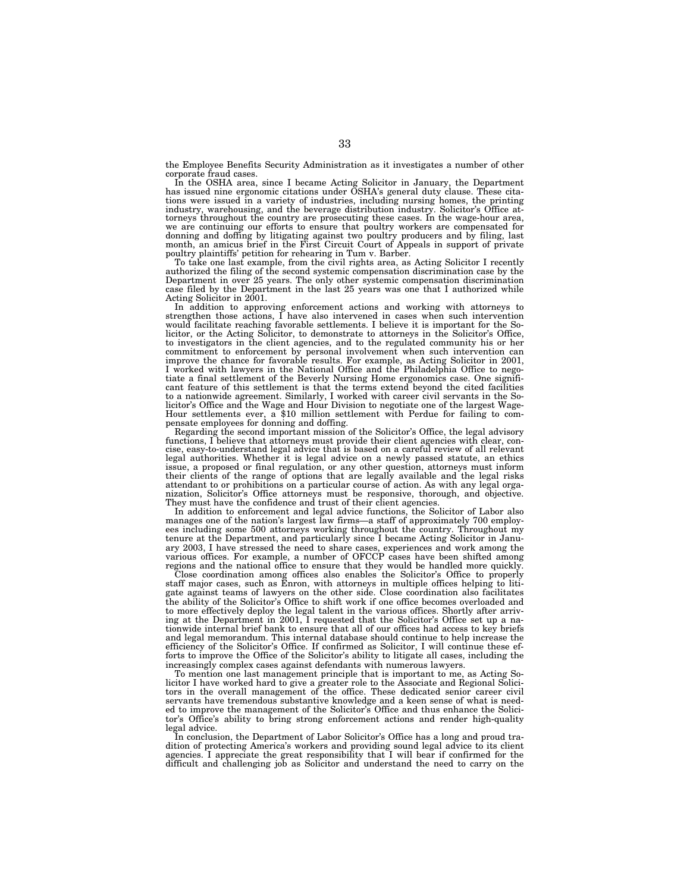the Employee Benefits Security Administration as it investigates a number of other corporate fraud cases.

In the OSHA area, since I became Acting Solicitor in January, the Department has issued nine ergonomic citations under OSHA's general duty clause. These citations were issued in a variety of industries, including nursing homes, the printing industry, warehousing, and the beverage distribution industry. Solicitor's Office attorneys throughout the country are prosecuting these cases. In the wage-hour area, we are continuing our efforts to ensure that poultry workers are compensated for donning and doffing by litigating against two poultry producers and by filing, last month, an amicus brief in the First Circuit Court of Appeals in support of private poultry plaintiffs' petition for rehearing in Tum v. Barber.

To take one last example, from the civil rights area, as Acting Solicitor I recently authorized the filing of the second systemic compensation discrimination case by the Department in over 25 years. The only other systemic compensation discrimination case filed by the Department in the last 25 years was one that I authorized while Acting Solicitor in 2001.

In addition to approving enforcement actions and working with attorneys to strengthen those actions, I have also intervened in cases when such intervention would facilitate reaching favorable settlements. I believe it is important for the Solicitor, or the Acting Solicitor, to demonstrate to attorneys in the Solicitor's Office, to investigators in the client agencies, and to the regulated community his or her commitment to enforcement by personal involvement when such intervention can improve the chance for favorable results. For example, as Acting Solicitor in 2001, I worked with lawyers in the National Office and the Philadelphia Office to negotiate a final settlement of the Beverly Nursing Home ergonomics case. One significant feature of this settlement is that the terms extend beyond the cited facilities to a nationwide agreement. Similarly, I worked with career civil servants in the Solicitor's Office and the Wage and Hour Division to negotiate one of the largest Wage-Hour settlements ever, a $10 million settlement with Perdue for failing to compensate employees for donning and doffing.

Regarding the second important mission of the Solicitor's Office, the legal advisory functions, I believe that attorneys must provide their client agencies with clear, concise, easy-to-understand legal advice that is based on a careful review of all relevant legal authorities. Whether it is legal advice on a newly passed statute, an ethics issue, a proposed or final regulation, or any other question, attorneys must inform their clients of the range of options that are legally available and the legal risks attendant to or prohibitions on a particular course of action. As with any legal organization, Solicitor's Office attorneys must be responsive, thorough, and objective. They must have the confidence and trust of their client agencies.

In addition to enforcement and legal advice functions, the Solicitor of Labor also manages one of the nation's largest law firms—a staff of approximately 700 employees including some 500 attorneys working throughout the country. Throughout my tenure at the Department, and particularly since I became Acting Solicitor in January 2003, I have stressed the need to share cases, experiences and work among the various offices. For example, a number of OFCCP cases have been shifted among regions and the national office to ensure that they would be handled more quickly.

Close coordination among offices also enables the Solicitor's Office to properly staff major cases, such as Enron, with attorneys in multiple offices helping to litigate against teams of lawyers on the other side. Close coordination also facilitates the ability of the Solicitor's Office to shift work if one office becomes overloaded and to more effectively deploy the legal talent in the various offices. Shortly after arriving at the Department in 2001, I requested that the Solicitor's Office set up a nationwide internal brief bank to ensure that all of our offices had access to key briefs and legal memorandum. This internal database should continue to help increase the efficiency of the Solicitor's Office. If confirmed as Solicitor, I will continue these efforts to improve the Office of the Solicitor's ability to litigate all cases, including the increasingly complex cases against defendants with numerous lawyers.

To mention one last management principle that is important to me, as Acting Solicitor I have worked hard to give a greater role to the Associate and Regional Solicitors in the overall management of the office. These dedicated senior career civil servants have tremendous substantive knowledge and a keen sense of what is needed to improve the management of the Solicitor's Office and thus enhance the Solicitor's Office's ability to bring strong enforcement actions and render high-quality legal advice.

In conclusion, the Department of Labor Solicitor's Office has a long and proud tradition of protecting America's workers and providing sound legal advice to its client agencies. I appreciate the great responsibility that I will bear if confirmed for the difficult and challenging job as Solicitor and understand the need to carry on the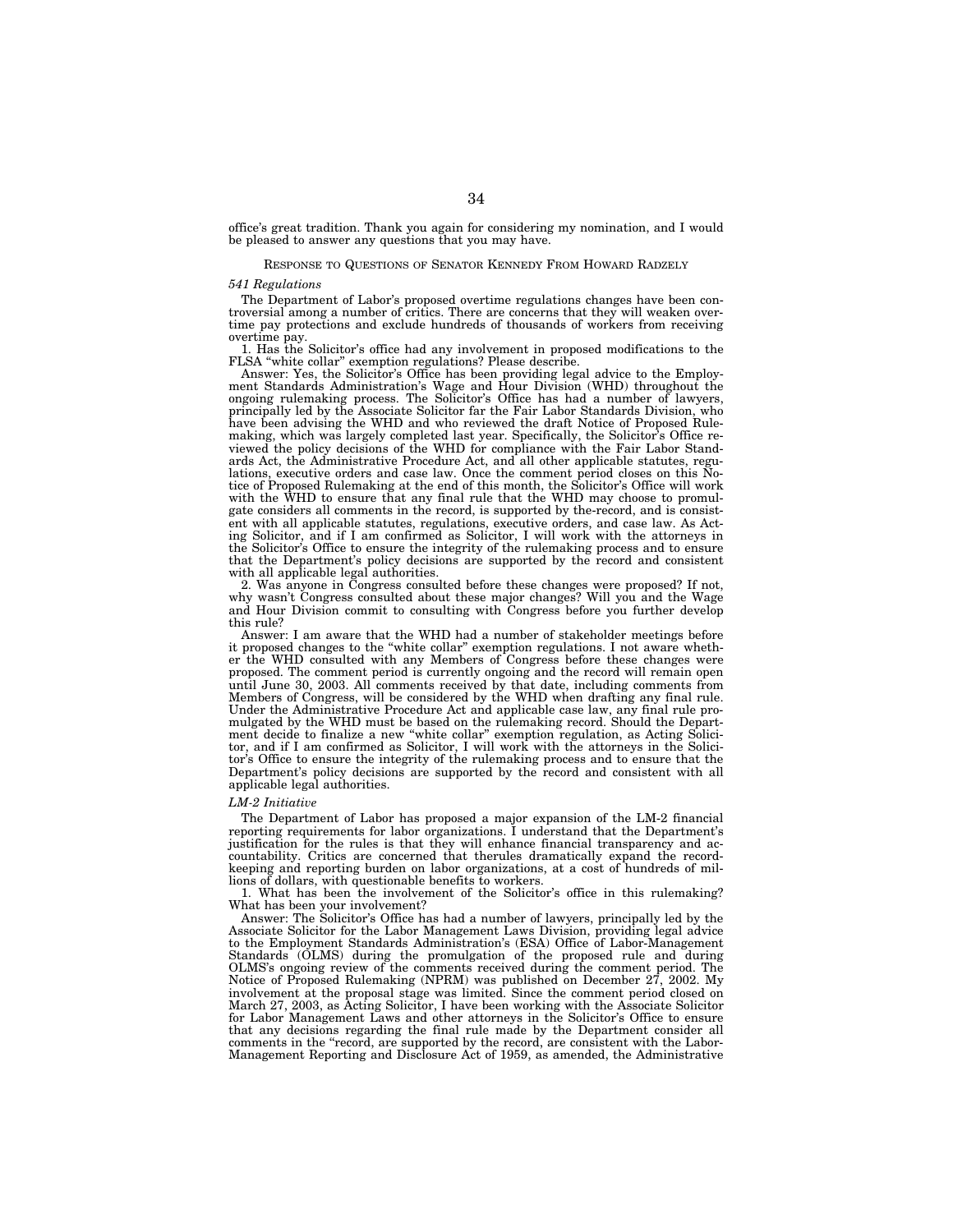office's great tradition. Thank you again for considering my nomination, and I would be pleased to answer any questions that you may have.

RESPONSE TO QUESTIONS OF SENATOR KENNEDY FROM HOWARD RADZELY

*541 Regulations*

The Department of Labor's proposed overtime regulations changes have been controversial among a number of critics. There are concerns that they will weaken overtime pay protections and exclude hundreds of thousands of workers from receiving overtime pay.

1. Has the Solicitor's office had any involvement in proposed modifications to the FLSA "white collar" exemption regulations? Please describe.

Answer: Yes, the Solicitor's Office has been providing legal advice to the Employment Standards Administration's Wage and Hour Division (WHD) throughout the ongoing rulemaking process. The Solicitor's Office has had a number of lawyers, principally led by the Associate Solicitor far the Fair Labor Standards Division, who have been advising the WHD and who reviewed the draft Notice of Proposed Rulemaking, which was largely completed last year. Specifically, the Solicitor's Office reviewed the policy decisions of the WHD for compliance with the Fair Labor Standards Act, the Administrative Procedure Act, and all other applicable statutes, regulations, executive orders and case law. Once the comment period closes on this Notice of Proposed Rulemaking at the end of this month, the Solicitor's Office will work with the WHD to ensure that any final rule that the WHD may choose to promulgate considers all comments in the record, is supported by the-record, and is consistent with all applicable statutes, regulations, executive orders, and case law. As Acting Solicitor, and if I am confirmed as Solicitor, I will work with the attorneys in the Solicitor's Office to ensure the integrity of the rulemaking process and to ensure that the Department's policy decisions are supported by the record and consistent with all applicable legal authorities.

2. Was anyone in Congress consulted before these changes were proposed? If not, why wasn't Congress consulted about these major changes? Will you and the Wage and Hour Division commit to consulting with Congress before you further develop this rule?

Answer: I am aware that the WHD had a number of stakeholder meetings before it proposed changes to the "white collar" exemption regulations. I not aware whether the WHD consulted with any Members of Congress before these changes were proposed. The comment period is currently ongoing and the record will remain open until June 30, 2003. All comments received by that date, including comments from Members of Congress, will be considered by the WHD when drafting any final rule. Under the Administrative Procedure Act and applicable case law, any final rule promulgated by the WHD must be based on the rulemaking record. Should the Department decide to finalize a new "white collar" exemption regulation, as Acting Solicitor, and if I am confirmed as Solicitor, I will work with the attorneys in the Solicitor's Office to ensure the integrity of the rulemaking process and to ensure that the Department's policy decisions are supported by the record and consistent with all applicable legal authorities.

*LM-2 Initiative*

The Department of Labor has proposed a major expansion of the LM-2 financial reporting requirements for labor organizations. I understand that the Department's justification for the rules is that they will enhance financial transparency and accountability. Critics are concerned that therules dramatically expand the recordkeeping and reporting burden on labor organizations, at a cost of hundreds of millions of dollars, with questionable benefits to workers.

1. What has been the involvement of the Solicitor's office in this rulemaking? What has been your involvement?

Answer: The Solicitor's Office has had a number of lawyers, principally led by the Associate Solicitor for the Labor Management Laws Division, providing legal advice to the Employment Standards Administration's (ESA) Office of Labor-Management Standards (OLMS) during the promulgation of the proposed rule and during OLMS's ongoing review of the comments received during the comment period. The Notice of Proposed Rulemaking (NPRM) was published on December 27, 2002. My involvement at the proposal stage was limited. Since the comment period closed on March 27, 2003, as Acting Solicitor, I have been working with the Associate Solicitor for Labor Management Laws and other attorneys in the Solicitor's Office to ensure that any decisions regarding the final rule made by the Department consider all comments in the "record, are supported by the record, are consistent with the Labor-Management Reporting and Disclosure Act of 1959, as amended, the Administrative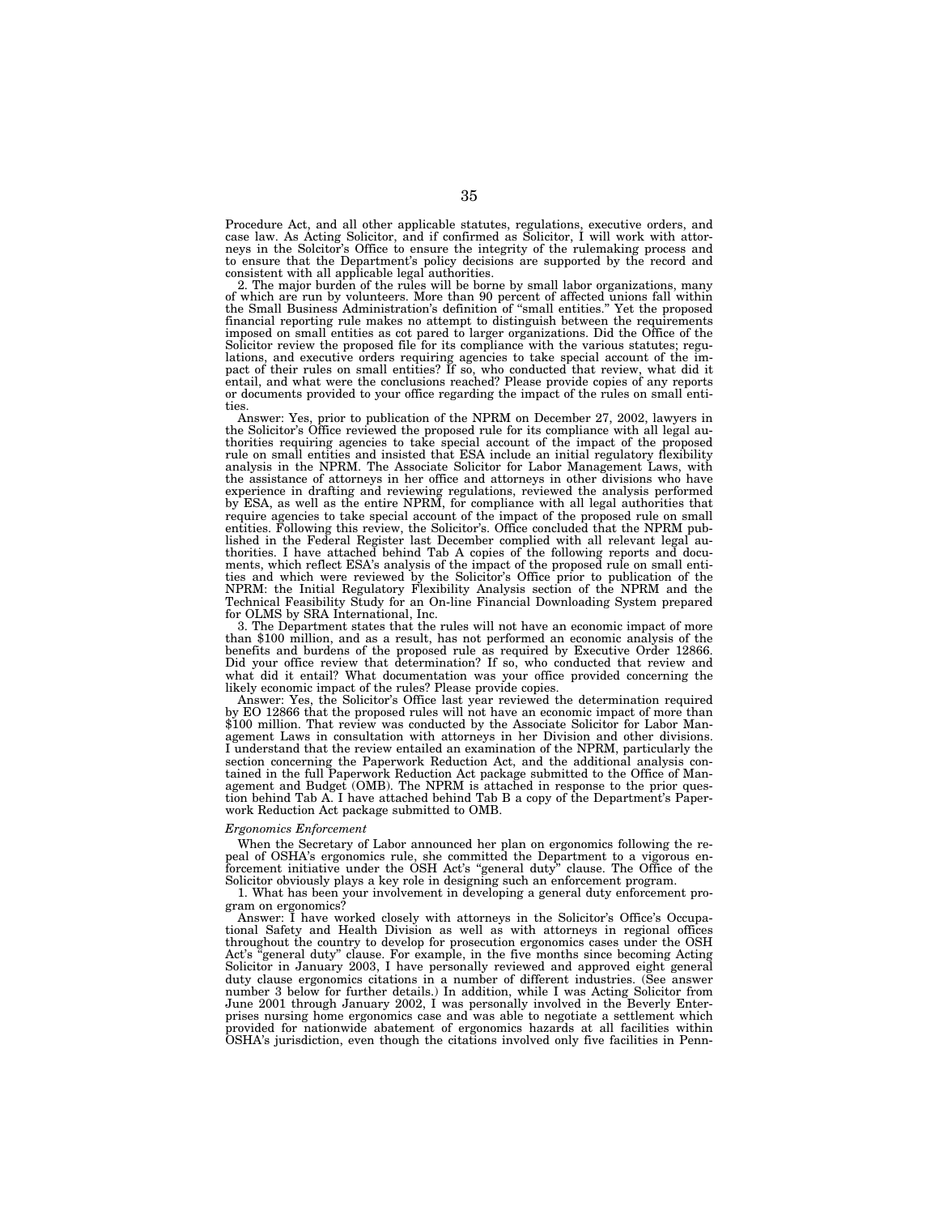Procedure Act, and all other applicable statutes, regulations, executive orders, and case law. As Acting Solicitor, and if confirmed as Solicitor, I will work with attorneys in the Solcitor's Office to ensure the integrity of the rulemaking process and to ensure that the Department's policy decisions are supported by the record and consistent with all applicable legal authorities.

2. The major burden of the rules will be borne by small labor organizations, many of which are run by volunteers. More than 90 percent of affected unions fall within the Small Business Administration's definition of "small entities." Yet the proposed financial reporting rule makes no attempt to distinguish between the requirements imposed on small entities as cot pared to larger organizations. Did the Office of the Solicitor review the proposed file for its compliance with the various statutes; regulations, and executive orders requiring agencies to take special account of the impact of their rules on small entities? If so, who conducted that review, what did it entail, and what were the conclusions reached? Please provide copies of any reports or documents provided to your office regarding the impact of the rules on small entities.

Answer: Yes, prior to publication of the NPRM on December 27, 2002, lawyers in the Solicitor's Office reviewed the proposed rule for its compliance with all legal authorities requiring agencies to take special account of the impact of the proposed rule on small entities and insisted that ESA include an initial regulatory flexibility analysis in the NPRM. The Associate Solicitor for Labor Management Laws, with the assistance of attorneys in her office and attorneys in other divisions who have experience in drafting and reviewing regulations, reviewed the analysis performed by ESA, as well as the entire NPRM, for compliance with all legal authorities that require agencies to take special account of the impact of the proposed rule on small entities. Following this review, the Solicitor's. Office concluded that the NPRM published in the Federal Register last December complied with all relevant legal authorities. I have attached behind Tab A copies of the following reports and documents, which reflect ESA's analysis of the impact of the proposed rule on small entities and which were reviewed by the Solicitor's Office prior to publication of the NPRM: the Initial Regulatory Flexibility Analysis section of the NPRM and the Technical Feasibility Study for an On-line Financial Downloading System prepared for OLMS by SRA International, Inc.

3. The Department states that the rules will not have an economic impact of more than $100 million, and as a result, has not performed an economic analysis of the benefits and burdens of the proposed rule as required by Executive Order 12866. Did your office review that determination? If so, who conducted that review and what did it entail? What documentation was your office provided concerning the likely economic impact of the rules? Please provide copies.

Answer: Yes, the Solicitor's Office last year reviewed the determination required by EO 12866 that the proposed rules will not have an economic impact of more than $100 million. That review was conducted by the Associate Solicitor for Labor Management Laws in consultation with attorneys in her Division and other divisions. I understand that the review entailed an examination of the NPRM, particularly the section concerning the Paperwork Reduction Act, and the additional analysis contained in the full Paperwork Reduction Act package submitted to the Office of Management and Budget (OMB). The NPRM is attached in response to the prior question behind Tab A. I have attached behind Tab B a copy of the Department's Paperwork Reduction Act package submitted to OMB.

*Ergonomics Enforcement*

When the Secretary of Labor announced her plan on ergonomics following the repeal of OSHA's ergonomics rule, she committed the Department to a vigorous enforcement initiative under the OSH Act's "general duty" clause. The Office of the Solicitor obviously plays a key role in designing such an enforcement program.

1. What has been your involvement in developing a general duty enforcement program on ergonomics?

Answer: I have worked closely with attorneys in the Solicitor's Office's Occupational Safety and Health Division as well as with attorneys in regional offices throughout the country to develop for prosecution ergonomics cases under the OSH Act's "general duty" clause. For example, in the five months since becoming Acting Solicitor in January 2003, I have personally reviewed and approved eight general duty clause ergonomics citations in a number of different industries. (See answer number 3 below for further details.) In addition, while I was Acting Solicitor from June 2001 through January 2002, I was personally involved in the Beverly Enterprises nursing home ergonomics case and was able to negotiate a settlement which provided for nationwide abatement of ergonomics hazards at all facilities within OSHA's jurisdiction, even though the citations involved only five facilities in Penn-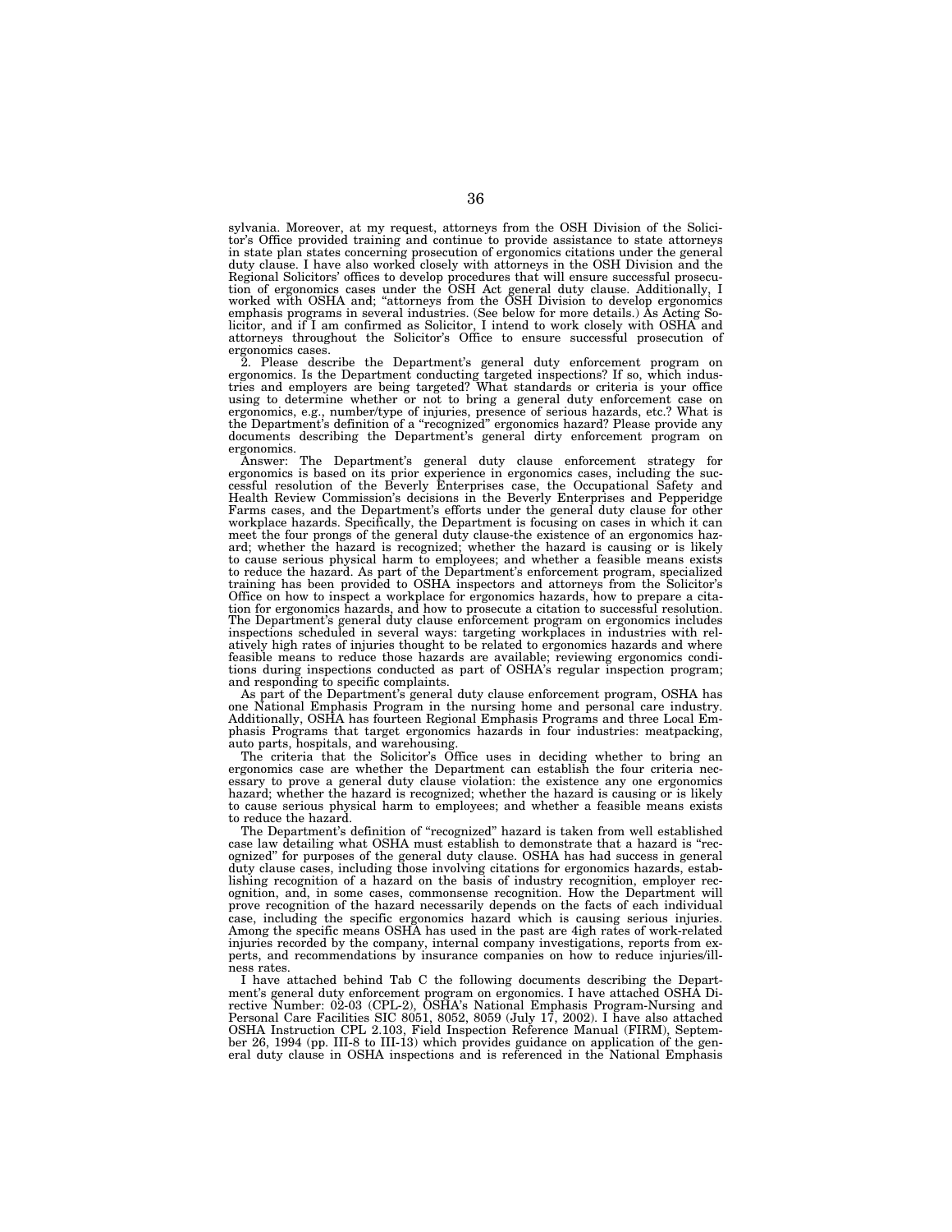sylvania. Moreover, at my request, attorneys from the OSH Division of the Solicitor's Office provided training and continue to provide assistance to state attorneys in state plan states concerning prosecution of ergonomics citations under the general duty clause. I have also worked closely with attorneys in the OSH Division and the Regional Solicitors' offices to develop procedures that will ensure successful prosecution of ergonomics cases under the OSH Act general duty clause. Additionally, I worked with OSHA and; "attorneys from the OSH Division to develop ergonomics emphasis programs in several industries. (See below for more details.) As Acting Solicitor, and if I am confirmed as Solicitor, I intend to work closely with OSHA and attorneys throughout the Solicitor's Office to ensure successful prosecution of ergonomics cases.

2. Please describe the Department's general duty enforcement program on ergonomics. Is the Department conducting targeted inspections? If so, which industries and employers are being targeted? What standards or criteria is your office using to determine whether or not to bring a general duty enforcement case on ergonomics, e.g., number/type of injuries, presence of serious hazards, etc.? What is the Department's definition of a "recognized" ergonomics hazard? Please provide any documents describing the Department's general dirty enforcement program on ergonomics.

Answer: The Department's general duty clause enforcement strategy for ergonomics is based on its prior experience in ergonomics cases, including the successful resolution of the Beverly Enterprises case, the Occupational Safety and Health Review Commission's decisions in the Beverly Enterprises and Pepperidge Farms cases, and the Department's efforts under the general duty clause for other workplace hazards. Specifically, the Department is focusing on cases in which it can meet the four prongs of the general duty clause-the existence of an ergonomics hazard; whether the hazard is recognized; whether the hazard is causing or is likely to cause serious physical harm to employees; and whether a feasible means exists to reduce the hazard. As part of the Department's enforcement program, specialized training has been provided to OSHA inspectors and attorneys from the Solicitor's Office on how to inspect a workplace for ergonomics hazards, how to prepare a citation for ergonomics hazards, and how to prosecute a citation to successful resolution. The Department's general duty clause enforcement program on ergonomics includes inspections scheduled in several ways: targeting workplaces in industries with relatively high rates of injuries thought to be related to ergonomics hazards and where feasible means to reduce those hazards are available; reviewing ergonomics conditions during inspections conducted as part of OSHA's regular inspection program; and responding to specific complaints.

As part of the Department's general duty clause enforcement program, OSHA has one National Emphasis Program in the nursing home and personal care industry. Additionally, OSHA has fourteen Regional Emphasis Programs and three Local Emphasis Programs that target ergonomics hazards in four industries: meatpacking, auto parts, hospitals, and warehousing.

The criteria that the Solicitor's Office uses in deciding whether to bring an ergonomics case are whether the Department can establish the four criteria necessary to prove a general duty clause violation: the existence any one ergonomics hazard; whether the hazard is recognized; whether the hazard is causing or is likely to cause serious physical harm to employees; and whether a feasible means exists to reduce the hazard.

The Department's definition of "recognized" hazard is taken from well established case law detailing what OSHA must establish to demonstrate that a hazard is "recognized" for purposes of the general duty clause. OSHA has had success in general duty clause cases, including those involving citations for ergonomics hazards, establishing recognition of a hazard on the basis of industry recognition, employer recognition, and, in some cases, commonsense recognition. How the Department will prove recognition of the hazard necessarily depends on the facts of each individual case, including the specific ergonomics hazard which is causing serious injuries. Among the specific means OSHA has used in the past are 4igh rates of work-related injuries recorded by the company, internal company investigations, reports from experts, and recommendations by insurance companies on how to reduce injuries/illness rates.

I have attached behind Tab C the following documents describing the Department's general duty enforcement program on ergonomics. I have attached OSHA Directive Number: 02-03 (CPL-2), OSHA's National Emphasis Program-Nursing and Personal Care Facilities SIC 8051, 8052, 8059 (July 17, 2002). I have also attached OSHA Instruction CPL 2.103, Field Inspection Reference Manual (FIRM), September 26, 1994 (pp. III-8 to III-13) which provides guidance on application of the general duty clause in OSHA inspections and is referenced in the National Emphasis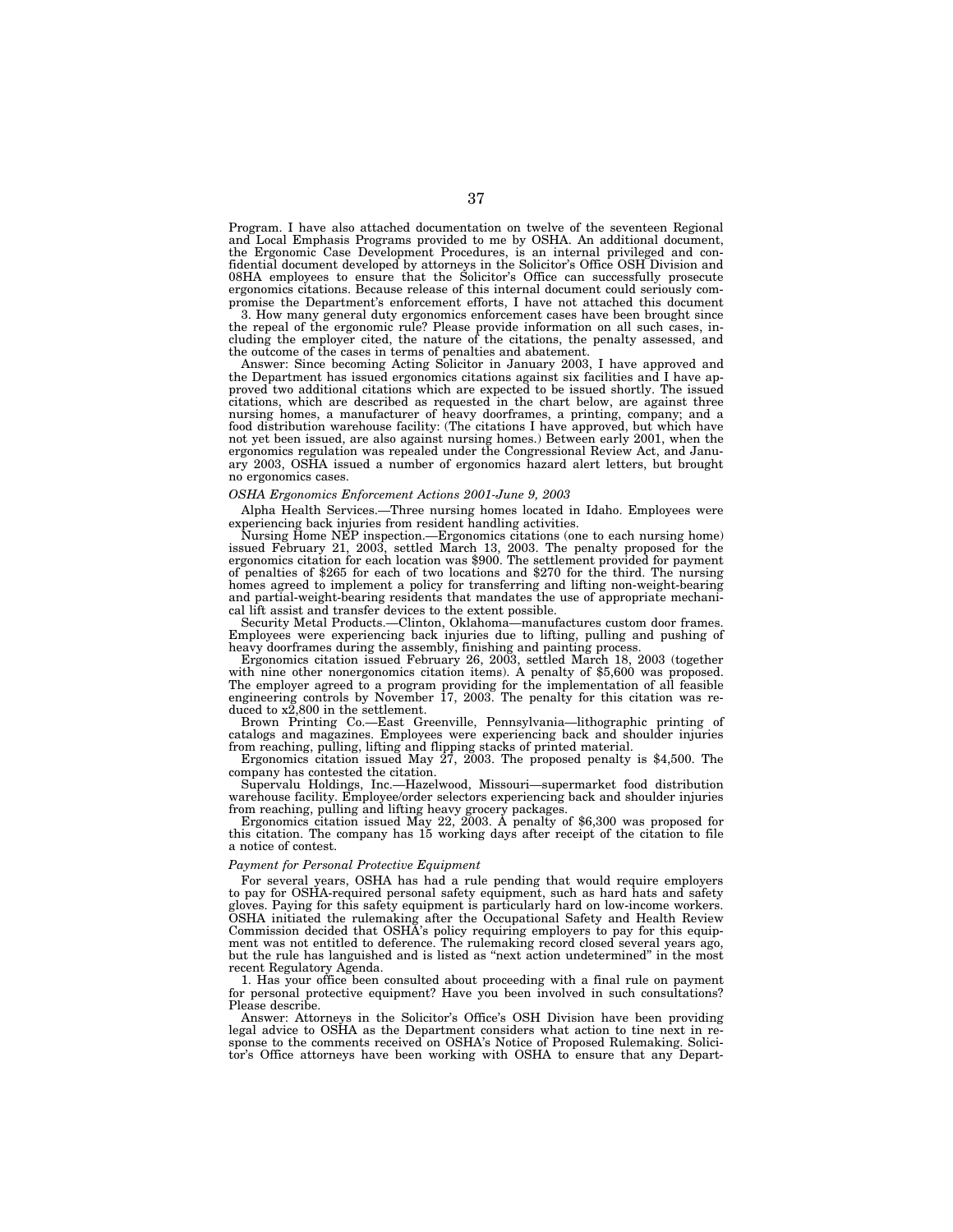Program. I have also attached documentation on twelve of the seventeen Regional and Local Emphasis Programs provided to me by OSHA. An additional document, the Ergonomic Case Development Procedures, is an internal privileged and confidential document developed by attorneys in the Solicitor's Office OSH Division and 08HA employees to ensure that the Solicitor's Office can successfully prosecute ergonomics citations. Because release of this internal document could seriously compromise the Department's enforcement efforts, I have not attached this document

3. How many general duty ergonomics enforcement cases have been brought since the repeal of the ergonomic rule? Please provide information on all such cases, including the employer cited, the nature of the citations, the penalty assessed, and the outcome of the cases in terms of penalties and abatement.

Answer: Since becoming Acting Solicitor in January 2003, I have approved and the Department has issued ergonomics citations against six facilities and I have approved two additional citations which are expected to be issued shortly. The issued citations, which are described as requested in the chart below, are against three nursing homes, a manufacturer of heavy doorframes, a printing, company; and a food distribution warehouse facility: (The citations I have approved, but which have not yet been issued, are also against nursing homes.) Between early 2001, when the ergonomics regulation was repealed under the Congressional Review Act, and January 2003, OSHA issued a number of ergonomics hazard alert letters, but brought no ergonomics cases.

*OSHA Ergonomics Enforcement Actions 2001-June 9, 2003*

Alpha Health Services.—Three nursing homes located in Idaho. Employees were experiencing back injuries from resident handling activities.

Nursing Home NEP inspection.—Ergonomics citations (one to each nursing home) issued February 21, 2003, settled March 13, 2003. The penalty proposed for the ergonomics citation for each location was $900. The settlement provided for payment of penalties of $265 for each of two locations and $270 for the third. The nursing homes agreed to implement a policy for transferring and lifting non-weight-bearing and partial-weight-bearing residents that mandates the use of appropriate mechanical lift assist and transfer devices to the extent possible.

Security Metal Products.—Clinton, Oklahoma—manufactures custom door frames. Employees were experiencing back injuries due to lifting, pulling and pushing of heavy doorframes during the assembly, finishing and painting process.

Ergonomics citation issued February 26, 2003, settled March 18, 2003 (together with nine other nonergonomics citation items). A penalty of $5,600 was proposed. The employer agreed to a program providing for the implementation of all feasible engineering controls by November 17, 2003. The penalty for this citation was reduced to x2,800 in the settlement.

Brown Printing Co.—East Greenville, Pennsylvania—lithographic printing of catalogs and magazines. Employees were experiencing back and shoulder injuries from reaching, pulling, lifting and flipping stacks of printed material.

Ergonomics citation issued May 27, 2003. The proposed penalty is $4,500. The company has contested the citation.

Supervalu Holdings, Inc.—Hazelwood, Missouri—supermarket food distribution warehouse facility. Employee/order selectors experiencing back and shoulder injuries from reaching, pulling and lifting heavy grocery packages.

Ergonomics citation issued May 22, 2003. A penalty of $6,300 was proposed for this citation. The company has 15 working days after receipt of the citation to file a notice of contest.

*Payment for Personal Protective Equipment*

For several years, OSHA has had a rule pending that would require employers to pay for OSHA-required personal safety equipment, such as hard hats and safety gloves. Paying for this safety equipment is particularly hard on low-income workers. OSHA initiated the rulemaking after the Occupational Safety and Health Review Commission decided that OSHA's policy requiring employers to pay for this equipment was not entitled to deference. The rulemaking record closed several years ago, but the rule has languished and is listed as "next action undetermined" in the most recent Regulatory Agenda.

1. Has your office been consulted about proceeding with a final rule on payment for personal protective equipment? Have you been involved in such consultations? Please describe.

Answer: Attorneys in the Solicitor's Office's OSH Division have been providing legal advice to OSHA as the Department considers what action to tine next in response to the comments received on OSHA's Notice of Proposed Rulemaking. Solicitor's Office attorneys have been working with OSHA to ensure that any Depart-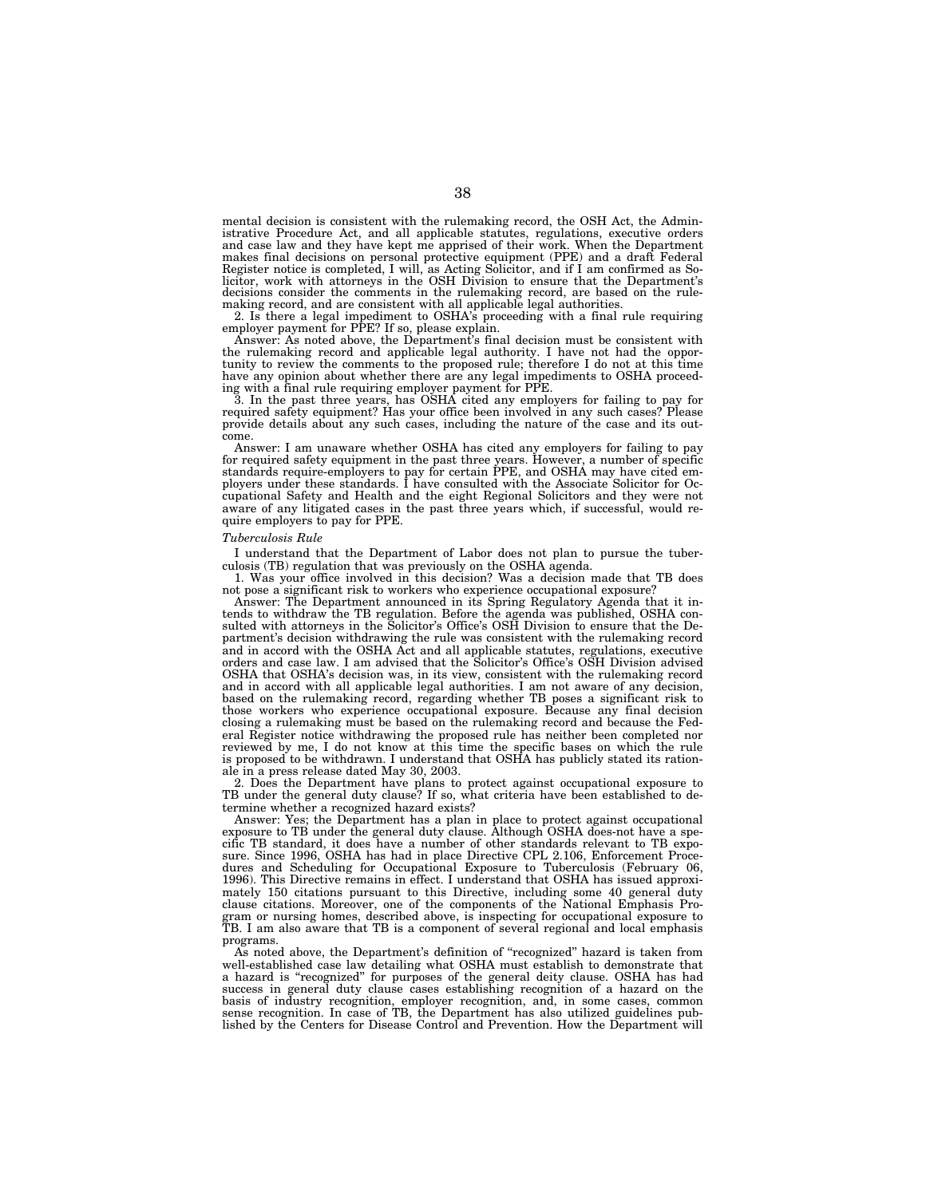mental decision is consistent with the rulemaking record, the OSH Act, the Administrative Procedure Act, and all applicable statutes, regulations, executive orders and case law and they have kept me apprised of their work. When the Department makes final decisions on personal protective equipment (PPE) and a draft Federal Register notice is completed, I will, as Acting Solicitor, and if I am confirmed as Solicitor, work with attorneys in the OSH Division to ensure that the Department's decisions consider the comments in the rulemaking record, are based on the rulemaking record, and are consistent with all applicable legal authorities.

2. Is there a legal impediment to OSHA's proceeding with a final rule requiring employer payment for PPE? If so, please explain.

Answer: As noted above, the Department's final decision must be consistent with the rulemaking record and applicable legal authority. I have not had the opportunity to review the comments to the proposed rule; therefore I do not at this time have any opinion about whether there are any legal impediments to OSHA proceeding with a final rule requiring employer payment for PPE.

3. In the past three years, has OSHA cited any employers for failing to pay for required safety equipment? Has your office been involved in any such cases? Please provide details about any such cases, including the nature of the case and its outcome.

Answer: I am unaware whether OSHA has cited any employers for failing to pay for required safety equipment in the past three years. However, a number of specific standards require-employers to pay for certain PPE, and OSHA may have cited employers under these standards. I have consulted with the Associate Solicitor for Occupational Safety and Health and the eight Regional Solicitors and they were not aware of any litigated cases in the past three years which, if successful, would require employers to pay for PPE.

*Tuberculosis Rule*

I understand that the Department of Labor does not plan to pursue the tuberculosis (TB) regulation that was previously on the OSHA agenda.

1. Was your office involved in this decision? Was a decision made that TB does not pose a significant risk to workers who experience occupational exposure?

Answer: The Department announced in its Spring Regulatory Agenda that it intends to withdraw the TB regulation. Before the agenda was published, OSHA consulted with attorneys in the Solicitor's Office's OSH Division to ensure that the Department's decision withdrawing the rule was consistent with the rulemaking record and in accord with the OSHA Act and all applicable statutes, regulations, executive orders and case law. I am advised that the Solicitor's Office's OSH Division advised OSHA that OSHA's decision was, in its view, consistent with the rulemaking record and in accord with all applicable legal authorities. I am not aware of any decision, based on the rulemaking record, regarding whether TB poses a significant risk to those workers who experience occupational exposure. Because any final decision closing a rulemaking must be based on the rulemaking record and because the Federal Register notice withdrawing the proposed rule has neither been completed nor reviewed by me, I do not know at this time the specific bases on which the rule is proposed to be withdrawn. I understand that OSHA has publicly stated its rationale in a press release dated May 30, 2003.

2. Does the Department have plans to protect against occupational exposure to TB under the general duty clause? If so, what criteria have been established to determine whether a recognized hazard exists?

Answer: Yes; the Department has a plan in place to protect against occupational exposure to TB under the general duty clause. Although OSHA does-not have a specific TB standard, it does have a number of other standards relevant to TB exposure. Since 1996, OSHA has had in place Directive CPL 2.106, Enforcement Procedures and Scheduling for Occupational Exposure to Tuberculosis (February 06, 1996). This Directive remains in effect. I understand that OSHA has issued approximately 150 citations pursuant to this Directive, including some 40 general duty clause citations. Moreover, one of the components of the National Emphasis Program or nursing homes, described above, is inspecting for occupational exposure to TB. I am also aware that TB is a component of several regional and local emphasis programs.

As noted above, the Department's definition of "recognized" hazard is taken from well-established case law detailing what OSHA must establish to demonstrate that a hazard is "recognized" for purposes of the general deity clause. OSHA has had success in general duty clause cases establishing recognition of a hazard on the basis of industry recognition, employer recognition, and, in some cases, common sense recognition. In case of TB, the Department has also utilized guidelines published by the Centers for Disease Control and Prevention. How the Department will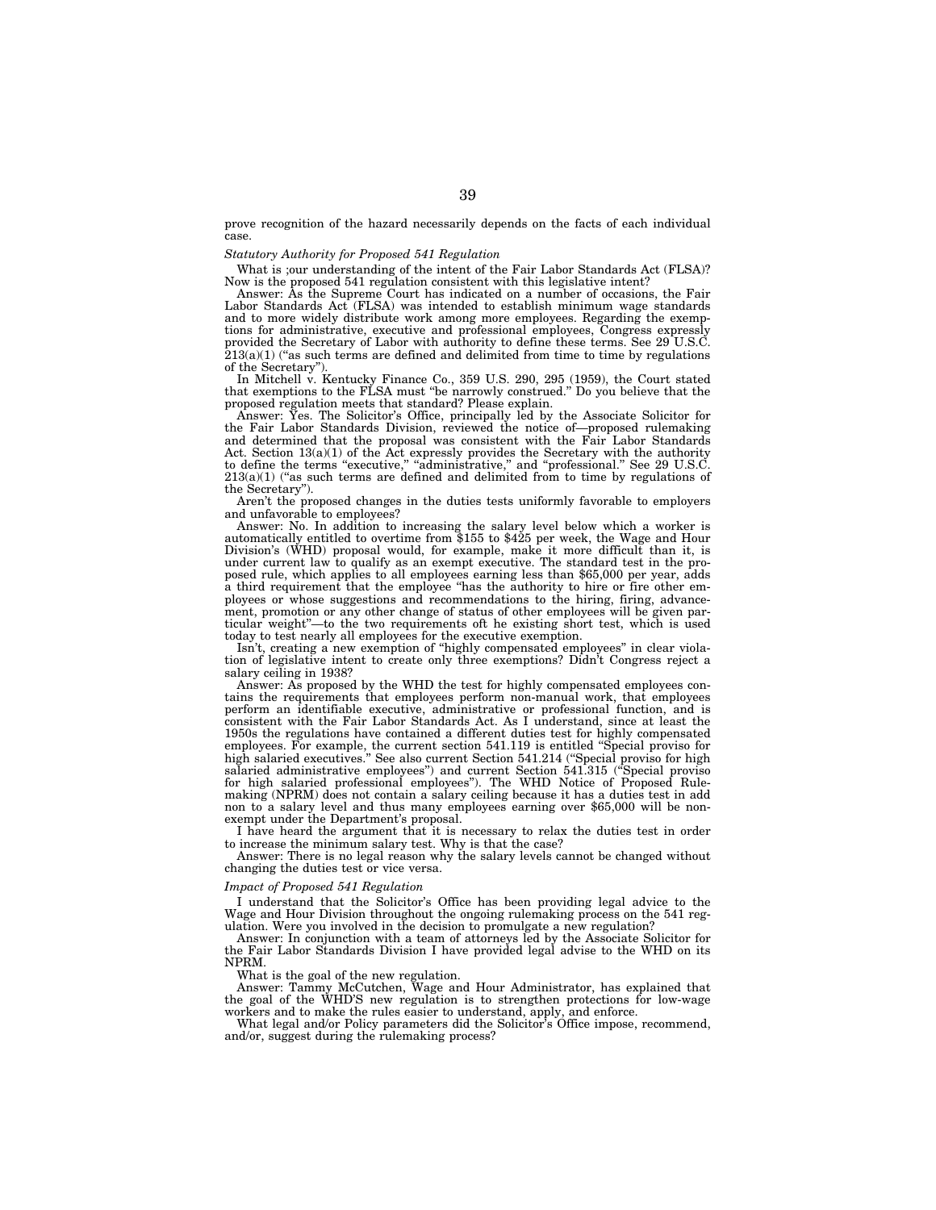prove recognition of the hazard necessarily depends on the facts of each individual case.

*Statutory Authority for Proposed 541 Regulation*

What is ;our understanding of the intent of the Fair Labor Standards Act (FLSA)? Now is the proposed 541 regulation consistent with this legislative intent?

Answer: As the Supreme Court has indicated on a number of occasions, the Fair Labor Standards Act (FLSA) was intended to establish minimum wage standards and to more widely distribute work among more employees. Regarding the exemptions for administrative, executive and professional employees, Congress expressly provided the Secretary of Labor with authority to define these terms. See 29 U.S.C. 213(a)(1) ("as such terms are defined and delimited from time to time by regulations of the Secretary").

In Mitchell v. Kentucky Finance Co., 359 U.S. 290, 295 (1959), the Court stated that exemptions to the FLSA must "be narrowly construed." Do you believe that the proposed regulation meets that standard? Please explain.

Answer: Yes. The Solicitor's Office, principally led by the Associate Solicitor for the Fair Labor Standards Division, reviewed the notice of—proposed rulemaking and determined that the proposal was consistent with the Fair Labor Standards Act. Section 13(a)(1) of the Act expressly provides the Secretary with the authority to define the terms "executive," "administrative," and "professional." See 29 U.S.C. 213(a)(1) ("as such terms are defined and delimited from to time by regulations of the Secretary").

Aren't the proposed changes in the duties tests uniformly favorable to employers and unfavorable to employees?

Answer: No. In addition to increasing the salary level below which a worker is automatically entitled to overtime from $155 to $425 per week, the Wage and Hour Division's (WHD) proposal would, for example, make it more difficult than it, is under current law to qualify as an exempt executive. The standard test in the proposed rule, which applies to all employees earning less than $65,000 per year, adds a third requirement that the employee "has the authority to hire or fire other employees or whose suggestions and recommendations to the hiring, firing, advancement, promotion or any other change of status of other employees will be given particular weight"—to the two requirements oft he existing short test, which is used today to test nearly all employees for the executive exemption.

Isn't, creating a new exemption of "highly compensated employees" in clear violation of legislative intent to create only three exemptions? Didn't Congress reject a salary ceiling in 1938?

Answer: As proposed by the WHD the test for highly compensated employees contains the requirements that employees perform non-manual work, that employees perform an identifiable executive, administrative or professional function, and is consistent with the Fair Labor Standards Act. As I understand, since at least the 1950s the regulations have contained a different duties test for highly compensated employees. For example, the current section 541.119 is entitled "Special proviso for high salaried executives." See also current Section 541.214 ("Special proviso for high salaried administrative employees") and current Section 541.315 ("Special proviso for high salaried professional employees"). The WHD Notice of Proposed Rulemaking (NPRM) does not contain a salary ceiling because it has a duties test in add non to a salary level and thus many employees earning over $65,000 will be nonexempt under the Department's proposal.

I have heard the argument that it is necessary to relax the duties test in order to increase the minimum salary test. Why is that the case?

Answer: There is no legal reason why the salary levels cannot be changed without changing the duties test or vice versa.

*Impact of Proposed 541 Regulation*

I understand that the Solicitor's Office has been providing legal advice to the Wage and Hour Division throughout the ongoing rulemaking process on the 541 regulation. Were you involved in the decision to promulgate a new regulation?

Answer: In conjunction with a team of attorneys led by the Associate Solicitor for the Fair Labor Standards Division I have provided legal advise to the WHD on its NPRM.

What is the goal of the new regulation.

Answer: Tammy McCutchen, Wage and Hour Administrator, has explained that the goal of the WHD'S new regulation is to strengthen protections for low-wage workers and to make the rules easier to understand, apply, and enforce.

What legal and/or Policy parameters did the Solicitor's Office impose, recommend, and/or, suggest during the rulemaking process?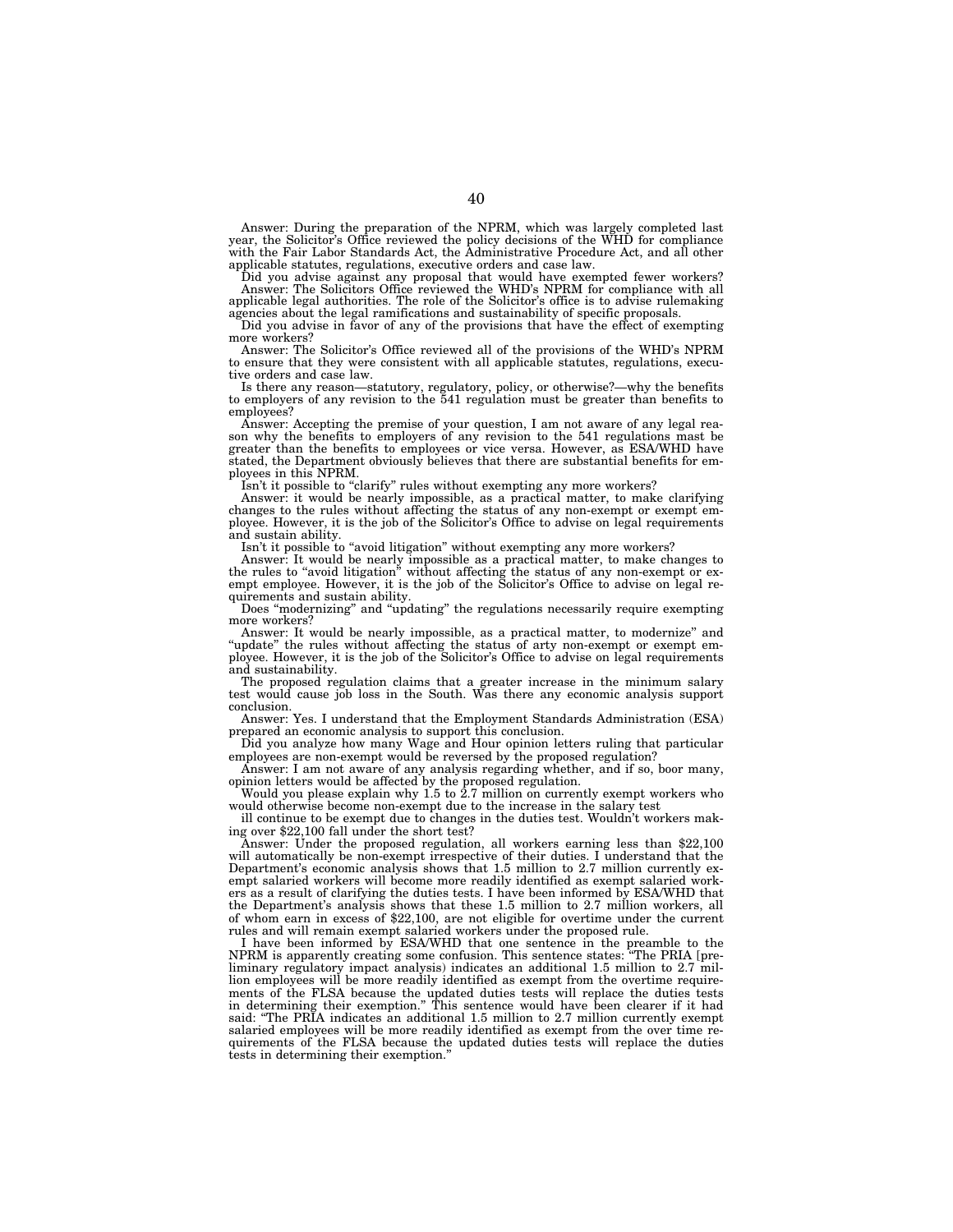Answer: During the preparation of the NPRM, which was largely completed last year, the Solicitor's Office reviewed the policy decisions of the WHD for compliance with the Fair Labor Standards Act, the Administrative Procedure Act, and all other applicable statutes, regulations, executive orders and case law.

Did you advise against any proposal that would have exempted fewer workers?

Answer: The Solicitors Office reviewed the WHD's NPRM for compliance with all applicable legal authorities. The role of the Solicitor's office is to advise rulemaking agencies about the legal ramifications and sustainability of specific proposals.

Did you advise in favor of any of the provisions that have the effect of exempting more workers?

Answer: The Solicitor's Office reviewed all of the provisions of the WHD's NPRM to ensure that they were consistent with all applicable statutes, regulations, executive orders and case law.

Is there any reason—statutory, regulatory, policy, or otherwise?—why the benefits to employers of any revision to the 541 regulation must be greater than benefits to employees?

Answer: Accepting the premise of your question, I am not aware of any legal reason why the benefits to employers of any revision to the 541 regulations mast be greater than the benefits to employees or vice versa. However, as ESA/WHD have stated, the Department obviously believes that there are substantial benefits for employees in this NPRM.

Isn't it possible to "clarify" rules without exempting any more workers?

Answer: it would be nearly impossible, as a practical matter, to make clarifying changes to the rules without affecting the status of any non-exempt or exempt employee. However, it is the job of the Solicitor's Office to advise on legal requirements and sustain ability.

Isn't it possible to "avoid litigation" without exempting any more workers?

Answer: It would be nearly impossible as a practical matter, to make changes to the rules to "avoid litigation" without affecting the status of any non-exempt or exempt employee. However, it is the job of the Solicitor's Office to advise on legal requirements and sustain ability.

Does "modernizing" and "updating" the regulations necessarily require exempting more workers?

Answer: It would be nearly impossible, as a practical matter, to modernize" and "update" the rules without affecting the status of arty non-exempt or exempt employee. However, it is the job of the Solicitor's Office to advise on legal requirements and sustainability.

The proposed regulation claims that a greater increase in the minimum salary test would cause job loss in the South. Was there any economic analysis support conclusion.

Answer: Yes. I understand that the Employment Standards Administration (ESA) prepared an economic analysis to support this conclusion.

Did you analyze how many Wage and Hour opinion letters ruling that particular employees are non-exempt would be reversed by the proposed regulation?

Answer: I am not aware of any analysis regarding whether, and if so, boor many, opinion letters would be affected by the proposed regulation.

Would you please explain why 1.5 to 2.7 million on currently exempt workers who would otherwise become non-exempt due to the increase in the salary test ill continue to be exempt due to changes in the duties test. Wouldn't workers making over $22,100 fall under the short test?

Answer: Under the proposed regulation, all workers earning less than $22,100 will automatically be non-exempt irrespective of their duties. I understand that the Department's economic analysis shows that 1.5 million to 2.7 million currently exempt salaried workers will become more readily identified as exempt salaried workers as a result of clarifying the duties tests. I have been informed by ESA/WHD that the Department's analysis shows that these 1.5 million to 2.7 million workers, all of whom earn in excess of $22,100, are not eligible for overtime under the current rules and will remain exempt salaried workers under the proposed rule.

I have been informed by ESA/WHD that one sentence in the preamble to the NPRM is apparently creating some confusion. This sentence states: "The PRIA [preliminary regulatory impact analysis) indicates an additional 1.5 million to 2.7 million employees will be more readily identified as exempt from the overtime requirements of the FLSA because the updated duties tests will replace the duties tests in determining their exemption." This sentence would have been clearer if it had said: "The PRIA indicates an additional 1.5 million to 2.7 million currently exempt salaried employees will be more readily identified as exempt from the over time requirements of the FLSA because the updated duties tests will replace the duties tests in determining their exemption."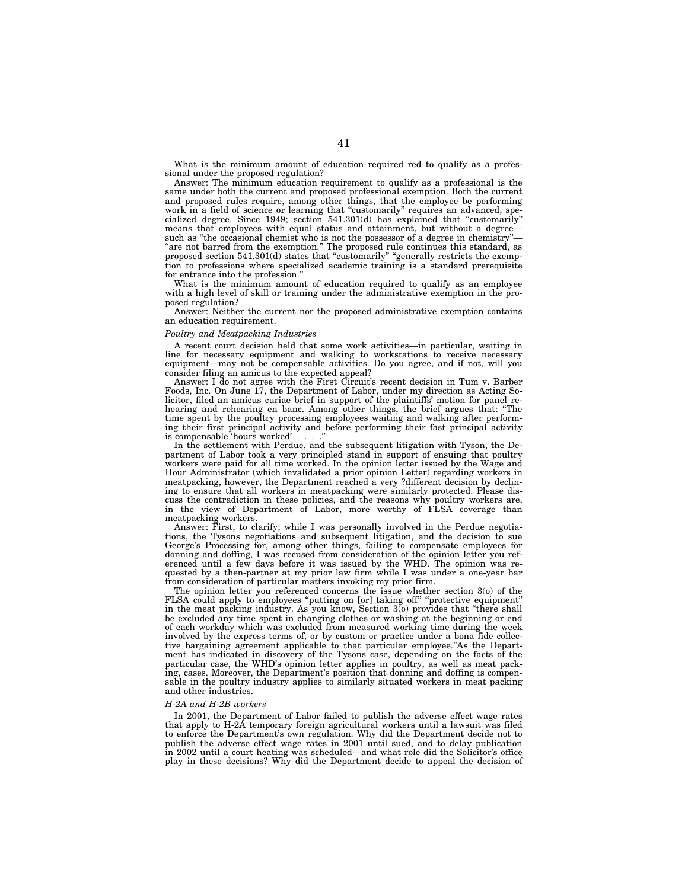What is the minimum amount of education required red to qualify as a professional under the proposed regulation?

Answer: The minimum education requirement to qualify as a professional is the same under both the current and proposed professional exemption. Both the current and proposed rules require, among other things, that the employee be performing work in a field of science or learning that "customarily" requires an advanced, specialized degree. Since 1949; section 541.301(d) has explained that "customarily" means that employees with equal status and attainment, but without a degree—such as "the occasional chemist who is not the possessor of a degree in chemistry"—"are not barred from the exemption." The proposed rule continues this standard, as proposed section 541.301(d) states that "customarily" "generally restricts the exemption to professions where specialized academic training is a standard prerequisite for entrance into the profession."

What is the minimum amount of education required to qualify as an employee with a high level of skill or training under the administrative exemption in the proposed regulation?

Answer: Neither the current nor the proposed administrative exemption contains an education requirement.

*Poultry and Meatpacking Industries*

A recent court decision held that some work activities—in particular, waiting in line for necessary equipment and walking to workstations to receive necessary equipment—may not be compensable activities. Do you agree, and if not, will you consider filing an amicus to the expected appeal?

Answer: I do not agree with the First Circuit's recent decision in Tum v. Barber Foods, Inc. On June 17, the Department of Labor, under my direction as Acting Solicitor, filed an amicus curiae brief in support of the plaintiffs' motion for panel rehearing and rehearing en banc. Among other things, the brief argues that: "The time spent by the poultry processing employees waiting and walking after performing their first principal activity and before performing their fast principal activity is compensable 'hours worked' . . . ."

In the settlement with Perdue, and the subsequent litigation with Tyson, the Department of Labor took a very principled stand in support of ensuing that poultry workers were paid for all time worked. In the opinion letter issued by the Wage and Hour Administrator (which invalidated a prior opinion Letter) regarding workers in meatpacking, however, the Department reached a very ?different decision by declining to ensure that all workers in meatpacking were similarly protected. Please discuss the contradiction in these policies, and the reasons why poultry workers are, in the view of Department of Labor, more worthy of FLSA coverage than meatpacking workers.

Answer: First, to clarify; while I was personally involved in the Perdue negotiations, the Tysons negotiations and subsequent litigation, and the decision to sue George's Processing for, among other things, failing to compensate employees for donning and doffing, I was recused from consideration of the opinion letter you referenced until a few days before it was issued by the WHD. The opinion was requested by a then-partner at my prior law firm while I was under a one-year bar from consideration of particular matters invoking my prior firm.

The opinion letter you referenced concerns the issue whether section 3(o) of the FLSA could apply to employees "putting on [or] taking off" "protective equipment" in the meat packing industry. As you know, Section 3(o) provides that "there shall be excluded any time spent in changing clothes or washing at the beginning or end of each workday which was excluded from measured working time during the week involved by the express terms of, or by custom or practice under a bona fide collective bargaining agreement applicable to that particular employee."As the Department has indicated in discovery of the Tysons case, depending on the facts of the particular case, the WHD's opinion letter applies in poultry, as well as meat packing, cases. Moreover, the Department's position that donning and doffing is compensable in the poultry industry applies to similarly situated workers in meat packing and other industries.

*H-2A and H-2B workers*

In 2001, the Department of Labor failed to publish the adverse effect wage rates that apply to H-2A temporary foreign agricultural workers until a lawsuit was filed to enforce the Department's own regulation. Why did the Department decide not to publish the adverse effect wage rates in 2001 until sued, and to delay publication in 2002 until a court heating was scheduled—and what role did the Solicitor's office play in these decisions? Why did the Department decide to appeal the decision of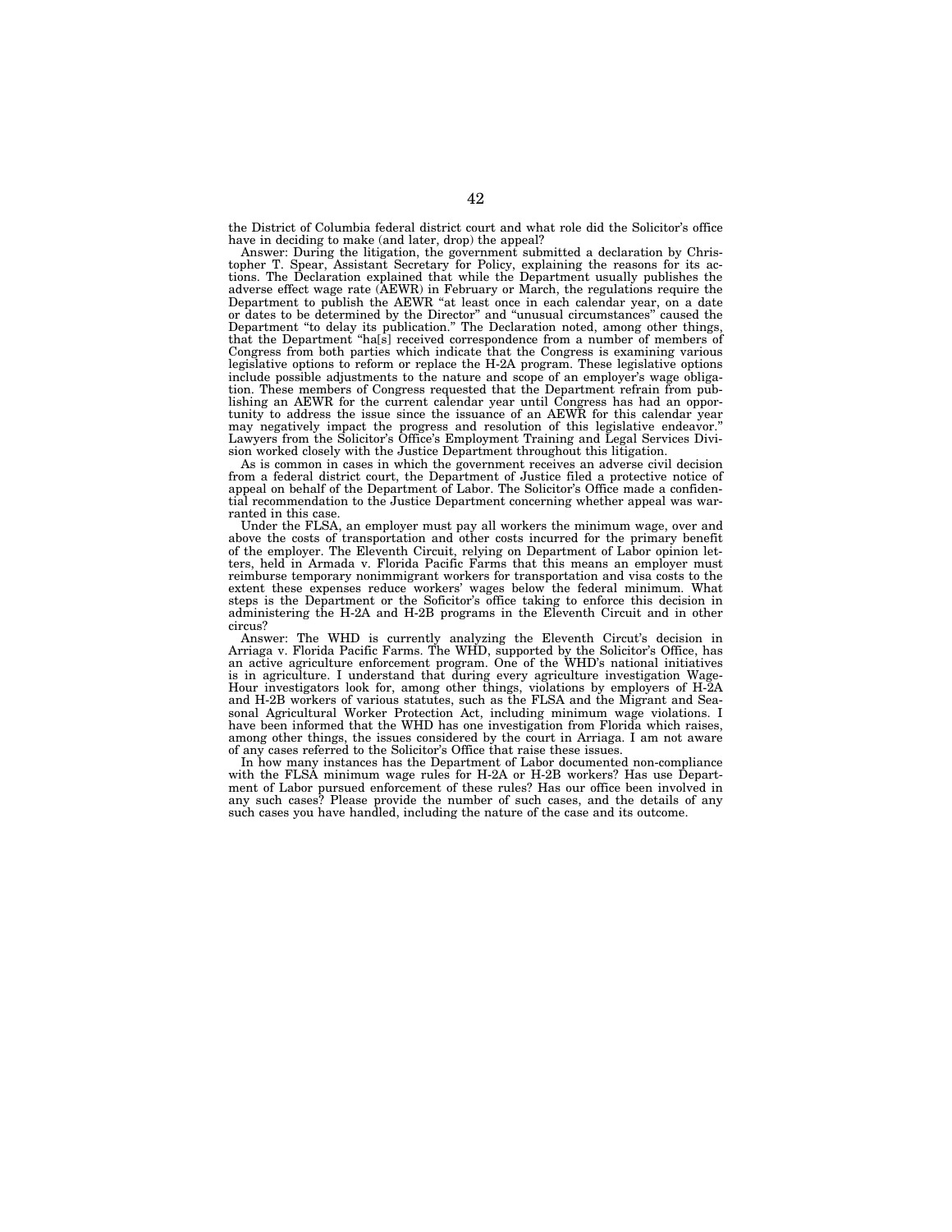the District of Columbia federal district court and what role did the Solicitor's office have in deciding to make (and later, drop) the appeal?

Answer: During the litigation, the government submitted a declaration by Christopher T. Spear, Assistant Secretary for Policy, explaining the reasons for its actions. The Declaration explained that while the Department usually publishes the adverse effect wage rate (AEWR) in February or March, the regulations require the Department to publish the AEWR "at least once in each calendar year, on a date or dates to be determined by the Director" and "unusual circumstances" caused the Department "to delay its publication." The Declaration noted, among other things, that the Department "ha[s] received correspondence from a number of members of Congress from both parties which indicate that the Congress is examining various legislative options to reform or replace the H-2A program. These legislative options include possible adjustments to the nature and scope of an employer's wage obligation. These members of Congress requested that the Department refrain from publishing an AEWR for the current calendar year until Congress has had an opportunity to address the issue since the issuance of an AEWR for this calendar year may negatively impact the progress and resolution of this legislative endeavor." Lawyers from the Solicitor's Office's Employment Training and Legal Services Division worked closely with the Justice Department throughout this litigation.

As is common in cases in which the government receives an adverse civil decision from a federal district court, the Department of Justice filed a protective notice of appeal on behalf of the Department of Labor. The Solicitor's Office made a confidential recommendation to the Justice Department concerning whether appeal was warranted in this case.

Under the FLSA, an employer must pay all workers the minimum wage, over and above the costs of transportation and other costs incurred for the primary benefit of the employer. The Eleventh Circuit, relying on Department of Labor opinion letters, held in Armada v. Florida Pacific Farms that this means an employer must reimburse temporary nonimmigrant workers for transportation and visa costs to the extent these expenses reduce workers' wages below the federal minimum. What steps is the Department or the Soficitor's office taking to enforce this decision in administering the H-2A and H-2B programs in the Eleventh Circuit and in other circus?

Answer: The WHD is currently analyzing the Eleventh Circut's decision in Arriaga v. Florida Pacific Farms. The WHD, supported by the Solicitor's Office, has an active agriculture enforcement program. One of the WHD's national initiatives is in agriculture. I understand that during every agriculture investigation Wage-Hour investigators look for, among other things, violations by employers of H-2A and H-2B workers of various statutes, such as the FLSA and the Migrant and Seasonal Agricultural Worker Protection Act, including minimum wage violations. I have been informed that the WHD has one investigation from Florida which raises, among other things, the issues considered by the court in Arriaga. I am not aware of any cases referred to the Solicitor's Office that raise these issues.

In how many instances has the Department of Labor documented non-compliance with the FLSA minimum wage rules for H-2A or H-2B workers? Has use Department of Labor pursued enforcement of these rules? Has our office been involved in any such cases? Please provide the number of such cases, and the details of any such cases you have handled, including the nature of the case and its outcome.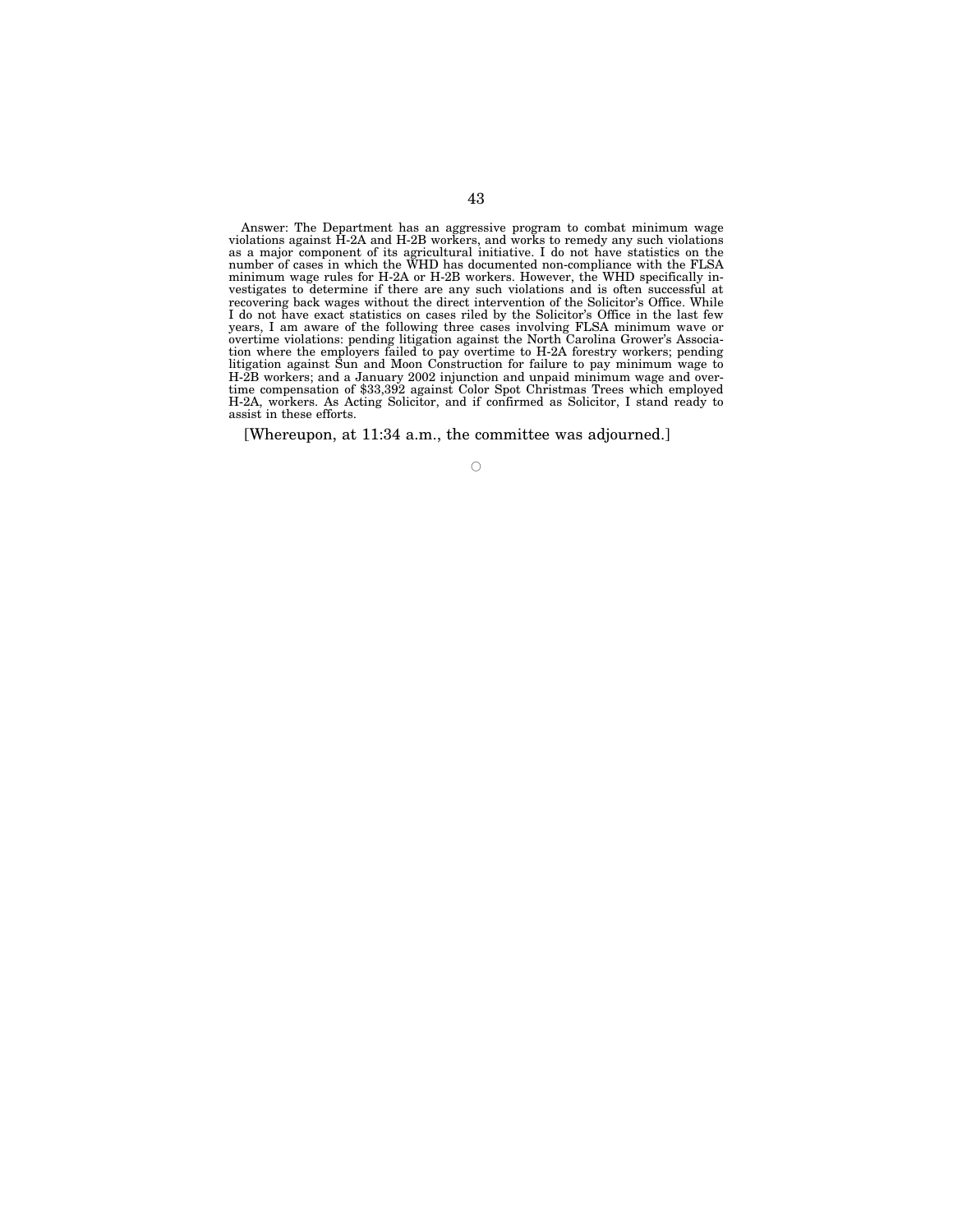Answer: The Department has an aggressive program to combat minimum wage violations against H-2A and H-2B workers, and works to remedy any such violations as a major component of its agricultural initiative. I do not have statistics on the number of cases in which the WHD has documented non-compliance with the FLSA minimum wage rules for H-2A or H-2B workers. However, the WHD specifically investigates to determine if there are any such violations and is often successful at recovering back wages without the direct intervention of the Solicitor's Office. While I do not have exact statistics on cases riled by the Solicitor's Office in the last few years, I am aware of the following three cases involving FLSA minimum wave or overtime violations: pending litigation against the North Carolina Grower's Association where the employers failed to pay overtime to H-2A forestry workers; pending litigation against Sun and Moon Construction for failure to pay minimum wage to H-2B workers; and a January 2002 injunction and unpaid minimum wage and overtime compensation of $33,392 against Color Spot Christmas Trees which employed H-2A, workers. As Acting Solicitor, and if confirmed as Solicitor, I stand ready to assist in these efforts.

[Whereupon, at 11:34 a.m., the committee was adjourned.]

○